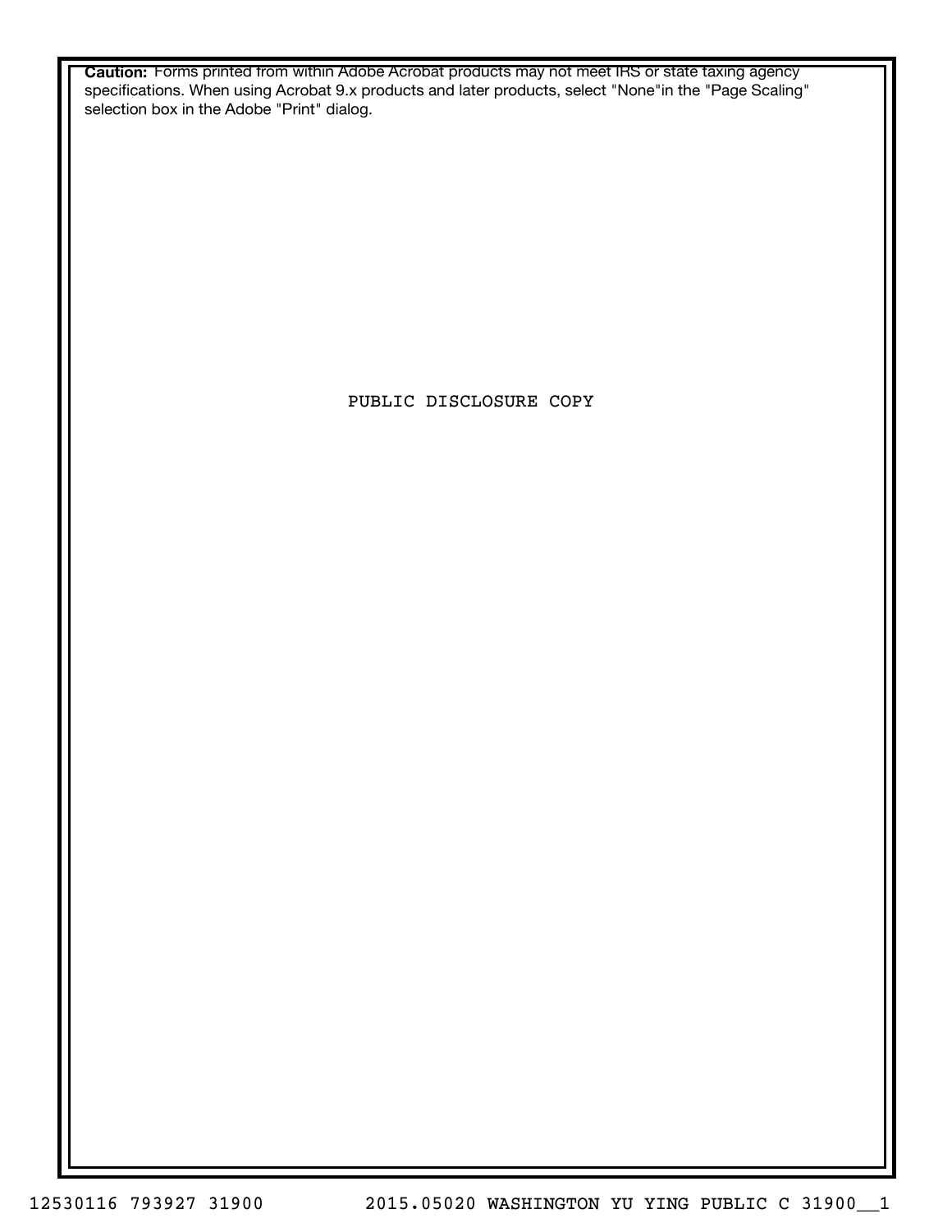**Caution:** Forms printed from within Adobe Acrobat products may not meet IRS or state taxing agency specifications. When using Acrobat 9.x products and later products, select "None"in the "Page Scaling" selection box in the Adobe "Print" dialog.

PUBLIC DISCLOSURE COPY

12530116 793927 31900 2015.05020 WASHINGTON YU YING PUBLIC C 31900__1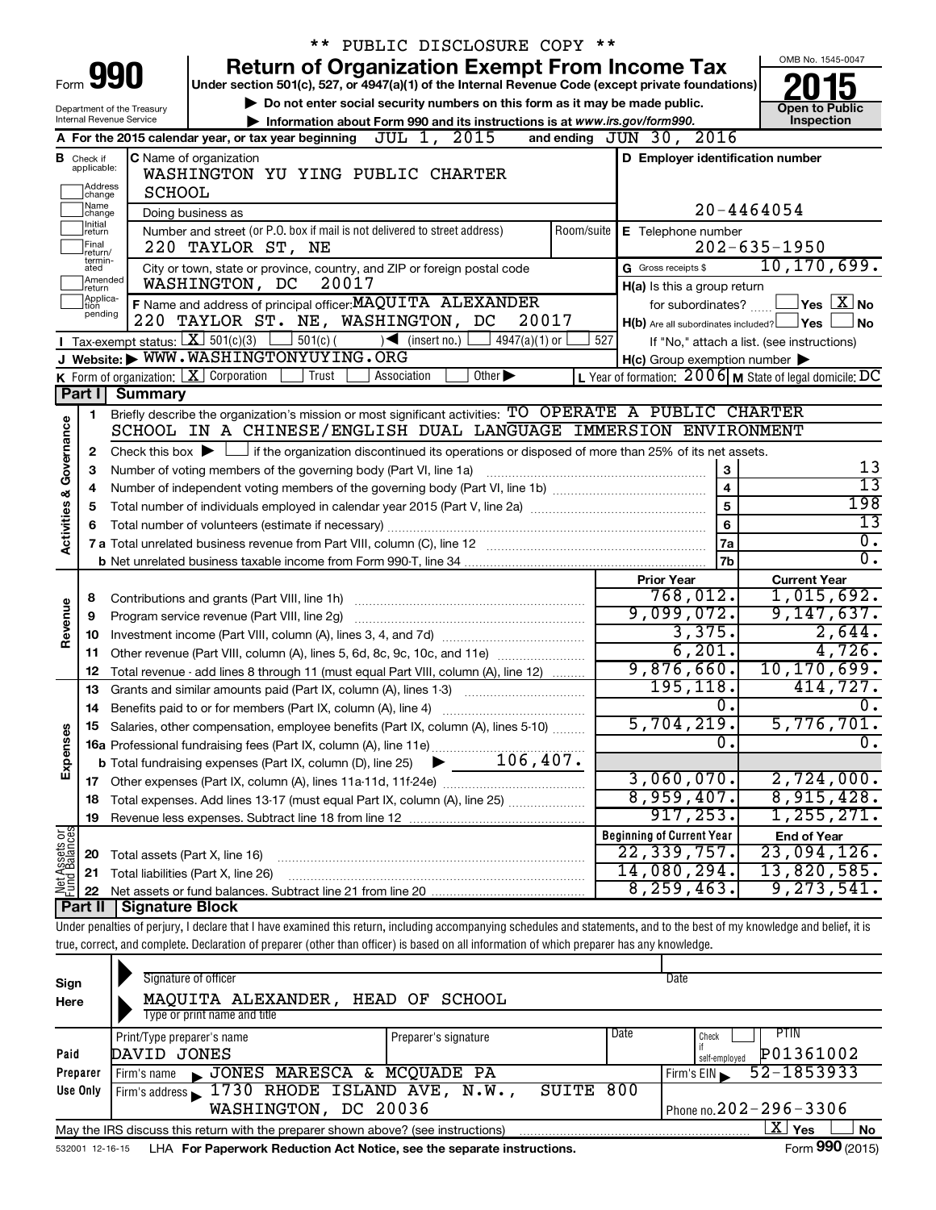** PUBLIC DISCLOSURE COPY **

# Form 990 — Return of Organization Exempt From Income Tax

Under section 501(c), 527, or 4947(a)(1) of the Internal Revenue Code (except private foundations)

▶ Do not enter social security numbers on this form as it may be made public.

▶ Information about Form 990 and its instructions is at www.irs.gov/form990.

Department of the Treasury
Internal Revenue Service

OMB No. 1545-0047

**2015**

**Open to Public Inspection**

**A** For the 2015 calendar year, or tax year beginning JUL 1, 2015 and ending JUN 30, 2016

**B** Check if applicable: Address change / Name change / Initial return / Final return/terminated / Amended return / Application pending

**C** Name of organization: WASHINGTON YU YING PUBLIC CHARTER SCHOOL

Doing business as

Number and street (or P.O. box if mail is not delivered to street address): 220 TAYLOR ST, NE — Room/suite

City or town, state or province, country, and ZIP or foreign postal code: WASHINGTON, DC 20017

**D** Employer identification number: 20-4464054

**E** Telephone number: 202-635-1950

**G** Gross receipts $ 10,170,699.

**F** Name and address of principal officer: MAQUITA ALEXANDER, 220 TAYLOR ST. NE, WASHINGTON, DC 20017

**H(a)** Is this a group return for subordinates? ☐ Yes ☒ No

**H(b)** Are all subordinates included? ☐ Yes ☐ No — If "No," attach a list. (see instructions)

**H(c)** Group exemption number ▶

**I** Tax-exempt status: ☒ 501(c)(3) ☐ 501(c) ( ) ◀ (insert no.) ☐ 4947(a)(1) or ☐ 527

**J** Website: ▶ WWW.WASHINGTONYUYING.ORG

**K** Form of organization: ☒ Corporation ☐ Trust ☐ Association ☐ Other ▶

**L** Year of formation: 2006 **M** State of legal domicile: DC

## Part I Summary

**Activities & Governance**

1. Briefly describe the organization's mission or most significant activities: TO OPERATE A PUBLIC CHARTER SCHOOL IN A CHINESE/ENGLISH DUAL LANGUAGE IMMERSION ENVIRONMENT
2. Check this box ▶ ☐ if the organization discontinued its operations or disposed of more than 25% of its net assets.

| Line | Description | | Value |
|---|---|---|---|
| 3 | Number of voting members of the governing body (Part VI, line 1a) | 3 | 13 |
| 4 | Number of independent voting members of the governing body (Part VI, line 1b) | 4 | 13 |
| 5 | Total number of individuals employed in calendar year 2015 (Part V, line 2a) | 5 | 198 |
| 6 | Total number of volunteers (estimate if necessary) | 6 | 13 |
| 7a | Total unrelated business revenue from Part VIII, column (C), line 12 | 7a | 0. |
| 7b | Net unrelated business taxable income from Form 990-T, line 34 | 7b | 0. |

| Line | | Prior Year | Current Year |
|---|---|---|---|
| **Revenue** | | | |
| 8 | Contributions and grants (Part VIII, line 1h) | 768,012. | 1,015,692. |
| 9 | Program service revenue (Part VIII, line 2g) | 9,099,072. | 9,147,637. |
| 10 | Investment income (Part VIII, column (A), lines 3, 4, and 7d) | 3,375. | 2,644. |
| 11 | Other revenue (Part VIII, column (A), lines 5, 6d, 8c, 9c, 10c, and 11e) | 6,201. | 4,726. |
| 12 | Total revenue - add lines 8 through 11 (must equal Part VIII, column (A), line 12) | 9,876,660. | 10,170,699. |
| **Expenses** | | | |
| 13 | Grants and similar amounts paid (Part IX, column (A), lines 1-3) | 195,118. | 414,727. |
| 14 | Benefits paid to or for members (Part IX, column (A), line 4) | 0. | 0. |
| 15 | Salaries, other compensation, employee benefits (Part IX, column (A), lines 5-10) | 5,704,219. | 5,776,701. |
| 16a | Professional fundraising fees (Part IX, column (A), line 11e) | 0. | 0. |
| b | Total fundraising expenses (Part IX, column (D), line 25) ▶ 106,407. | | |
| 17 | Other expenses (Part IX, column (A), lines 11a-11d, 11f-24e) | 3,060,070. | 2,724,000. |
| 18 | Total expenses. Add lines 13-17 (must equal Part IX, column (A), line 25) | 8,959,407. | 8,915,428. |
| 19 | Revenue less expenses. Subtract line 18 from line 12 | 917,253. | 1,255,271. |
| **Net Assets or Fund Balances** | | **Beginning of Current Year** | **End of Year** |
| 20 | Total assets (Part X, line 16) | 22,339,757. | 23,094,126. |
| 21 | Total liabilities (Part X, line 26) | 14,080,294. | 13,820,585. |
| 22 | Net assets or fund balances. Subtract line 21 from line 20 | 8,259,463. | 9,273,541. |

## Part II Signature Block

Under penalties of perjury, I declare that I have examined this return, including accompanying schedules and statements, and to the best of my knowledge and belief, it is true, correct, and complete. Declaration of preparer (other than officer) is based on all information of which preparer has any knowledge.

**Sign Here**

Signature of officer — Date

MAQUITA ALEXANDER, HEAD OF SCHOOL
Type or print name and title

**Paid Preparer Use Only**

| Print/Type preparer's name | Preparer's signature | Date | Check if self-employed | PTIN |
|---|---|---|---|---|
| DAVID JONES | | | ☐ | P01361002 |

Firm's name ▶ JONES MARESCA & MCQUADE PA — Firm's EIN ▶ 52-1853933

Firm's address ▶ 1730 RHODE ISLAND AVE, N.W., SUITE 800, WASHINGTON, DC 20036 — Phone no. 202-296-3306

May the IRS discuss this return with the preparer shown above? (see instructions) ☒ Yes ☐ No

532001 12-16-15 LHA For Paperwork Reduction Act Notice, see the separate instructions. Form **990** (2015)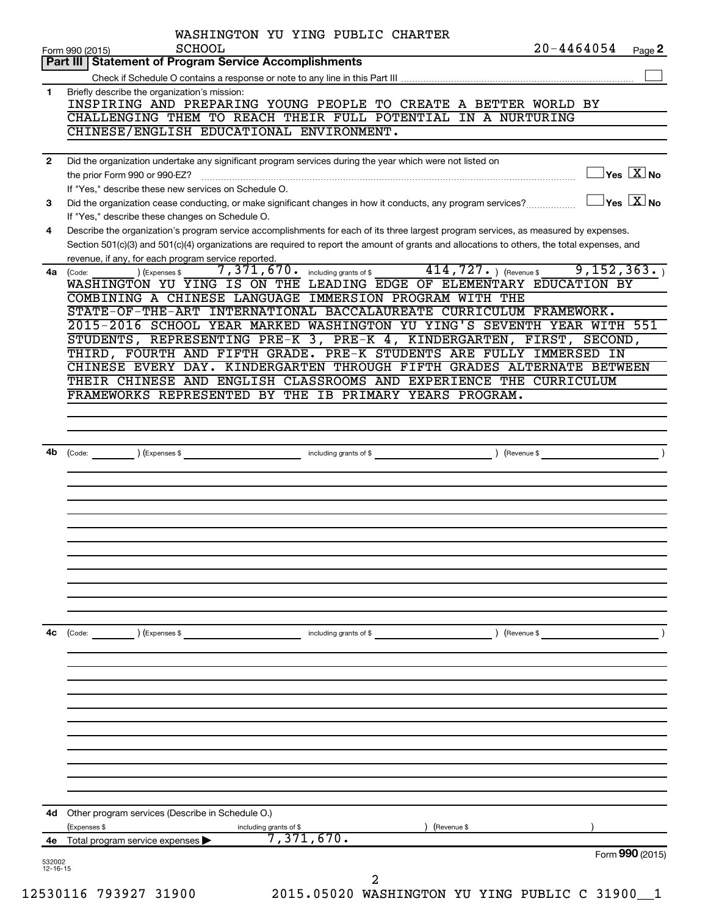WASHINGTON YU YING PUBLIC CHARTER SCHOOL

Form 990 (2015) 20-4464054 Page **2**

## Part III | Statement of Program Service Accomplishments

Check if Schedule O contains a response or note to any line in this Part III ☐

**1** Briefly describe the organization's mission:

INSPIRING AND PREPARING YOUNG PEOPLE TO CREATE A BETTER WORLD BY CHALLENGING THEM TO REACH THEIR FULL POTENTIAL IN A NURTURING CHINESE/ENGLISH EDUCATIONAL ENVIRONMENT.

**2** Did the organization undertake any significant program services during the year which were not listed on the prior Form 990 or 990-EZ? ☐ Yes ☒ No

If "Yes," describe these new services on Schedule O.

**3** Did the organization cease conducting, or make significant changes in how it conducts, any program services? ☐ Yes ☒ No

If "Yes," describe these changes on Schedule O.

**4** Describe the organization's program service accomplishments for each of its three largest program services, as measured by expenses. Section 501(c)(3) and 501(c)(4) organizations are required to report the amount of grants and allocations to others, the total expenses, and revenue, if any, for each program service reported.

**4a** (Code: ) (Expenses $ 7,371,670. including grants of $ 414,727. ) (Revenue $ 9,152,363. )

WASHINGTON YU YING IS ON THE LEADING EDGE OF ELEMENTARY EDUCATION BY COMBINING A CHINESE LANGUAGE IMMERSION PROGRAM WITH THE STATE-OF-THE-ART INTERNATIONAL BACCALAUREATE CURRICULUM FRAMEWORK. 2015-2016 SCHOOL YEAR MARKED WASHINGTON YU YING'S SEVENTH YEAR WITH 551 STUDENTS, REPRESENTING PRE-K 3, PRE-K 4, KINDERGARTEN, FIRST, SECOND, THIRD, FOURTH AND FIFTH GRADE. PRE-K STUDENTS ARE FULLY IMMERSED IN CHINESE EVERY DAY. KINDERGARTEN THROUGH FIFTH GRADES ALTERNATE BETWEEN THEIR CHINESE AND ENGLISH CLASSROOMS AND EXPERIENCE THE CURRICULUM FRAMEWORKS REPRESENTED BY THE IB PRIMARY YEARS PROGRAM.

**4b** (Code: ) (Expenses $ including grants of $ ) (Revenue $ )

**4c** (Code: ) (Expenses $ including grants of $ ) (Revenue $ )

**4d** Other program services (Describe in Schedule O.)

(Expenses $ including grants of $ ) (Revenue $ )

**4e** Total program service expenses ▶ 7,371,670.

Form **990** (2015)

532002 12-16-15

12530116 793927 31900 2015.05020 WASHINGTON YU YING PUBLIC C 31900__1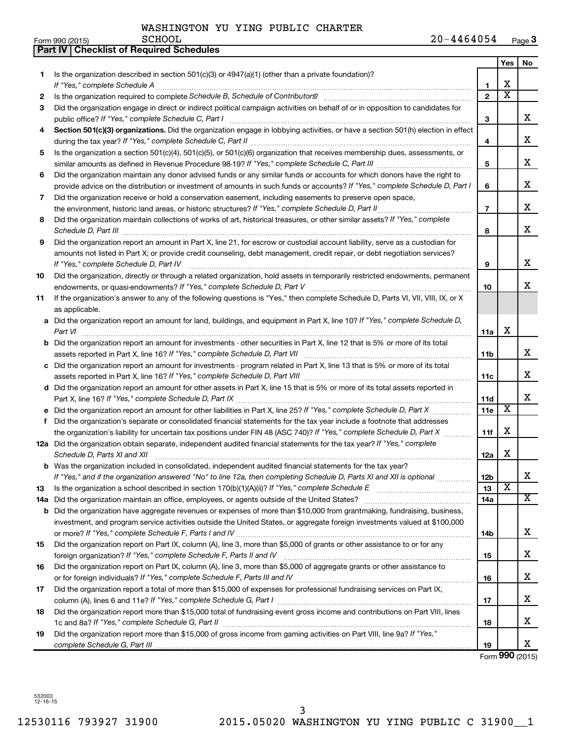WASHINGTON YU YING PUBLIC CHARTER SCHOOL

Form 990 (2015) 20-4464054 Page **3**

**Part IV | Checklist of Required Schedules**

| | | | Yes | No |
|---|---|---|---|---|
| **1** | Is the organization described in section 501(c)(3) or 4947(a)(1) (other than a private foundation)? *If "Yes," complete Schedule A* | **1** | X | |
| **2** | Is the organization required to complete *Schedule B, Schedule of Contributors*? | **2** | X | |
| **3** | Did the organization engage in direct or indirect political campaign activities on behalf of or in opposition to candidates for public office? *If "Yes," complete Schedule C, Part I* | **3** | | X |
| **4** | **Section 501(c)(3) organizations.** Did the organization engage in lobbying activities, or have a section 501(h) election in effect during the tax year? *If "Yes," complete Schedule C, Part II* | **4** | | X |
| **5** | Is the organization a section 501(c)(4), 501(c)(5), or 501(c)(6) organization that receives membership dues, assessments, or similar amounts as defined in Revenue Procedure 98-19? *If "Yes," complete Schedule C, Part III* | **5** | | X |
| **6** | Did the organization maintain any donor advised funds or any similar funds or accounts for which donors have the right to provide advice on the distribution or investment of amounts in such funds or accounts? *If "Yes," complete Schedule D, Part I* | **6** | | X |
| **7** | Did the organization receive or hold a conservation easement, including easements to preserve open space, the environment, historic land areas, or historic structures? *If "Yes," complete Schedule D, Part II* | **7** | | X |
| **8** | Did the organization maintain collections of works of art, historical treasures, or other similar assets? *If "Yes," complete Schedule D, Part III* | **8** | | X |
| **9** | Did the organization report an amount in Part X, line 21, for escrow or custodial account liability, serve as a custodian for amounts not listed in Part X; or provide credit counseling, debt management, credit repair, or debt negotiation services? *If "Yes," complete Schedule D, Part IV* | **9** | | X |
| **10** | Did the organization, directly or through a related organization, hold assets in temporarily restricted endowments, permanent endowments, or quasi-endowments? *If "Yes," complete Schedule D, Part V* | **10** | | X |
| **11** | If the organization's answer to any of the following questions is "Yes," then complete Schedule D, Parts VI, VII, VIII, IX, or X as applicable. | | | |
| **a** | Did the organization report an amount for land, buildings, and equipment in Part X, line 10? *If "Yes," complete Schedule D, Part VI* | **11a** | X | |
| **b** | Did the organization report an amount for investments - other securities in Part X, line 12 that is 5% or more of its total assets reported in Part X, line 16? *If "Yes," complete Schedule D, Part VII* | **11b** | | X |
| **c** | Did the organization report an amount for investments - program related in Part X, line 13 that is 5% or more of its total assets reported in Part X, line 16? *If "Yes," complete Schedule D, Part VIII* | **11c** | | X |
| **d** | Did the organization report an amount for other assets in Part X, line 15 that is 5% or more of its total assets reported in Part X, line 16? *If "Yes," complete Schedule D, Part IX* | **11d** | | X |
| **e** | Did the organization report an amount for other liabilities in Part X, line 25? *If "Yes," complete Schedule D, Part X* | **11e** | X | |
| **f** | Did the organization's separate or consolidated financial statements for the tax year include a footnote that addresses the organization's liability for uncertain tax positions under FIN 48 (ASC 740)? *If "Yes," complete Schedule D, Part X* | **11f** | X | |
| **12a** | Did the organization obtain separate, independent audited financial statements for the tax year? *If "Yes," complete Schedule D, Parts XI and XII* | **12a** | X | |
| **b** | Was the organization included in consolidated, independent audited financial statements for the tax year? *If "Yes," and if the organization answered "No" to line 12a, then completing Schedule D, Parts XI and XII is optional* | **12b** | | X |
| **13** | Is the organization a school described in section 170(b)(1)(A)(ii)? *If "Yes," complete Schedule E* | **13** | X | |
| **14a** | Did the organization maintain an office, employees, or agents outside of the United States? | **14a** | | X |
| **b** | Did the organization have aggregate revenues or expenses of more than $10,000 from grantmaking, fundraising, business, investment, and program service activities outside the United States, or aggregate foreign investments valued at $100,000 or more? *If "Yes," complete Schedule F, Parts I and IV* | **14b** | | X |
| **15** | Did the organization report on Part IX, column (A), line 3, more than $5,000 of grants or other assistance to or for any foreign organization? *If "Yes," complete Schedule F, Parts II and IV* | **15** | | X |
| **16** | Did the organization report on Part IX, column (A), line 3, more than $5,000 of aggregate grants or other assistance to or for foreign individuals? *If "Yes," complete Schedule F, Parts III and IV* | **16** | | X |
| **17** | Did the organization report a total of more than $15,000 of expenses for professional fundraising services on Part IX, column (A), lines 6 and 11e? *If "Yes," complete Schedule G, Part I* | **17** | | X |
| **18** | Did the organization report more than $15,000 total of fundraising event gross income and contributions on Part VIII, lines 1c and 8a? *If "Yes," complete Schedule G, Part II* | **18** | | X |
| **19** | Did the organization report more than $15,000 of gross income from gaming activities on Part VIII, line 9a? *If "Yes," complete Schedule G, Part III* | **19** | | X |

Form **990** (2015)

532003 12-16-15

12530116 793927 31900 2015.05020 WASHINGTON YU YING PUBLIC C 31900__1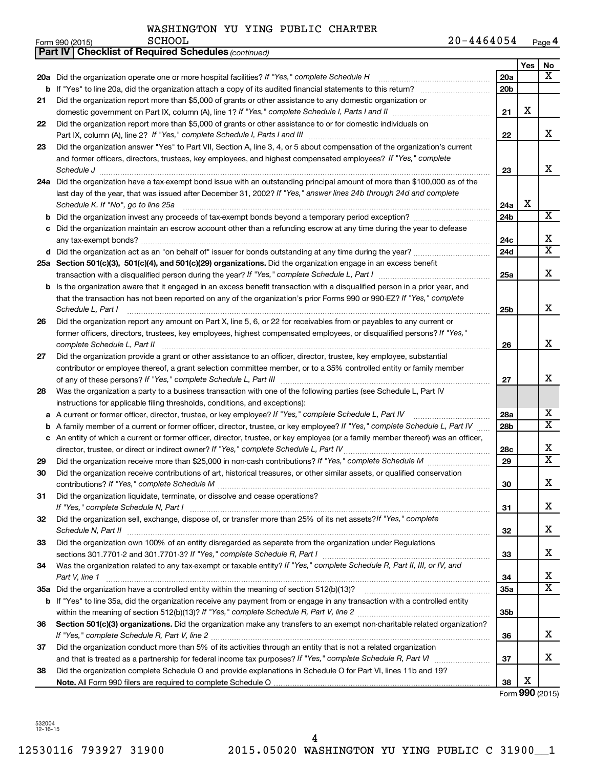WASHINGTON YU YING PUBLIC CHARTER SCHOOL

Form 990 (2015) 20-4464054 Page 4

**Part IV | Checklist of Required Schedules** *(continued)*

| | | | Yes | No |
|---|---|---|---|---|
| **20a** | Did the organization operate one or more hospital facilities? *If "Yes," complete Schedule H* | 20a | | X |
| **b** | If "Yes" to line 20a, did the organization attach a copy of its audited financial statements to this return? | 20b | | |
| **21** | Did the organization report more than $5,000 of grants or other assistance to any domestic organization or domestic government on Part IX, column (A), line 1? *If "Yes," complete Schedule I, Parts I and II* | 21 | X | |
| **22** | Did the organization report more than $5,000 of grants or other assistance to or for domestic individuals on Part IX, column (A), line 2? *If "Yes," complete Schedule I, Parts I and III* | 22 | | X |
| **23** | Did the organization answer "Yes" to Part VII, Section A, line 3, 4, or 5 about compensation of the organization's current and former officers, directors, trustees, key employees, and highest compensated employees? *If "Yes," complete Schedule J* | 23 | | X |
| **24a** | Did the organization have a tax-exempt bond issue with an outstanding principal amount of more than $100,000 as of the last day of the year, that was issued after December 31, 2002? *If "Yes," answer lines 24b through 24d and complete Schedule K. If "No", go to line 25a* | 24a | X | |
| **b** | Did the organization invest any proceeds of tax-exempt bonds beyond a temporary period exception? | 24b | | X |
| **c** | Did the organization maintain an escrow account other than a refunding escrow at any time during the year to defease any tax-exempt bonds? | 24c | | X |
| **d** | Did the organization act as an "on behalf of" issuer for bonds outstanding at any time during the year? | 24d | | X |
| **25a** | **Section 501(c)(3), 501(c)(4), and 501(c)(29) organizations.** Did the organization engage in an excess benefit transaction with a disqualified person during the year? *If "Yes," complete Schedule L, Part I* | 25a | | X |
| **b** | Is the organization aware that it engaged in an excess benefit transaction with a disqualified person in a prior year, and that the transaction has not been reported on any of the organization's prior Forms 990 or 990-EZ? *If "Yes," complete Schedule L, Part I* | 25b | | X |
| **26** | Did the organization report any amount on Part X, line 5, 6, or 22 for receivables from or payables to any current or former officers, directors, trustees, key employees, highest compensated employees, or disqualified persons? *If "Yes," complete Schedule L, Part II* | 26 | | X |
| **27** | Did the organization provide a grant or other assistance to an officer, director, trustee, key employee, substantial contributor or employee thereof, a grant selection committee member, or to a 35% controlled entity or family member of any of these persons? *If "Yes," complete Schedule L, Part III* | 27 | | X |
| **28** | Was the organization a party to a business transaction with one of the following parties (see Schedule L, Part IV instructions for applicable filing thresholds, conditions, and exceptions): | | | |
| **a** | A current or former officer, director, trustee, or key employee? *If "Yes," complete Schedule L, Part IV* | 28a | | X |
| **b** | A family member of a current or former officer, director, trustee, or key employee? *If "Yes," complete Schedule L, Part IV* | 28b | | X |
| **c** | An entity of which a current or former officer, director, trustee, or key employee (or a family member thereof) was an officer, director, trustee, or direct or indirect owner? *If "Yes," complete Schedule L, Part IV* | 28c | | X |
| **29** | Did the organization receive more than $25,000 in non-cash contributions? *If "Yes," complete Schedule M* | 29 | | X |
| **30** | Did the organization receive contributions of art, historical treasures, or other similar assets, or qualified conservation contributions? *If "Yes," complete Schedule M* | 30 | | X |
| **31** | Did the organization liquidate, terminate, or dissolve and cease operations? *If "Yes," complete Schedule N, Part I* | 31 | | X |
| **32** | Did the organization sell, exchange, dispose of, or transfer more than 25% of its net assets? *If "Yes," complete Schedule N, Part II* | 32 | | X |
| **33** | Did the organization own 100% of an entity disregarded as separate from the organization under Regulations sections 301.7701-2 and 301.7701-3? *If "Yes," complete Schedule R, Part I* | 33 | | X |
| **34** | Was the organization related to any tax-exempt or taxable entity? *If "Yes," complete Schedule R, Part II, III, or IV, and Part V, line 1* | 34 | | X |
| **35a** | Did the organization have a controlled entity within the meaning of section 512(b)(13)? | 35a | | X |
| **b** | If "Yes" to line 35a, did the organization receive any payment from or engage in any transaction with a controlled entity within the meaning of section 512(b)(13)? *If "Yes," complete Schedule R, Part V, line 2* | 35b | | |
| **36** | **Section 501(c)(3) organizations.** Did the organization make any transfers to an exempt non-charitable related organization? *If "Yes," complete Schedule R, Part V, line 2* | 36 | | X |
| **37** | Did the organization conduct more than 5% of its activities through an entity that is not a related organization and that is treated as a partnership for federal income tax purposes? *If "Yes," complete Schedule R, Part VI* | 37 | | X |
| **38** | Did the organization complete Schedule O and provide explanations in Schedule O for Part VI, lines 11b and 19? **Note.** All Form 990 filers are required to complete Schedule O | 38 | X | |

Form **990** (2015)

532004 12-16-15

12530116 793927 31900 2015.05020 WASHINGTON YU YING PUBLIC C 31900__1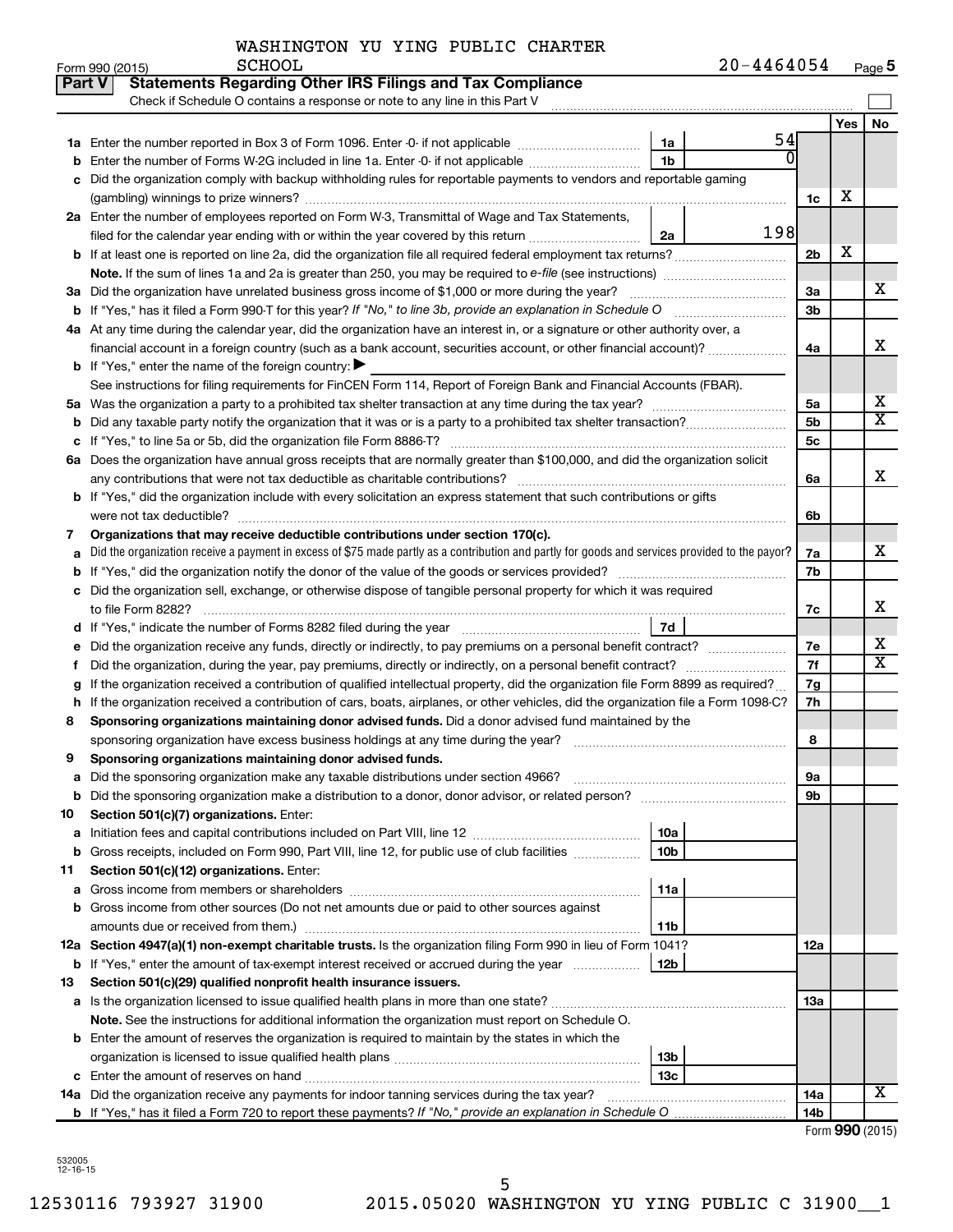WASHINGTON YU YING PUBLIC CHARTER SCHOOL

Form 990 (2015) 20-4464054 Page 5

**Part V Statements Regarding Other IRS Filings and Tax Compliance**

Check if Schedule O contains a response or note to any line in this Part V

| | | | | | Yes | No |
|---|---|---|---|---|---|---|
| **1a** | Enter the number reported in Box 3 of Form 1096. Enter -0- if not applicable | 1a | 54 | | | |
| **b** | Enter the number of Forms W-2G included in line 1a. Enter -0- if not applicable | 1b | 0 | | | |
| **c** | Did the organization comply with backup withholding rules for reportable payments to vendors and reportable gaming (gambling) winnings to prize winners? | | | 1c | X | |
| **2a** | Enter the number of employees reported on Form W-3, Transmittal of Wage and Tax Statements, filed for the calendar year ending with or within the year covered by this return | 2a | 198 | | | |
| **b** | If at least one is reported on line 2a, did the organization file all required federal employment tax returns? | | | 2b | X | |
| | **Note.** If the sum of lines 1a and 2a is greater than 250, you may be required to *e-file* (see instructions) | | | | | |
| **3a** | Did the organization have unrelated business gross income of $1,000 or more during the year? | | | 3a | | X |
| **b** | If "Yes," has it filed a Form 990-T for this year? *If "No," to line 3b, provide an explanation in Schedule O* | | | 3b | | |
| **4a** | At any time during the calendar year, did the organization have an interest in, or a signature or other authority over, a financial account in a foreign country (such as a bank account, securities account, or other financial account)? | | | 4a | | X |
| **b** | If "Yes," enter the name of the foreign country: ▶ | | | | | |
| | See instructions for filing requirements for FinCEN Form 114, Report of Foreign Bank and Financial Accounts (FBAR). | | | | | |
| **5a** | Was the organization a party to a prohibited tax shelter transaction at any time during the tax year? | | | 5a | | X |
| **b** | Did any taxable party notify the organization that it was or is a party to a prohibited tax shelter transaction? | | | 5b | | X |
| **c** | If "Yes," to line 5a or 5b, did the organization file Form 8886-T? | | | 5c | | |
| **6a** | Does the organization have annual gross receipts that are normally greater than $100,000, and did the organization solicit any contributions that were not tax deductible as charitable contributions? | | | 6a | | X |
| **b** | If "Yes," did the organization include with every solicitation an express statement that such contributions or gifts were not tax deductible? | | | 6b | | |
| **7** | **Organizations that may receive deductible contributions under section 170(c).** | | | | | |
| **a** | Did the organization receive a payment in excess of $75 made partly as a contribution and partly for goods and services provided to the payor? | | | 7a | | X |
| **b** | If "Yes," did the organization notify the donor of the value of the goods or services provided? | | | 7b | | |
| **c** | Did the organization sell, exchange, or otherwise dispose of tangible personal property for which it was required to file Form 8282? | | | 7c | | X |
| **d** | If "Yes," indicate the number of Forms 8282 filed during the year | 7d | | | | |
| **e** | Did the organization receive any funds, directly or indirectly, to pay premiums on a personal benefit contract? | | | 7e | | X |
| **f** | Did the organization, during the year, pay premiums, directly or indirectly, on a personal benefit contract? | | | 7f | | X |
| **g** | If the organization received a contribution of qualified intellectual property, did the organization file Form 8899 as required? | | | 7g | | |
| **h** | If the organization received a contribution of cars, boats, airplanes, or other vehicles, did the organization file a Form 1098-C? | | | 7h | | |
| **8** | **Sponsoring organizations maintaining donor advised funds.** Did a donor advised fund maintained by the sponsoring organization have excess business holdings at any time during the year? | | | 8 | | |
| **9** | **Sponsoring organizations maintaining donor advised funds.** | | | | | |
| **a** | Did the sponsoring organization make any taxable distributions under section 4966? | | | 9a | | |
| **b** | Did the sponsoring organization make a distribution to a donor, donor advisor, or related person? | | | 9b | | |
| **10** | **Section 501(c)(7) organizations.** Enter: | | | | | |
| **a** | Initiation fees and capital contributions included on Part VIII, line 12 | 10a | | | | |
| **b** | Gross receipts, included on Form 990, Part VIII, line 12, for public use of club facilities | 10b | | | | |
| **11** | **Section 501(c)(12) organizations.** Enter: | | | | | |
| **a** | Gross income from members or shareholders | 11a | | | | |
| **b** | Gross income from other sources (Do not net amounts due or paid to other sources against amounts due or received from them.) | 11b | | | | |
| **12a** | **Section 4947(a)(1) non-exempt charitable trusts.** Is the organization filing Form 990 in lieu of Form 1041? | | | 12a | | |
| **b** | If "Yes," enter the amount of tax-exempt interest received or accrued during the year | 12b | | | | |
| **13** | **Section 501(c)(29) qualified nonprofit health insurance issuers.** | | | | | |
| **a** | Is the organization licensed to issue qualified health plans in more than one state? | | | 13a | | |
| | **Note.** See the instructions for additional information the organization must report on Schedule O. | | | | | |
| **b** | Enter the amount of reserves the organization is required to maintain by the states in which the organization is licensed to issue qualified health plans | 13b | | | | |
| **c** | Enter the amount of reserves on hand | 13c | | | | |
| **14a** | Did the organization receive any payments for indoor tanning services during the tax year? | | | 14a | | X |
| **b** | If "Yes," has it filed a Form 720 to report these payments? *If "No," provide an explanation in Schedule O* | | | 14b | | |

Form **990** (2015)

532005 12-16-15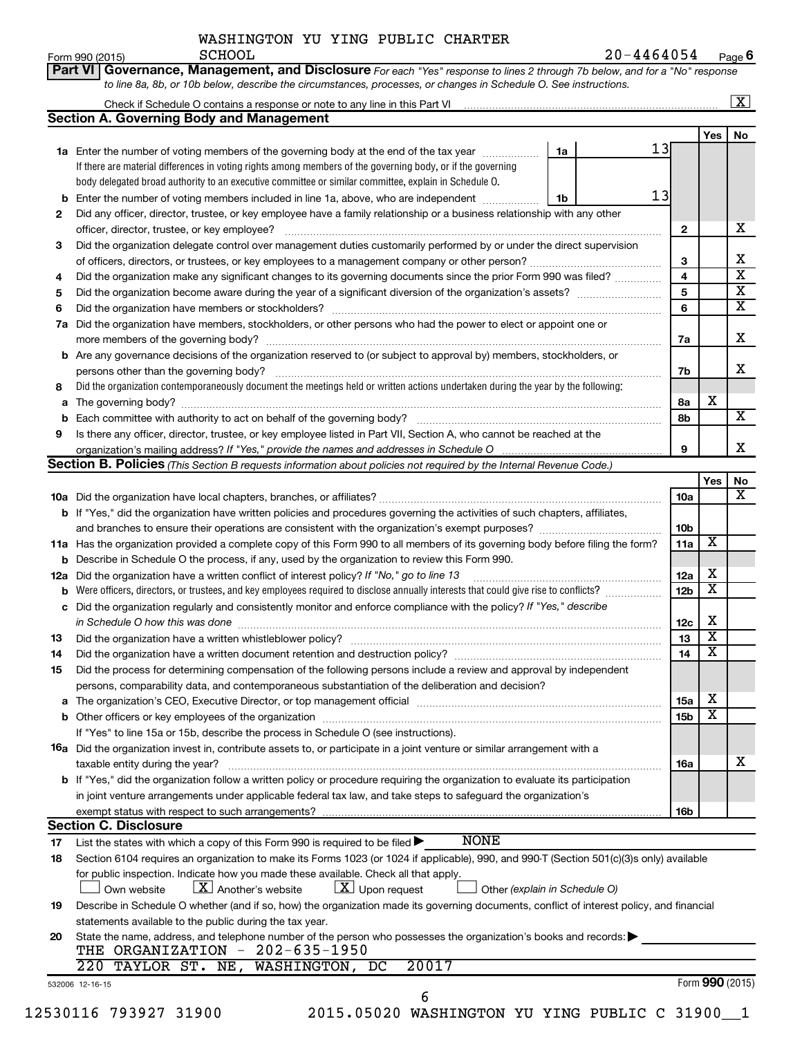WASHINGTON YU YING PUBLIC CHARTER SCHOOL

Form 990 (2015) 20-4464054 Page 6

**Part VI Governance, Management, and Disclosure** *For each "Yes" response to lines 2 through 7b below, and for a "No" response to line 8a, 8b, or 10b below, describe the circumstances, processes, or changes in Schedule O. See instructions.*

Check if Schedule O contains a response or note to any line in this Part VI [X]

**Section A. Governing Body and Management**

| | | | Yes | No |
|---|---|---|---|---|
| 1a | Enter the number of voting members of the governing body at the end of the tax year — 1a: 13. If there are material differences in voting rights among members of the governing body, or if the governing body delegated broad authority to an executive committee or similar committee, explain in Schedule O. | | | |
| b | Enter the number of voting members included in line 1a, above, who are independent — 1b: 13 | | | |
| 2 | Did any officer, director, trustee, or key employee have a family relationship or a business relationship with any other officer, director, trustee, or key employee? | 2 | | X |
| 3 | Did the organization delegate control over management duties customarily performed by or under the direct supervision of officers, directors, or trustees, or key employees to a management company or other person? | 3 | | X |
| 4 | Did the organization make any significant changes to its governing documents since the prior Form 990 was filed? | 4 | | X |
| 5 | Did the organization become aware during the year of a significant diversion of the organization's assets? | 5 | | X |
| 6 | Did the organization have members or stockholders? | 6 | | X |
| 7a | Did the organization have members, stockholders, or other persons who had the power to elect or appoint one or more members of the governing body? | 7a | | X |
| b | Are any governance decisions of the organization reserved to (or subject to approval by) members, stockholders, or persons other than the governing body? | 7b | | X |
| 8 | Did the organization contemporaneously document the meetings held or written actions undertaken during the year by the following: | | | |
| a | The governing body? | 8a | X | |
| b | Each committee with authority to act on behalf of the governing body? | 8b | | X |
| 9 | Is there any officer, director, trustee, or key employee listed in Part VII, Section A, who cannot be reached at the organization's mailing address? *If "Yes," provide the names and addresses in Schedule O* | 9 | | X |

**Section B. Policies** *(This Section B requests information about policies not required by the Internal Revenue Code.)*

| | | | Yes | No |
|---|---|---|---|---|
| 10a | Did the organization have local chapters, branches, or affiliates? | 10a | | X |
| b | If "Yes," did the organization have written policies and procedures governing the activities of such chapters, affiliates, and branches to ensure their operations are consistent with the organization's exempt purposes? | 10b | | |
| 11a | Has the organization provided a complete copy of this Form 990 to all members of its governing body before filing the form? | 11a | X | |
| b | Describe in Schedule O the process, if any, used by the organization to review this Form 990. | | | |
| 12a | Did the organization have a written conflict of interest policy? *If "No," go to line 13* | 12a | X | |
| b | Were officers, directors, or trustees, and key employees required to disclose annually interests that could give rise to conflicts? | 12b | X | |
| c | Did the organization regularly and consistently monitor and enforce compliance with the policy? *If "Yes," describe in Schedule O how this was done* | 12c | X | |
| 13 | Did the organization have a written whistleblower policy? | 13 | X | |
| 14 | Did the organization have a written document retention and destruction policy? | 14 | X | |
| 15 | Did the process for determining compensation of the following persons include a review and approval by independent persons, comparability data, and contemporaneous substantiation of the deliberation and decision? | | | |
| a | The organization's CEO, Executive Director, or top management official | 15a | X | |
| b | Other officers or key employees of the organization | 15b | X | |
| | If "Yes" to line 15a or 15b, describe the process in Schedule O (see instructions). | | | |
| 16a | Did the organization invest in, contribute assets to, or participate in a joint venture or similar arrangement with a taxable entity during the year? | 16a | | X |
| b | If "Yes," did the organization follow a written policy or procedure requiring the organization to evaluate its participation in joint venture arrangements under applicable federal tax law, and take steps to safeguard the organization's exempt status with respect to such arrangements? | 16b | | |

**Section C. Disclosure**

17 List the states with which a copy of this Form 990 is required to be filed ▶ NONE

18 Section 6104 requires an organization to make its Forms 1023 (or 1024 if applicable), 990, and 990-T (Section 501(c)(3)s only) available for public inspection. Indicate how you made these available. Check all that apply.

[ ] Own website [X] Another's website [X] Upon request [ ] Other *(explain in Schedule O)*

19 Describe in Schedule O whether (and if so, how) the organization made its governing documents, conflict of interest policy, and financial statements available to the public during the tax year.

20 State the name, address, and telephone number of the person who possesses the organization's books and records: ▶
THE ORGANIZATION - 202-635-1950
220 TAYLOR ST. NE, WASHINGTON, DC 20017

532006 12-16-15 Form **990** (2015)

12530116 793927 31900 2015.05020 WASHINGTON YU YING PUBLIC C 31900__1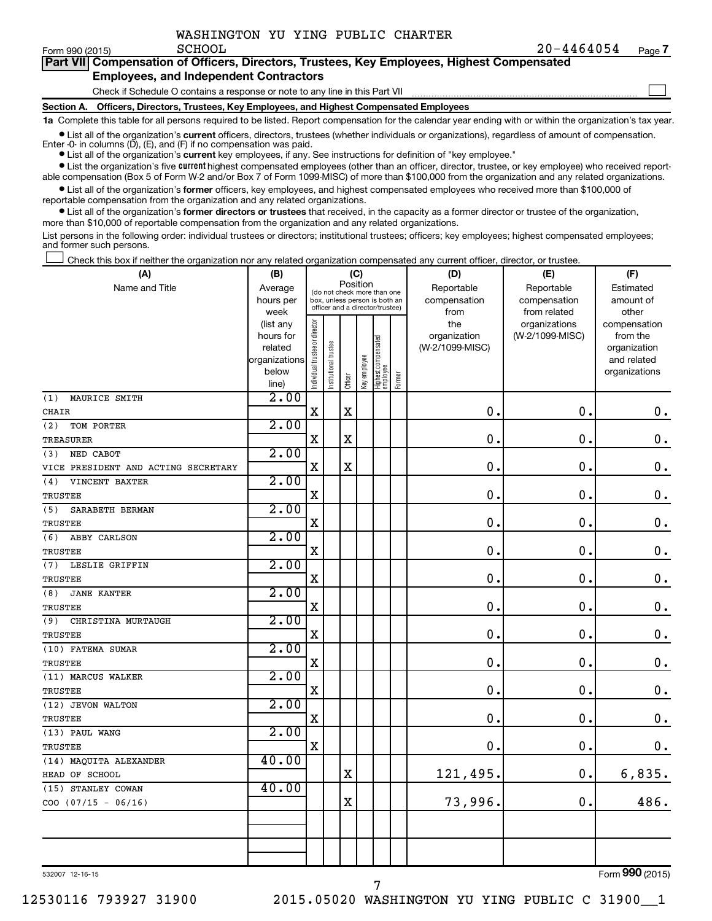WASHINGTON YU YING PUBLIC CHARTER SCHOOL

Form 990 (2015) 20-4464054 Page 7

**Part VII Compensation of Officers, Directors, Trustees, Key Employees, Highest Compensated Employees, and Independent Contractors**

Check if Schedule O contains a response or note to any line in this Part VII ☐

**Section A. Officers, Directors, Trustees, Key Employees, and Highest Compensated Employees**

**1a** Complete this table for all persons required to be listed. Report compensation for the calendar year ending with or within the organization's tax year.

- List all of the organization's **current** officers, directors, trustees (whether individuals or organizations), regardless of amount of compensation. Enter -0- in columns (D), (E), and (F) if no compensation was paid.
- List all of the organization's **current** key employees, if any. See instructions for definition of "key employee."
- List the organization's five **current** highest compensated employees (other than an officer, director, trustee, or key employee) who received reportable compensation (Box 5 of Form W-2 and/or Box 7 of Form 1099-MISC) of more than $100,000 from the organization and any related organizations.
- List all of the organization's **former** officers, key employees, and highest compensated employees who received more than $100,000 of reportable compensation from the organization and any related organizations.
- List all of the organization's **former directors or trustees** that received, in the capacity as a former director or trustee of the organization, more than $10,000 of reportable compensation from the organization and any related organizations.

List persons in the following order: individual trustees or directors; institutional trustees; officers; key employees; highest compensated employees; and former such persons.

☐ Check this box if neither the organization nor any related organization compensated any current officer, director, or trustee.

| (A) Name and Title | (B) Average hours per week (list any hours for related organizations below line) | (C) Individual trustee or director | Institutional trustee | Officer | Key employee | Highest compensated employee | Former | (D) Reportable compensation from the organization (W-2/1099-MISC) | (E) Reportable compensation from related organizations (W-2/1099-MISC) | (F) Estimated amount of other compensation from the organization and related organizations |
|---|---|---|---|---|---|---|---|---|---|---|
| (1) MAURICE SMITH<br>CHAIR | 2.00 | X | | X | | | | 0. | 0. | 0. |
| (2) TOM PORTER<br>TREASURER | 2.00 | X | | X | | | | 0. | 0. | 0. |
| (3) NED CABOT<br>VICE PRESIDENT AND ACTING SECRETARY | 2.00 | X | | X | | | | 0. | 0. | 0. |
| (4) VINCENT BAXTER<br>TRUSTEE | 2.00 | X | | | | | | 0. | 0. | 0. |
| (5) SARABETH BERMAN<br>TRUSTEE | 2.00 | X | | | | | | 0. | 0. | 0. |
| (6) ABBY CARLSON<br>TRUSTEE | 2.00 | X | | | | | | 0. | 0. | 0. |
| (7) LESLIE GRIFFIN<br>TRUSTEE | 2.00 | X | | | | | | 0. | 0. | 0. |
| (8) JANE KANTER<br>TRUSTEE | 2.00 | X | | | | | | 0. | 0. | 0. |
| (9) CHRISTINA MURTAUGH<br>TRUSTEE | 2.00 | X | | | | | | 0. | 0. | 0. |
| (10) FATEMA SUMAR<br>TRUSTEE | 2.00 | X | | | | | | 0. | 0. | 0. |
| (11) MARCUS WALKER<br>TRUSTEE | 2.00 | X | | | | | | 0. | 0. | 0. |
| (12) JEVON WALTON<br>TRUSTEE | 2.00 | X | | | | | | 0. | 0. | 0. |
| (13) PAUL WANG<br>TRUSTEE | 2.00 | X | | | | | | 0. | 0. | 0. |
| (14) MAQUITA ALEXANDER<br>HEAD OF SCHOOL | 40.00 | | | X | | | | 121,495. | 0. | 6,835. |
| (15) STANLEY COWAN<br>COO (07/15 - 06/16) | 40.00 | | | X | | | | 73,996. | 0. | 486. |
| | | | | | | | | | | |

532007 12-16-15

Form 990 (2015)

12530116 793927 31900 2015.05020 WASHINGTON YU YING PUBLIC C 31900__1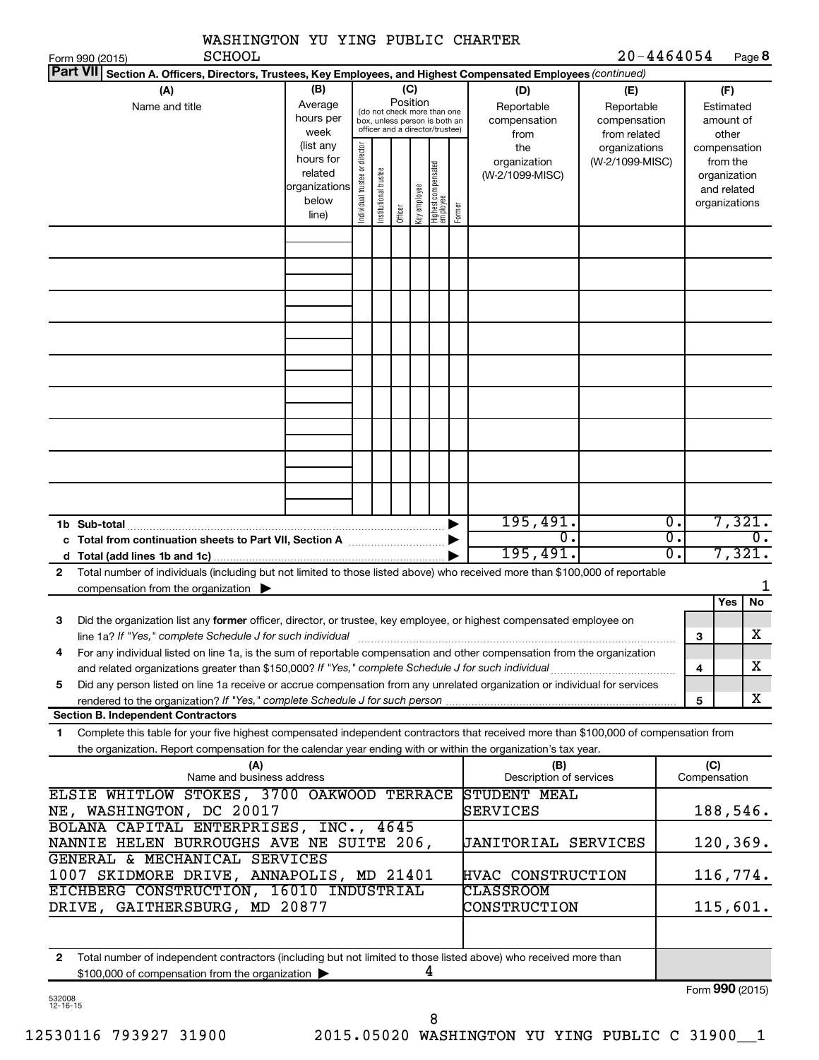WASHINGTON YU YING PUBLIC CHARTER SCHOOL

Form 990 (2015) 20-4464054 Page **8**

**Part VII** **Section A. Officers, Directors, Trustees, Key Employees, and Highest Compensated Employees** *(continued)*

| (A) Name and title | (B) Average hours per week (list any hours for related organizations below line) | (C) Position (do not check more than one box, unless person is both an officer and a director/trustee): Individual trustee or director | Institutional trustee | Officer | Key employee | Highest compensated employee | Former | (D) Reportable compensation from the organization (W-2/1099-MISC) | (E) Reportable compensation from related organizations (W-2/1099-MISC) | (F) Estimated amount of other compensation from the organization and related organizations |
|---|---|---|---|---|---|---|---|---|---|---|
| | | | | | | | | | | |

| | | (D) | (E) | (F) |
|---|---|---|---|---|
| **1b Sub-total** | ▶ | 195,491. | 0. | 7,321. |
| **c Total from continuation sheets to Part VII, Section A** | ▶ | 0. | 0. | 0. |
| **d Total (add lines 1b and 1c)** | ▶ | 195,491. | 0. | 7,321. |

**2** Total number of individuals (including but not limited to those listed above) who received more than $100,000 of reportable compensation from the organization ▶ 1

| | | | Yes | No |
|---|---|---|---|---|
| **3** | Did the organization list any **former** officer, director, or trustee, key employee, or highest compensated employee on line 1a? *If "Yes," complete Schedule J for such individual* | 3 | | X |
| **4** | For any individual listed on line 1a, is the sum of reportable compensation and other compensation from the organization and related organizations greater than $150,000? *If "Yes," complete Schedule J for such individual* | 4 | | X |
| **5** | Did any person listed on line 1a receive or accrue compensation from any unrelated organization or individual for services rendered to the organization? *If "Yes," complete Schedule J for such person* | 5 | | X |

**Section B. Independent Contractors**

**1** Complete this table for your five highest compensated independent contractors that received more than $100,000 of compensation from the organization. Report compensation for the calendar year ending with or within the organization's tax year.

| (A) Name and business address | (B) Description of services | (C) Compensation |
|---|---|---|
| ELSIE WHITLOW STOKES, 3700 OAKWOOD TERRACE NE, WASHINGTON, DC 20017 | STUDENT MEAL SERVICES | 188,546. |
| BOLANA CAPITAL ENTERPRISES, INC., 4645 NANNIE HELEN BURROUGHS AVE NE SUITE 206, | JANITORIAL SERVICES | 120,369. |
| GENERAL & MECHANICAL SERVICES 1007 SKIDMORE DRIVE, ANNAPOLIS, MD 21401 | HVAC CONSTRUCTION | 116,774. |
| EICHBERG CONSTRUCTION, 16010 INDUSTRIAL DRIVE, GAITHERSBURG, MD 20877 | CLASSROOM CONSTRUCTION | 115,601. |
| | | |

**2** Total number of independent contractors (including but not limited to those listed above) who received more than $100,000 of compensation from the organization ▶ 4

Form **990** (2015)

532008 12-16-15

12530116 793927 31900 2015.05020 WASHINGTON YU YING PUBLIC C 31900__1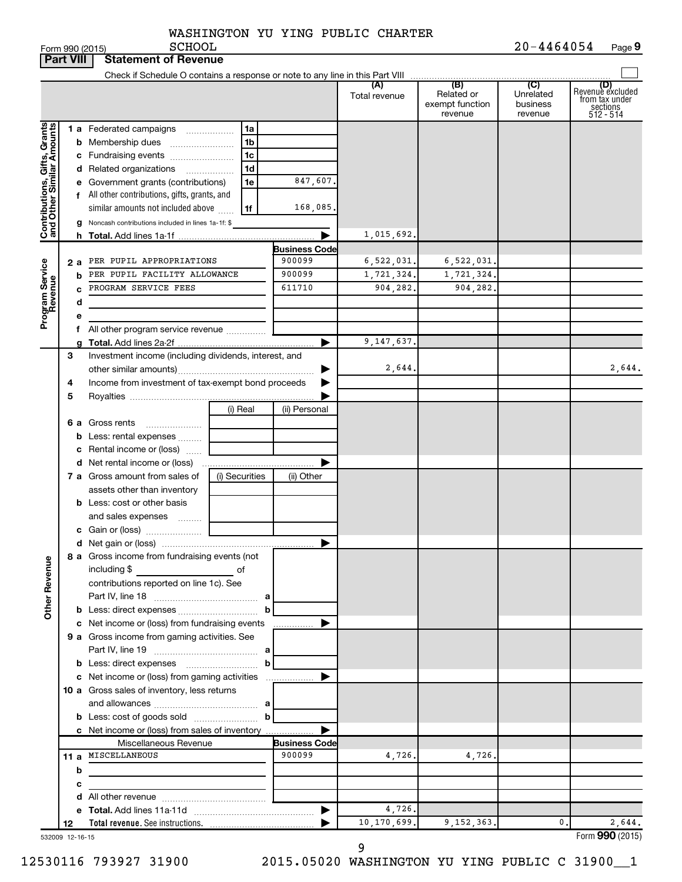WASHINGTON YU YING PUBLIC CHARTER SCHOOL

Form 990 (2015) 20-4464054 Page 9

**Part VIII Statement of Revenue**

Check if Schedule O contains a response or note to any line in this Part VIII

| | | | (A) Total revenue | (B) Related or exempt function revenue | (C) Unrelated business revenue | (D) Revenue excluded from tax under sections 512 - 514 |
|---|---|---|---|---|---|---|
| **Contributions, Gifts, Grants and Other Similar Amounts** | | | | | | |
| 1 a Federated campaigns | 1a | | | | | |
| b Membership dues | 1b | | | | | |
| c Fundraising events | 1c | | | | | |
| d Related organizations | 1d | | | | | |
| e Government grants (contributions) | 1e | 847,607. | | | | |
| f All other contributions, gifts, grants, and similar amounts not included above | 1f | 168,085. | | | | |
| g Noncash contributions included in lines 1a-1f: $ | | | | | | |
| h **Total.** Add lines 1a-1f | | | 1,015,692. | | | |
| **Program Service Revenue** | | **Business Code** | | | | |
| 2 a PER PUPIL APPROPRIATIONS | | 900099 | 6,522,031. | 6,522,031. | | |
| b PER PUPIL FACILITY ALLOWANCE | | 900099 | 1,721,324. | 1,721,324. | | |
| c PROGRAM SERVICE FEES | | 611710 | 904,282. | 904,282. | | |
| d | | | | | | |
| e | | | | | | |
| f All other program service revenue | | | | | | |
| g **Total.** Add lines 2a-2f | | | 9,147,637. | | | |
| **Other Revenue** | | | | | | |
| 3 Investment income (including dividends, interest, and other similar amounts) | | | 2,644. | | | 2,644. |
| 4 Income from investment of tax-exempt bond proceeds | | | | | | |
| 5 Royalties | | | | | | |
| | (i) Real | (ii) Personal | | | | |
| 6 a Gross rents | | | | | | |
| b Less: rental expenses | | | | | | |
| c Rental income or (loss) | | | | | | |
| d Net rental income or (loss) | | | | | | |
| | (i) Securities | (ii) Other | | | | |
| 7 a Gross amount from sales of assets other than inventory | | | | | | |
| b Less: cost or other basis and sales expenses | | | | | | |
| c Gain or (loss) | | | | | | |
| d Net gain or (loss) | | | | | | |
| 8 a Gross income from fundraising events (not including $ of contributions reported on line 1c). See Part IV, line 18 | a | | | | | |
| b Less: direct expenses | b | | | | | |
| c Net income or (loss) from fundraising events | | | | | | |
| 9 a Gross income from gaming activities. See Part IV, line 19 | a | | | | | |
| b Less: direct expenses | b | | | | | |
| c Net income or (loss) from gaming activities | | | | | | |
| 10 a Gross sales of inventory, less returns and allowances | a | | | | | |
| b Less: cost of goods sold | b | | | | | |
| c Net income or (loss) from sales of inventory | | | | | | |
| Miscellaneous Revenue | | **Business Code** | | | | |
| 11 a MISCELLANEOUS | | 900099 | 4,726. | 4,726. | | |
| b | | | | | | |
| c | | | | | | |
| d All other revenue | | | | | | |
| e **Total.** Add lines 11a-11d | | | 4,726. | | | |
| 12 **Total revenue.** See instructions. | | | 10,170,699. | 9,152,363. | 0. | 2,644. |

532009 12-16-15

Form **990** (2015)

12530116 793927 31900 2015.05020 WASHINGTON YU YING PUBLIC C 31900__1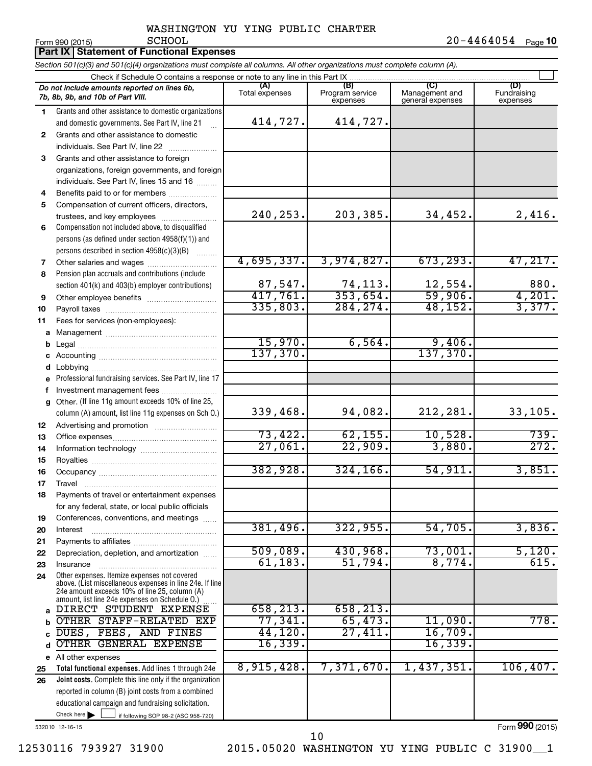WASHINGTON YU YING PUBLIC CHARTER SCHOOL

Form 990 (2015) 20-4464054 Page **10**

## Part IX Statement of Functional Expenses

*Section 501(c)(3) and 501(c)(4) organizations must complete all columns. All other organizations must complete column (A).*

Check if Schedule O contains a response or note to any line in this Part IX

| | *Do not include amounts reported on lines 6b, 7b, 8b, 9b, and 10b of Part VIII.* | (A) Total expenses | (B) Program service expenses | (C) Management and general expenses | (D) Fundraising expenses |
|---|---|---|---|---|---|
| 1 | Grants and other assistance to domestic organizations and domestic governments. See Part IV, line 21 | 414,727. | 414,727. | | |
| 2 | Grants and other assistance to domestic individuals. See Part IV, line 22 | | | | |
| 3 | Grants and other assistance to foreign organizations, foreign governments, and foreign individuals. See Part IV, lines 15 and 16 | | | | |
| 4 | Benefits paid to or for members | | | | |
| 5 | Compensation of current officers, directors, trustees, and key employees | 240,253. | 203,385. | 34,452. | 2,416. |
| 6 | Compensation not included above, to disqualified persons (as defined under section 4958(f)(1)) and persons described in section 4958(c)(3)(B) | | | | |
| 7 | Other salaries and wages | 4,695,337. | 3,974,827. | 673,293. | 47,217. |
| 8 | Pension plan accruals and contributions (include section 401(k) and 403(b) employer contributions) | 87,547. | 74,113. | 12,554. | 880. |
| 9 | Other employee benefits | 417,761. | 353,654. | 59,906. | 4,201. |
| 10 | Payroll taxes | 335,803. | 284,274. | 48,152. | 3,377. |
| 11 | Fees for services (non-employees): | | | | |
| a | Management | | | | |
| b | Legal | 15,970. | 6,564. | 9,406. | |
| c | Accounting | 137,370. | | 137,370. | |
| d | Lobbying | | | | |
| e | Professional fundraising services. See Part IV, line 17 | | | | |
| f | Investment management fees | | | | |
| g | Other. (If line 11g amount exceeds 10% of line 25, column (A) amount, list line 11g expenses on Sch O.) | 339,468. | 94,082. | 212,281. | 33,105. |
| 12 | Advertising and promotion | | | | |
| 13 | Office expenses | 73,422. | 62,155. | 10,528. | 739. |
| 14 | Information technology | 27,061. | 22,909. | 3,880. | 272. |
| 15 | Royalties | | | | |
| 16 | Occupancy | 382,928. | 324,166. | 54,911. | 3,851. |
| 17 | Travel | | | | |
| 18 | Payments of travel or entertainment expenses for any federal, state, or local public officials | | | | |
| 19 | Conferences, conventions, and meetings | | | | |
| 20 | Interest | 381,496. | 322,955. | 54,705. | 3,836. |
| 21 | Payments to affiliates | | | | |
| 22 | Depreciation, depletion, and amortization | 509,089. | 430,968. | 73,001. | 5,120. |
| 23 | Insurance | 61,183. | 51,794. | 8,774. | 615. |
| 24 | Other expenses. Itemize expenses not covered above. (List miscellaneous expenses in line 24e. If line 24e amount exceeds 10% of line 25, column (A) amount, list line 24e expenses on Schedule O.) | | | | |
| a | DIRECT STUDENT EXPENSE | 658,213. | 658,213. | | |
| b | OTHER STAFF-RELATED EXP | 77,341. | 65,473. | 11,090. | 778. |
| c | DUES, FEES, AND FINES | 44,120. | 27,411. | 16,709. | |
| d | OTHER GENERAL EXPENSE | 16,339. | | 16,339. | |
| e | All other expenses | | | | |
| 25 | **Total functional expenses.** Add lines 1 through 24e | 8,915,428. | 7,371,670. | 1,437,351. | 106,407. |
| 26 | **Joint costs.** Complete this line only if the organization reported in column (B) joint costs from a combined educational campaign and fundraising solicitation. Check here ☐ if following SOP 98-2 (ASC 958-720) | | | | |

532010 12-16-15

Form **990** (2015)

12530116 793927 31900 2015.05020 WASHINGTON YU YING PUBLIC C 31900__1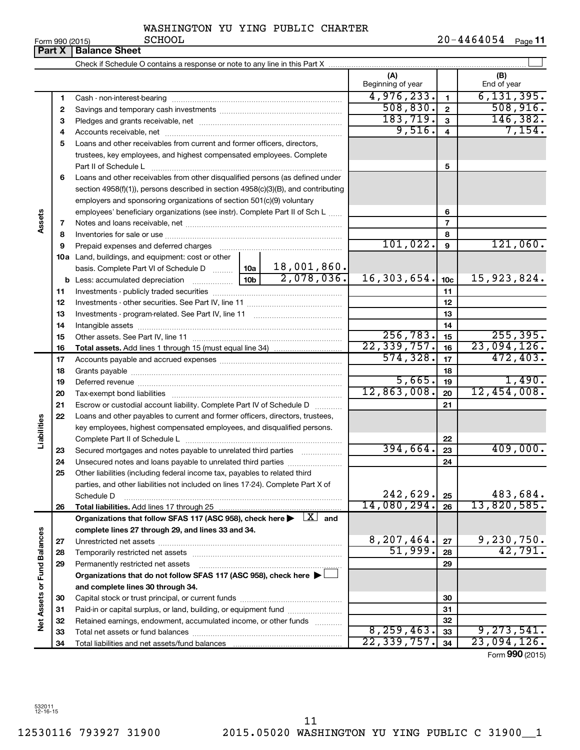WASHINGTON YU YING PUBLIC CHARTER SCHOOL

Form 990 (2015) 20-4464054 Page **11**

## Part X | Balance Sheet

Check if Schedule O contains a response or note to any line in this Part X ☐

| | | | (A) Beginning of year | | (B) End of year |
|---|---|---|---|---|---|
| **Assets** | 1 | Cash - non-interest-bearing | 4,976,233. | 1 | 6,131,395. |
| | 2 | Savings and temporary cash investments | 508,830. | 2 | 508,916. |
| | 3 | Pledges and grants receivable, net | 183,719. | 3 | 146,382. |
| | 4 | Accounts receivable, net | 9,516. | 4 | 7,154. |
| | 5 | Loans and other receivables from current and former officers, directors, trustees, key employees, and highest compensated employees. Complete Part II of Schedule L | | 5 | |
| | 6 | Loans and other receivables from other disqualified persons (as defined under section 4958(f)(1)), persons described in section 4958(c)(3)(B), and contributing employers and sponsoring organizations of section 501(c)(9) voluntary employees' beneficiary organizations (see instr). Complete Part II of Sch L | | 6 | |
| | 7 | Notes and loans receivable, net | | 7 | |
| | 8 | Inventories for sale or use | | 8 | |
| | 9 | Prepaid expenses and deferred charges | 101,022. | 9 | 121,060. |
| | 10a | Land, buildings, and equipment: cost or other basis. Complete Part VI of Schedule D — 10a: 18,001,860. | | | |
| | b | Less: accumulated depreciation — 10b: 2,078,036. | 16,303,654. | 10c | 15,923,824. |
| | 11 | Investments - publicly traded securities | | 11 | |
| | 12 | Investments - other securities. See Part IV, line 11 | | 12 | |
| | 13 | Investments - program-related. See Part IV, line 11 | | 13 | |
| | 14 | Intangible assets | | 14 | |
| | 15 | Other assets. See Part IV, line 11 | 256,783. | 15 | 255,395. |
| | 16 | **Total assets.** Add lines 1 through 15 (must equal line 34) | 22,339,757. | 16 | 23,094,126. |
| **Liabilities** | 17 | Accounts payable and accrued expenses | 574,328. | 17 | 472,403. |
| | 18 | Grants payable | | 18 | |
| | 19 | Deferred revenue | 5,665. | 19 | 1,490. |
| | 20 | Tax-exempt bond liabilities | 12,863,008. | 20 | 12,454,008. |
| | 21 | Escrow or custodial account liability. Complete Part IV of Schedule D | | 21 | |
| | 22 | Loans and other payables to current and former officers, directors, trustees, key employees, highest compensated employees, and disqualified persons. Complete Part II of Schedule L | | 22 | |
| | 23 | Secured mortgages and notes payable to unrelated third parties | 394,664. | 23 | 409,000. |
| | 24 | Unsecured notes and loans payable to unrelated third parties | | 24 | |
| | 25 | Other liabilities (including federal income tax, payables to related third parties, and other liabilities not included on lines 17-24). Complete Part X of Schedule D | 242,629. | 25 | 483,684. |
| | 26 | **Total liabilities.** Add lines 17 through 25 | 14,080,294. | 26 | 13,820,585. |
| **Net Assets or Fund Balances** | | **Organizations that follow SFAS 117 (ASC 958), check here ▶ ☒ and complete lines 27 through 29, and lines 33 and 34.** | | | |
| | 27 | Unrestricted net assets | 8,207,464. | 27 | 9,230,750. |
| | 28 | Temporarily restricted net assets | 51,999. | 28 | 42,791. |
| | 29 | Permanently restricted net assets | | 29 | |
| | | **Organizations that do not follow SFAS 117 (ASC 958), check here ▶ ☐ and complete lines 30 through 34.** | | | |
| | 30 | Capital stock or trust principal, or current funds | | 30 | |
| | 31 | Paid-in or capital surplus, or land, building, or equipment fund | | 31 | |
| | 32 | Retained earnings, endowment, accumulated income, or other funds | | 32 | |
| | 33 | Total net assets or fund balances | 8,259,463. | 33 | 9,273,541. |
| | 34 | Total liabilities and net assets/fund balances | 22,339,757. | 34 | 23,094,126. |

Form **990** (2015)

532011 12-16-15

12530116 793927 31900 2015.05020 WASHINGTON YU YING PUBLIC C 31900__1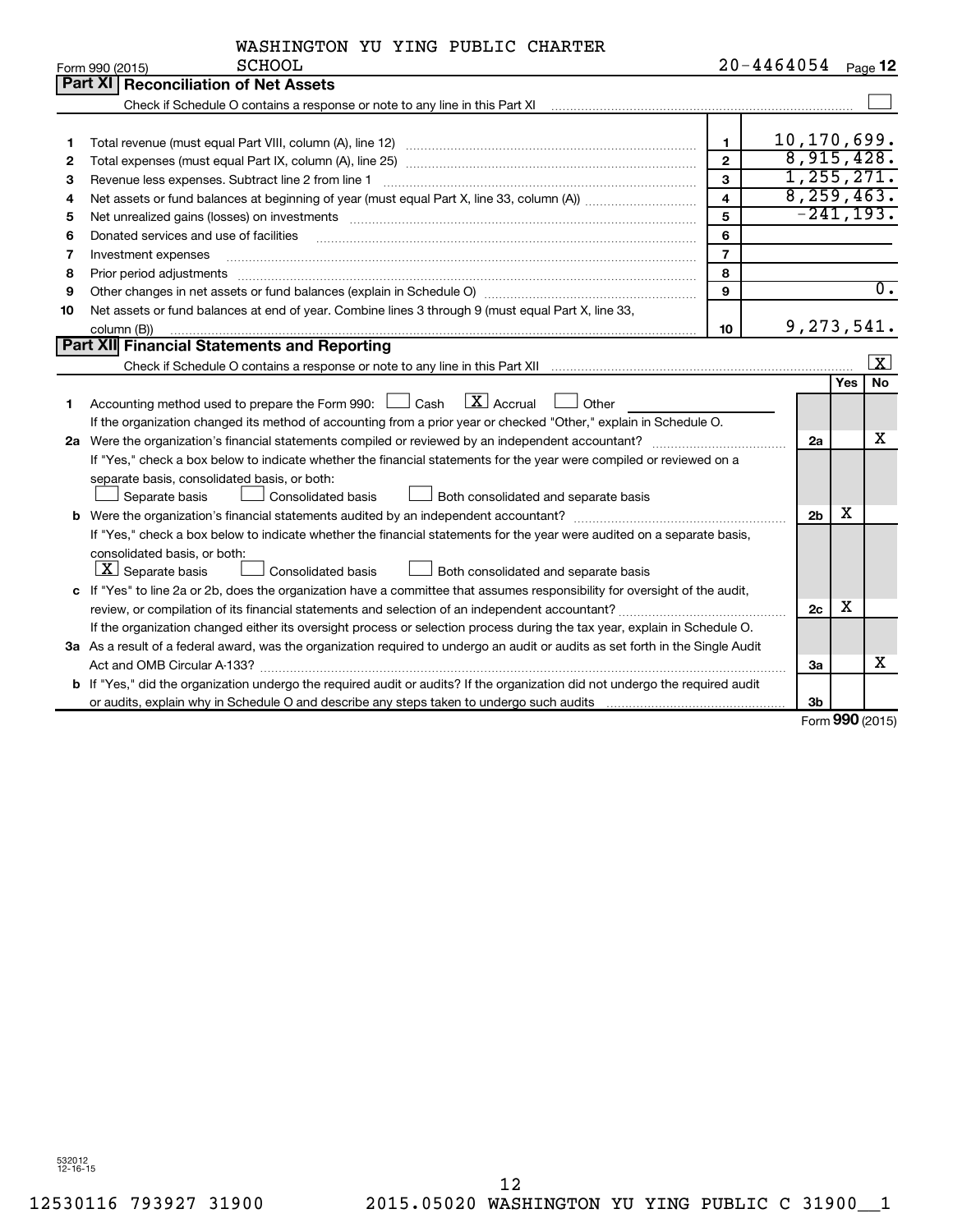WASHINGTON YU YING PUBLIC CHARTER SCHOOL

Form 990 (2015) 20-4464054 Page 12

## Part XI Reconciliation of Net Assets

Check if Schedule O contains a response or note to any line in this Part XI ☐

| | | | |
|---|---|---|---|
| 1 | Total revenue (must equal Part VIII, column (A), line 12) | 1 | 10,170,699. |
| 2 | Total expenses (must equal Part IX, column (A), line 25) | 2 | 8,915,428. |
| 3 | Revenue less expenses. Subtract line 2 from line 1 | 3 | 1,255,271. |
| 4 | Net assets or fund balances at beginning of year (must equal Part X, line 33, column (A)) | 4 | 8,259,463. |
| 5 | Net unrealized gains (losses) on investments | 5 | -241,193. |
| 6 | Donated services and use of facilities | 6 | |
| 7 | Investment expenses | 7 | |
| 8 | Prior period adjustments | 8 | |
| 9 | Other changes in net assets or fund balances (explain in Schedule O) | 9 | 0. |
| 10 | Net assets or fund balances at end of year. Combine lines 3 through 9 (must equal Part X, line 33, column (B)) | 10 | 9,273,541. |

## Part XII Financial Statements and Reporting

Check if Schedule O contains a response or note to any line in this Part XII ☒

| | | | Yes | No |
|---|---|---|---|---|
| 1 | Accounting method used to prepare the Form 990: ☐ Cash ☒ Accrual ☐ Other<br>If the organization changed its method of accounting from a prior year or checked "Other," explain in Schedule O. | | | |
| 2a | Were the organization's financial statements compiled or reviewed by an independent accountant?<br>If "Yes," check a box below to indicate whether the financial statements for the year were compiled or reviewed on a separate basis, consolidated basis, or both:<br>☐ Separate basis ☐ Consolidated basis ☐ Both consolidated and separate basis | 2a | | X |
| b | Were the organization's financial statements audited by an independent accountant?<br>If "Yes," check a box below to indicate whether the financial statements for the year were audited on a separate basis, consolidated basis, or both:<br>☒ Separate basis ☐ Consolidated basis ☐ Both consolidated and separate basis | 2b | X | |
| c | If "Yes" to line 2a or 2b, does the organization have a committee that assumes responsibility for oversight of the audit, review, or compilation of its financial statements and selection of an independent accountant?<br>If the organization changed either its oversight process or selection process during the tax year, explain in Schedule O. | 2c | X | |
| 3a | As a result of a federal award, was the organization required to undergo an audit or audits as set forth in the Single Audit Act and OMB Circular A-133? | 3a | | X |
| b | If "Yes," did the organization undergo the required audit or audits? If the organization did not undergo the required audit or audits, explain why in Schedule O and describe any steps taken to undergo such audits | 3b | | |

Form 990 (2015)

532012 12-16-15

12530116 793927 31900 2015.05020 WASHINGTON YU YING PUBLIC C 31900__1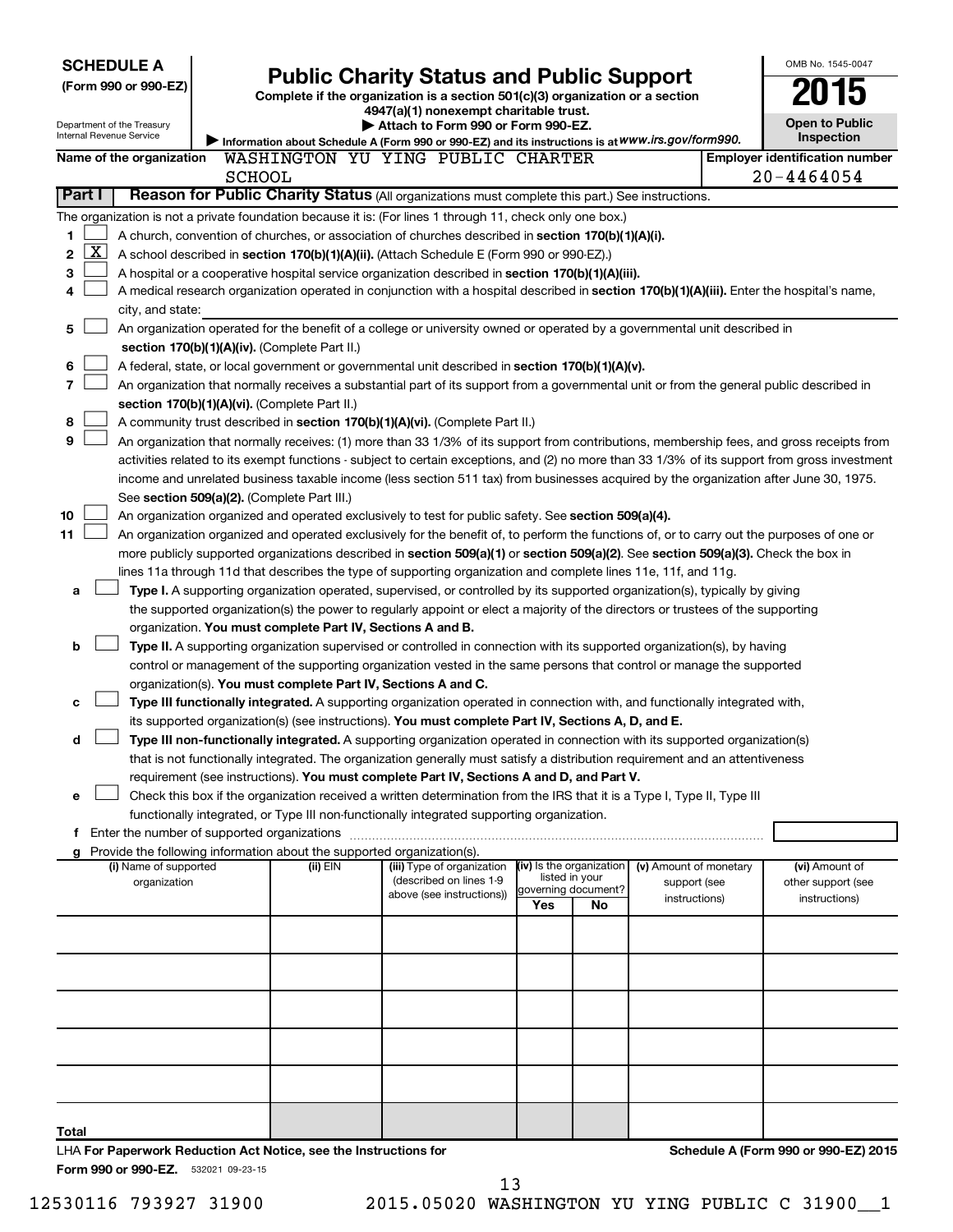**SCHEDULE A**
**(Form 990 or 990-EZ)**

Department of the Treasury
Internal Revenue Service

# Public Charity Status and Public Support

**Complete if the organization is a section 501(c)(3) organization or a section 4947(a)(1) nonexempt charitable trust.**
**▶ Attach to Form 990 or Form 990-EZ.**
▶ Information about Schedule A (Form 990 or 990-EZ) and its instructions is at *www.irs.gov/form990.*

OMB No. 1545-0047
**2015**
**Open to Public Inspection**

**Name of the organization** WASHINGTON YU YING PUBLIC CHARTER SCHOOL
**Employer identification number** 20-4464054

**Part I** **Reason for Public Charity Status** (All organizations must complete this part.) See instructions.

The organization is not a private foundation because it is: (For lines 1 through 11, check only one box.)

1 [ ] A church, convention of churches, or association of churches described in **section 170(b)(1)(A)(i).**

2 [X] A school described in **section 170(b)(1)(A)(ii).** (Attach Schedule E (Form 990 or 990-EZ).)

3 [ ] A hospital or a cooperative hospital service organization described in **section 170(b)(1)(A)(iii).**

4 [ ] A medical research organization operated in conjunction with a hospital described in **section 170(b)(1)(A)(iii).** Enter the hospital's name, city, and state: ____________

5 [ ] An organization operated for the benefit of a college or university owned or operated by a governmental unit described in **section 170(b)(1)(A)(iv).** (Complete Part II.)

6 [ ] A federal, state, or local government or governmental unit described in **section 170(b)(1)(A)(v).**

7 [ ] An organization that normally receives a substantial part of its support from a governmental unit or from the general public described in **section 170(b)(1)(A)(vi).** (Complete Part II.)

8 [ ] A community trust described in **section 170(b)(1)(A)(vi).** (Complete Part II.)

9 [ ] An organization that normally receives: (1) more than 33 1/3% of its support from contributions, membership fees, and gross receipts from activities related to its exempt functions - subject to certain exceptions, and (2) no more than 33 1/3% of its support from gross investment income and unrelated business taxable income (less section 511 tax) from businesses acquired by the organization after June 30, 1975. See **section 509(a)(2).** (Complete Part III.)

10 [ ] An organization organized and operated exclusively to test for public safety. See **section 509(a)(4).**

11 [ ] An organization organized and operated exclusively for the benefit of, to perform the functions of, or to carry out the purposes of one or more publicly supported organizations described in **section 509(a)(1)** or **section 509(a)(2).** See **section 509(a)(3).** Check the box in lines 11a through 11d that describes the type of supporting organization and complete lines 11e, 11f, and 11g.

a [ ] **Type I.** A supporting organization operated, supervised, or controlled by its supported organization(s), typically by giving the supported organization(s) the power to regularly appoint or elect a majority of the directors or trustees of the supporting organization. **You must complete Part IV, Sections A and B.**

b [ ] **Type II.** A supporting organization supervised or controlled in connection with its supported organization(s), by having control or management of the supporting organization vested in the same persons that control or manage the supported organization(s). **You must complete Part IV, Sections A and C.**

c [ ] **Type III functionally integrated.** A supporting organization operated in connection with, and functionally integrated with, its supported organization(s) (see instructions). **You must complete Part IV, Sections A, D, and E.**

d [ ] **Type III non-functionally integrated.** A supporting organization operated in connection with its supported organization(s) that is not functionally integrated. The organization generally must satisfy a distribution requirement and an attentiveness requirement (see instructions). **You must complete Part IV, Sections A and D, and Part V.**

e [ ] Check this box if the organization received a written determination from the IRS that it is a Type I, Type II, Type III functionally integrated, or Type III non-functionally integrated supporting organization.

f Enter the number of supported organizations ............ [ ]

g Provide the following information about the supported organization(s).

| (i) Name of supported organization | (ii) EIN | (iii) Type of organization (described on lines 1-9 above (see instructions)) | (iv) Is the organization listed in your governing document? | | (v) Amount of monetary support (see instructions) | (vi) Amount of other support (see instructions) |
|---|---|---|---|---|---|---|
| | | | Yes | No | | |
| | | | | | | |
| | | | | | | |
| | | | | | | |
| | | | | | | |
| | | | | | | |
| **Total** | | | | | | |

LHA **For Paperwork Reduction Act Notice, see the Instructions for Form 990 or 990-EZ.** 532021 09-23-15

**Schedule A (Form 990 or 990-EZ) 2015**

12530116 793927 31900 2015.05020 WASHINGTON YU YING PUBLIC C 31900__1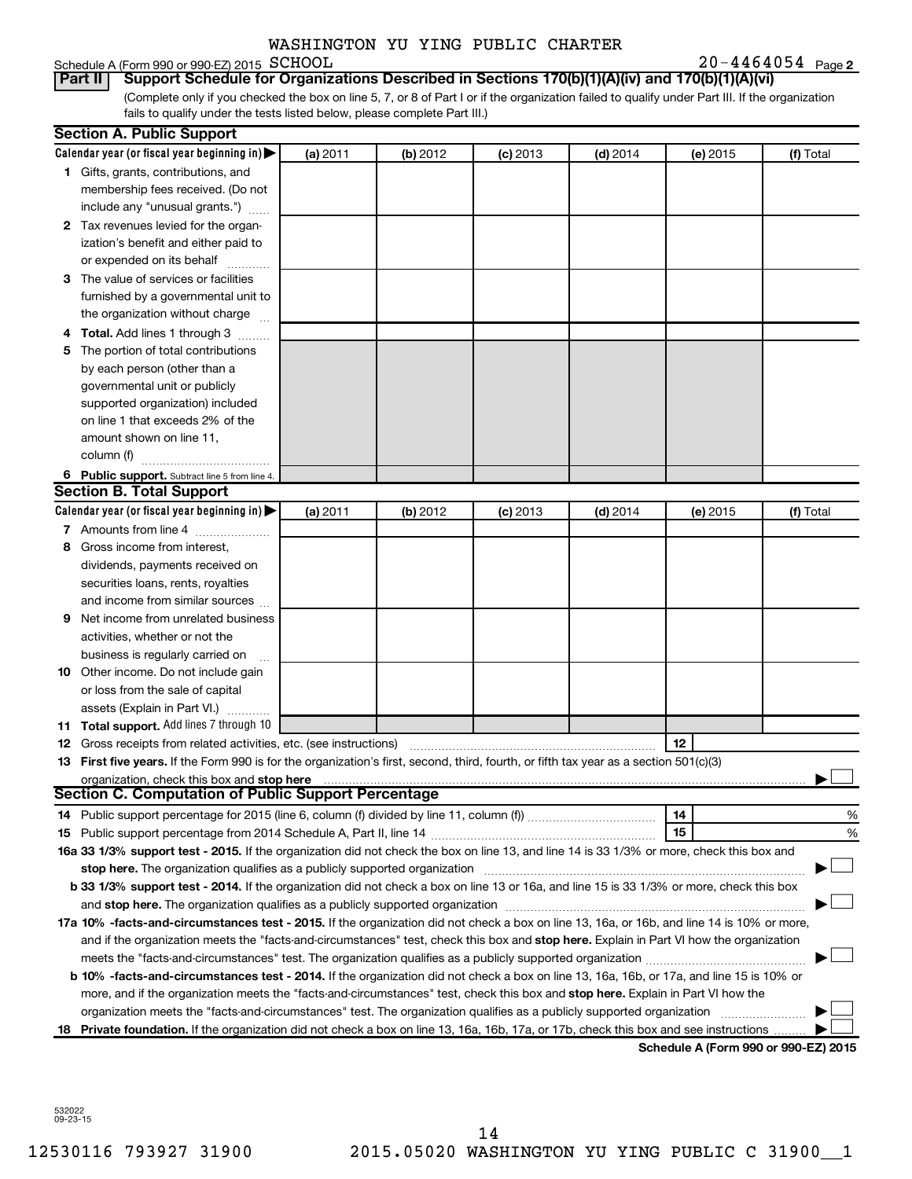WASHINGTON YU YING PUBLIC CHARTER

Schedule A (Form 990 or 990-EZ) 2015 SCHOOL 20-4464054 Page 2

**Part II | Support Schedule for Organizations Described in Sections 170(b)(1)(A)(iv) and 170(b)(1)(A)(vi)**

(Complete only if you checked the box on line 5, 7, or 8 of Part I or if the organization failed to qualify under Part III. If the organization fails to qualify under the tests listed below, please complete Part III.)

**Section A. Public Support**

| Calendar year (or fiscal year beginning in) ▶ | (a) 2011 | (b) 2012 | (c) 2013 | (d) 2014 | (e) 2015 | (f) Total |
|---|---|---|---|---|---|---|
| **1** Gifts, grants, contributions, and membership fees received. (Do not include any "unusual grants.") | | | | | | |
| **2** Tax revenues levied for the organization's benefit and either paid to or expended on its behalf | | | | | | |
| **3** The value of services or facilities furnished by a governmental unit to the organization without charge | | | | | | |
| **4** **Total.** Add lines 1 through 3 | | | | | | |
| **5** The portion of total contributions by each person (other than a governmental unit or publicly supported organization) included on line 1 that exceeds 2% of the amount shown on line 11, column (f) | | | | | | |
| **6** **Public support.** Subtract line 5 from line 4. | | | | | | |

**Section B. Total Support**

| Calendar year (or fiscal year beginning in) ▶ | (a) 2011 | (b) 2012 | (c) 2013 | (d) 2014 | (e) 2015 | (f) Total |
|---|---|---|---|---|---|---|
| **7** Amounts from line 4 | | | | | | |
| **8** Gross income from interest, dividends, payments received on securities loans, rents, royalties and income from similar sources | | | | | | |
| **9** Net income from unrelated business activities, whether or not the business is regularly carried on | | | | | | |
| **10** Other income. Do not include gain or loss from the sale of capital assets (Explain in Part VI.) | | | | | | |
| **11** **Total support.** Add lines 7 through 10 | | | | | | |

**12** Gross receipts from related activities, etc. (see instructions) | **12** |

**13** **First five years.** If the Form 990 is for the organization's first, second, third, fourth, or fifth tax year as a section 501(c)(3) organization, check this box and **stop here** ▶ ☐

**Section C. Computation of Public Support Percentage**

**14** Public support percentage for 2015 (line 6, column (f) divided by line 11, column (f)) | **14** | %

**15** Public support percentage from 2014 Schedule A, Part II, line 14 | **15** | %

**16a 33 1/3% support test - 2015.** If the organization did not check the box on line 13, and line 14 is 33 1/3% or more, check this box and **stop here.** The organization qualifies as a publicly supported organization ▶ ☐

**b 33 1/3% support test - 2014.** If the organization did not check a box on line 13 or 16a, and line 15 is 33 1/3% or more, check this box and **stop here.** The organization qualifies as a publicly supported organization ▶ ☐

**17a 10% -facts-and-circumstances test - 2015.** If the organization did not check a box on line 13, 16a, or 16b, and line 14 is 10% or more, and if the organization meets the "facts-and-circumstances" test, check this box and **stop here.** Explain in Part VI how the organization meets the "facts-and-circumstances" test. The organization qualifies as a publicly supported organization ▶ ☐

**b 10% -facts-and-circumstances test - 2014.** If the organization did not check a box on line 13, 16a, 16b, or 17a, and line 15 is 10% or more, and if the organization meets the "facts-and-circumstances" test, check this box and **stop here.** Explain in Part VI how the organization meets the "facts-and-circumstances" test. The organization qualifies as a publicly supported organization ▶ ☐

**18** **Private foundation.** If the organization did not check a box on line 13, 16a, 16b, 17a, or 17b, check this box and see instructions ▶ ☐

**Schedule A (Form 990 or 990-EZ) 2015**

532022 09-23-15

12530116 793927 31900 2015.05020 WASHINGTON YU YING PUBLIC C 31900__1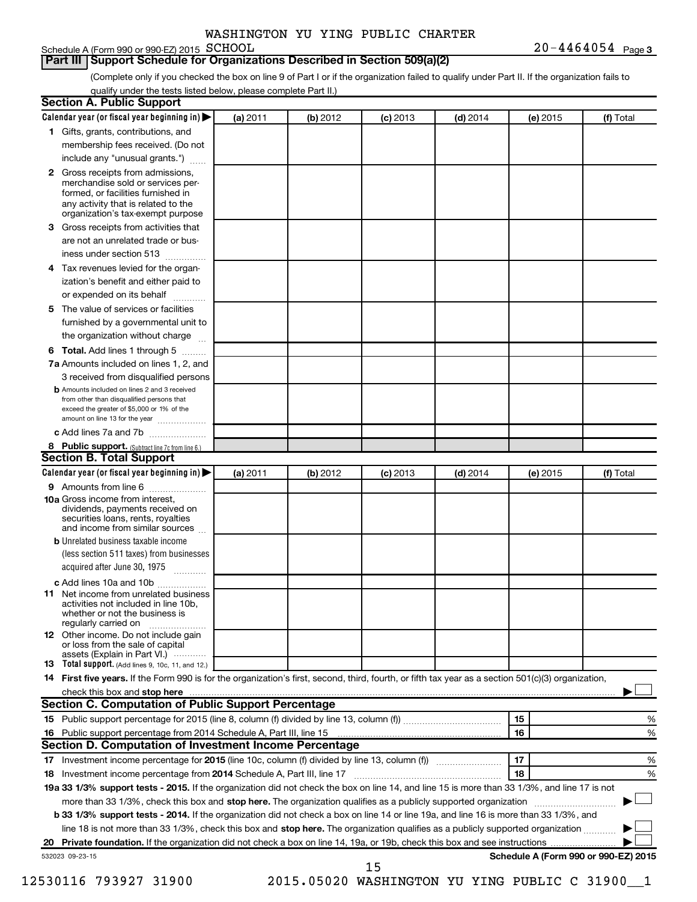WASHINGTON YU YING PUBLIC CHARTER

Schedule A (Form 990 or 990-EZ) 2015 SCHOOL 20-4464054 Page 3

## Part III Support Schedule for Organizations Described in Section 509(a)(2)

(Complete only if you checked the box on line 9 of Part I or if the organization failed to qualify under Part II. If the organization fails to qualify under the tests listed below, please complete Part II.)

### Section A. Public Support

| Calendar year (or fiscal year beginning in) ▶ | (a) 2011 | (b) 2012 | (c) 2013 | (d) 2014 | (e) 2015 | (f) Total |
|---|---|---|---|---|---|---|
| **1** Gifts, grants, contributions, and membership fees received. (Do not include any "unusual grants.") | | | | | | |
| **2** Gross receipts from admissions, merchandise sold or services performed, or facilities furnished in any activity that is related to the organization's tax-exempt purpose | | | | | | |
| **3** Gross receipts from activities that are not an unrelated trade or business under section 513 | | | | | | |
| **4** Tax revenues levied for the organization's benefit and either paid to or expended on its behalf | | | | | | |
| **5** The value of services or facilities furnished by a governmental unit to the organization without charge | | | | | | |
| **6 Total.** Add lines 1 through 5 | | | | | | |
| **7a** Amounts included on lines 1, 2, and 3 received from disqualified persons | | | | | | |
| **b** Amounts included on lines 2 and 3 received from other than disqualified persons that exceed the greater of $5,000 or 1% of the amount on line 13 for the year | | | | | | |
| **c** Add lines 7a and 7b | | | | | | |
| **8 Public support.** (Subtract line 7c from line 6.) | | | | | | |

### Section B. Total Support

| Calendar year (or fiscal year beginning in) ▶ | (a) 2011 | (b) 2012 | (c) 2013 | (d) 2014 | (e) 2015 | (f) Total |
|---|---|---|---|---|---|---|
| **9** Amounts from line 6 | | | | | | |
| **10a** Gross income from interest, dividends, payments received on securities loans, rents, royalties and income from similar sources | | | | | | |
| **b** Unrelated business taxable income (less section 511 taxes) from businesses acquired after June 30, 1975 | | | | | | |
| **c** Add lines 10a and 10b | | | | | | |
| **11** Net income from unrelated business activities not included in line 10b, whether or not the business is regularly carried on | | | | | | |
| **12** Other income. Do not include gain or loss from the sale of capital assets (Explain in Part VI.) | | | | | | |
| **13 Total support.** (Add lines 9, 10c, 11, and 12.) | | | | | | |

**14 First five years.** If the Form 990 is for the organization's first, second, third, fourth, or fifth tax year as a section 501(c)(3) organization, check this box and **stop here** ▶ ☐

### Section C. Computation of Public Support Percentage

| | | | |
|---|---|---|---|
| **15** | Public support percentage for 2015 (line 8, column (f) divided by line 13, column (f)) | 15 | % |
| **16** | Public support percentage from 2014 Schedule A, Part III, line 15 | 16 | % |

### Section D. Computation of Investment Income Percentage

| | | | |
|---|---|---|---|
| **17** | Investment income percentage for **2015** (line 10c, column (f) divided by line 13, column (f)) | 17 | % |
| **18** | Investment income percentage from **2014** Schedule A, Part III, line 17 | 18 | % |

**19a 33 1/3% support tests - 2015.** If the organization did not check the box on line 14, and line 15 is more than 33 1/3%, and line 17 is not more than 33 1/3%, check this box and **stop here.** The organization qualifies as a publicly supported organization ▶ ☐

**b 33 1/3% support tests - 2014.** If the organization did not check a box on line 14 or line 19a, and line 16 is more than 33 1/3%, and line 18 is not more than 33 1/3%, check this box and **stop here.** The organization qualifies as a publicly supported organization ▶ ☐

**20 Private foundation.** If the organization did not check a box on line 14, 19a, or 19b, check this box and see instructions ▶ ☐

532023 09-23-15 **Schedule A (Form 990 or 990-EZ) 2015**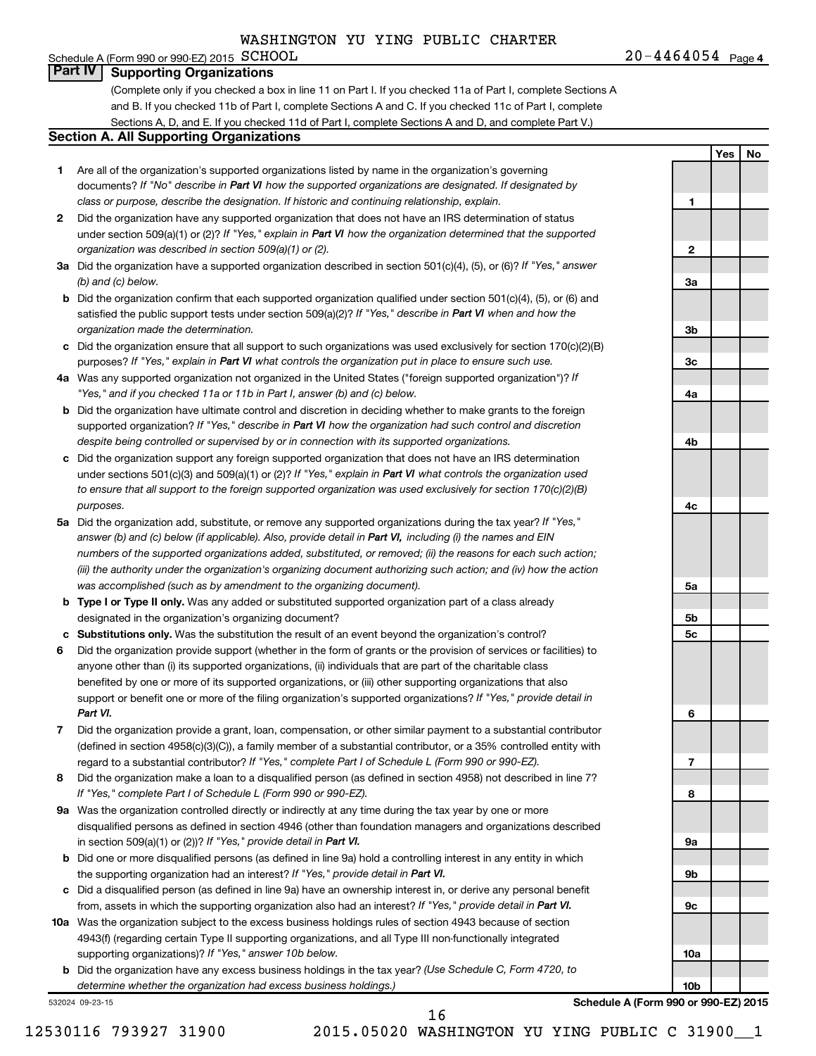WASHINGTON YU YING PUBLIC CHARTER SCHOOL

Schedule A (Form 990 or 990-EZ) 2015 20-4464054 Page 4

## Part IV Supporting Organizations

(Complete only if you checked a box in line 11 on Part I. If you checked 11a of Part I, complete Sections A and B. If you checked 11b of Part I, complete Sections A and C. If you checked 11c of Part I, complete Sections A, D, and E. If you checked 11d of Part I, complete Sections A and D, and complete Part V.)

### Section A. All Supporting Organizations

| | | | Yes | No |
|---|---|---|---|---|
| **1** | Are all of the organization's supported organizations listed by name in the organization's governing documents? *If "No" describe in **Part VI** how the supported organizations are designated. If designated by class or purpose, describe the designation. If historic and continuing relationship, explain.* | 1 | | |
| **2** | Did the organization have any supported organization that does not have an IRS determination of status under section 509(a)(1) or (2)? *If "Yes," explain in **Part VI** how the organization determined that the supported organization was described in section 509(a)(1) or (2).* | 2 | | |
| **3a** | Did the organization have a supported organization described in section 501(c)(4), (5), or (6)? *If "Yes," answer (b) and (c) below.* | 3a | | |
| **b** | Did the organization confirm that each supported organization qualified under section 501(c)(4), (5), or (6) and satisfied the public support tests under section 509(a)(2)? *If "Yes," describe in **Part VI** when and how the organization made the determination.* | 3b | | |
| **c** | Did the organization ensure that all support to such organizations was used exclusively for section 170(c)(2)(B) purposes? *If "Yes," explain in **Part VI** what controls the organization put in place to ensure such use.* | 3c | | |
| **4a** | Was any supported organization not organized in the United States ("foreign supported organization")? *If "Yes," and if you checked 11a or 11b in Part I, answer (b) and (c) below.* | 4a | | |
| **b** | Did the organization have ultimate control and discretion in deciding whether to make grants to the foreign supported organization? *If "Yes," describe in **Part VI** how the organization had such control and discretion despite being controlled or supervised by or in connection with its supported organizations.* | 4b | | |
| **c** | Did the organization support any foreign supported organization that does not have an IRS determination under sections 501(c)(3) and 509(a)(1) or (2)? *If "Yes," explain in **Part VI** what controls the organization used to ensure that all support to the foreign supported organization was used exclusively for section 170(c)(2)(B) purposes.* | 4c | | |
| **5a** | Did the organization add, substitute, or remove any supported organizations during the tax year? *If "Yes," answer (b) and (c) below (if applicable). Also, provide detail in **Part VI**, including (i) the names and EIN numbers of the supported organizations added, substituted, or removed; (ii) the reasons for each such action; (iii) the authority under the organization's organizing document authorizing such action; and (iv) how the action was accomplished (such as by amendment to the organizing document).* | 5a | | |
| **b** | **Type I or Type II only.** Was any added or substituted supported organization part of a class already designated in the organization's organizing document? | 5b | | |
| **c** | **Substitutions only.** Was the substitution the result of an event beyond the organization's control? | 5c | | |
| **6** | Did the organization provide support (whether in the form of grants or the provision of services or facilities) to anyone other than (i) its supported organizations, (ii) individuals that are part of the charitable class benefited by one or more of its supported organizations, or (iii) other supporting organizations that also support or benefit one or more of the filing organization's supported organizations? *If "Yes," provide detail in **Part VI.*** | 6 | | |
| **7** | Did the organization provide a grant, loan, compensation, or other similar payment to a substantial contributor (defined in section 4958(c)(3)(C)), a family member of a substantial contributor, or a 35% controlled entity with regard to a substantial contributor? *If "Yes," complete Part I of Schedule L (Form 990 or 990-EZ).* | 7 | | |
| **8** | Did the organization make a loan to a disqualified person (as defined in section 4958) not described in line 7? *If "Yes," complete Part I of Schedule L (Form 990 or 990-EZ).* | 8 | | |
| **9a** | Was the organization controlled directly or indirectly at any time during the tax year by one or more disqualified persons as defined in section 4946 (other than foundation managers and organizations described in section 509(a)(1) or (2))? *If "Yes," provide detail in **Part VI.*** | 9a | | |
| **b** | Did one or more disqualified persons (as defined in line 9a) hold a controlling interest in any entity in which the supporting organization had an interest? *If "Yes," provide detail in **Part VI.*** | 9b | | |
| **c** | Did a disqualified person (as defined in line 9a) have an ownership interest in, or derive any personal benefit from, assets in which the supporting organization also had an interest? *If "Yes," provide detail in **Part VI.*** | 9c | | |
| **10a** | Was the organization subject to the excess business holdings rules of section 4943 because of section 4943(f) (regarding certain Type II supporting organizations, and all Type III non-functionally integrated supporting organizations)? *If "Yes," answer 10b below.* | 10a | | |
| **b** | Did the organization have any excess business holdings in the tax year? *(Use Schedule C, Form 4720, to determine whether the organization had excess business holdings.)* | 10b | | |

532024 09-23-15 **Schedule A (Form 990 or 990-EZ) 2015**

12530116 793927 31900 2015.05020 WASHINGTON YU YING PUBLIC C 31900__1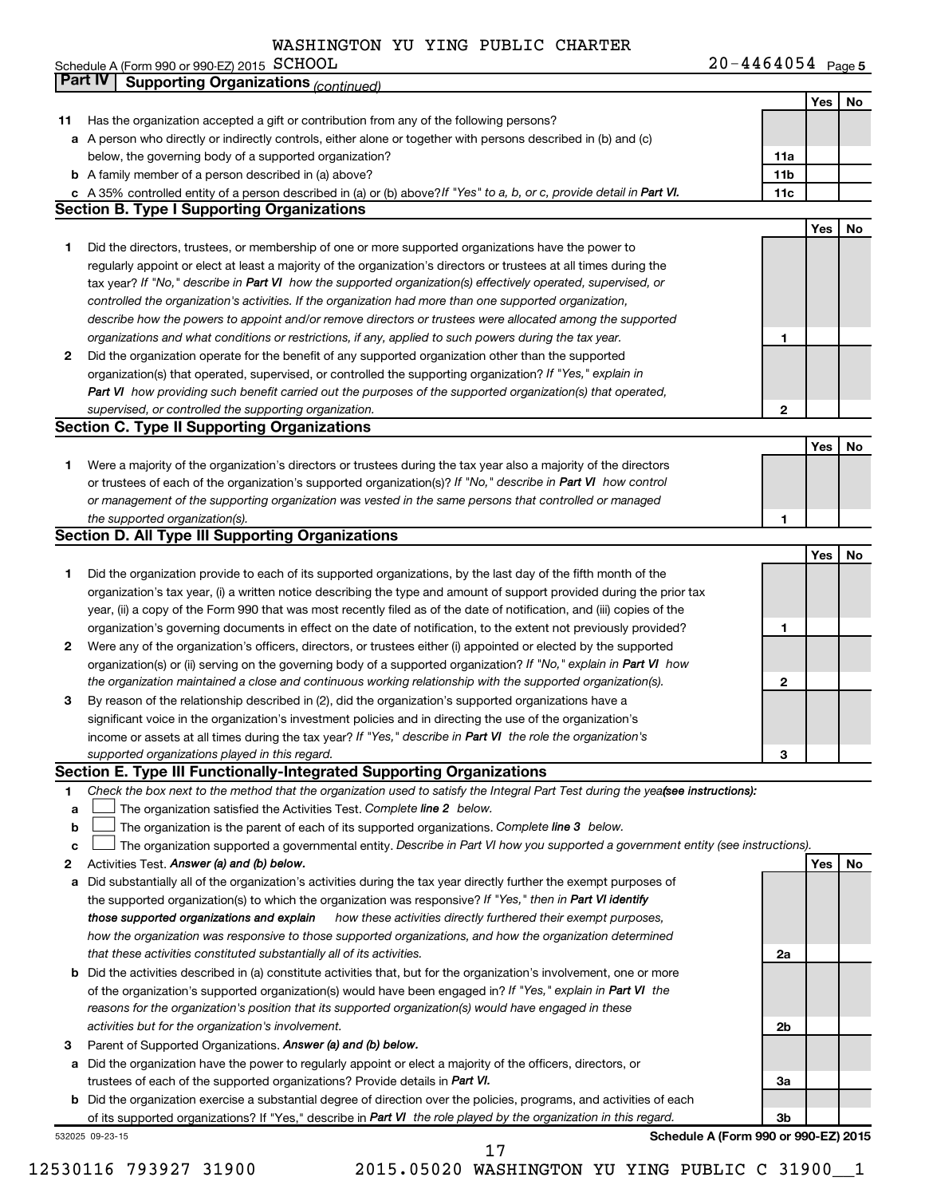WASHINGTON YU YING PUBLIC CHARTER

Schedule A (Form 990 or 990-EZ) 2015 SCHOOL 20-4464054 Page 5

## Part IV Supporting Organizations *(continued)*

| | | | Yes | No |
|---|---|---|---|---|
| **11** | Has the organization accepted a gift or contribution from any of the following persons? | | | |
| **a** | A person who directly or indirectly controls, either alone or together with persons described in (b) and (c) below, the governing body of a supported organization? | **11a** | | |
| **b** | A family member of a person described in (a) above? | **11b** | | |
| **c** | A 35% controlled entity of a person described in (a) or (b) above? *If "Yes" to a, b, or c, provide detail in **Part VI.*** | **11c** | | |

### Section B. Type I Supporting Organizations

| | | | Yes | No |
|---|---|---|---|---|
| **1** | Did the directors, trustees, or membership of one or more supported organizations have the power to regularly appoint or elect at least a majority of the organization's directors or trustees at all times during the tax year? *If "No," describe in **Part VI** how the supported organization(s) effectively operated, supervised, or controlled the organization's activities. If the organization had more than one supported organization, describe how the powers to appoint and/or remove directors or trustees were allocated among the supported organizations and what conditions or restrictions, if any, applied to such powers during the tax year.* | **1** | | |
| **2** | Did the organization operate for the benefit of any supported organization other than the supported organization(s) that operated, supervised, or controlled the supporting organization? *If "Yes," explain in **Part VI** how providing such benefit carried out the purposes of the supported organization(s) that operated, supervised, or controlled the supporting organization.* | **2** | | |

### Section C. Type II Supporting Organizations

| | | | Yes | No |
|---|---|---|---|---|
| **1** | Were a majority of the organization's directors or trustees during the tax year also a majority of the directors or trustees of each of the organization's supported organization(s)? *If "No," describe in **Part VI** how control or management of the supporting organization was vested in the same persons that controlled or managed the supported organization(s).* | **1** | | |

### Section D. All Type III Supporting Organizations

| | | | Yes | No |
|---|---|---|---|---|
| **1** | Did the organization provide to each of its supported organizations, by the last day of the fifth month of the organization's tax year, (i) a written notice describing the type and amount of support provided during the prior tax year, (ii) a copy of the Form 990 that was most recently filed as of the date of notification, and (iii) copies of the organization's governing documents in effect on the date of notification, to the extent not previously provided? | **1** | | |
| **2** | Were any of the organization's officers, directors, or trustees either (i) appointed or elected by the supported organization(s) or (ii) serving on the governing body of a supported organization? *If "No," explain in **Part VI** how the organization maintained a close and continuous working relationship with the supported organization(s).* | **2** | | |
| **3** | By reason of the relationship described in (2), did the organization's supported organizations have a significant voice in the organization's investment policies and in directing the use of the organization's income or assets at all times during the tax year? *If "Yes," describe in **Part VI** the role the organization's supported organizations played in this regard.* | **3** | | |

### Section E. Type III Functionally-Integrated Supporting Organizations

**1** *Check the box next to the method that the organization used to satisfy the Integral Part Test during the year* ***(see instructions):***

**a** ☐ The organization satisfied the Activities Test. *Complete **line 2** below.*

**b** ☐ The organization is the parent of each of its supported organizations. *Complete **line 3** below.*

**c** ☐ The organization supported a governmental entity. *Describe in Part VI how you supported a government entity (see instructions).*

| | | | Yes | No |
|---|---|---|---|---|
| **2** | Activities Test. ***Answer (a) and (b) below.*** | | | |
| **a** | Did substantially all of the organization's activities during the tax year directly further the exempt purposes of the supported organization(s) to which the organization was responsive? *If "Yes," then in **Part VI identify those supported organizations and explain** how these activities directly furthered their exempt purposes, how the organization was responsive to those supported organizations, and how the organization determined that these activities constituted substantially all of its activities.* | **2a** | | |
| **b** | Did the activities described in (a) constitute activities that, but for the organization's involvement, one or more of the organization's supported organization(s) would have been engaged in? *If "Yes," explain in **Part VI** the reasons for the organization's position that its supported organization(s) would have engaged in these activities but for the organization's involvement.* | **2b** | | |
| **3** | Parent of Supported Organizations. ***Answer (a) and (b) below.*** | | | |
| **a** | Did the organization have the power to regularly appoint or elect a majority of the officers, directors, or trustees of each of the supported organizations? Provide details in ***Part VI.*** | **3a** | | |
| **b** | Did the organization exercise a substantial degree of direction over the policies, programs, and activities of each of its supported organizations? If "Yes," describe in ***Part VI*** *the role played by the organization in this regard.* | **3b** | | |

532025 09-23-15 **Schedule A (Form 990 or 990-EZ) 2015**

12530116 793927 31900 2015.05020 WASHINGTON YU YING PUBLIC C 31900__1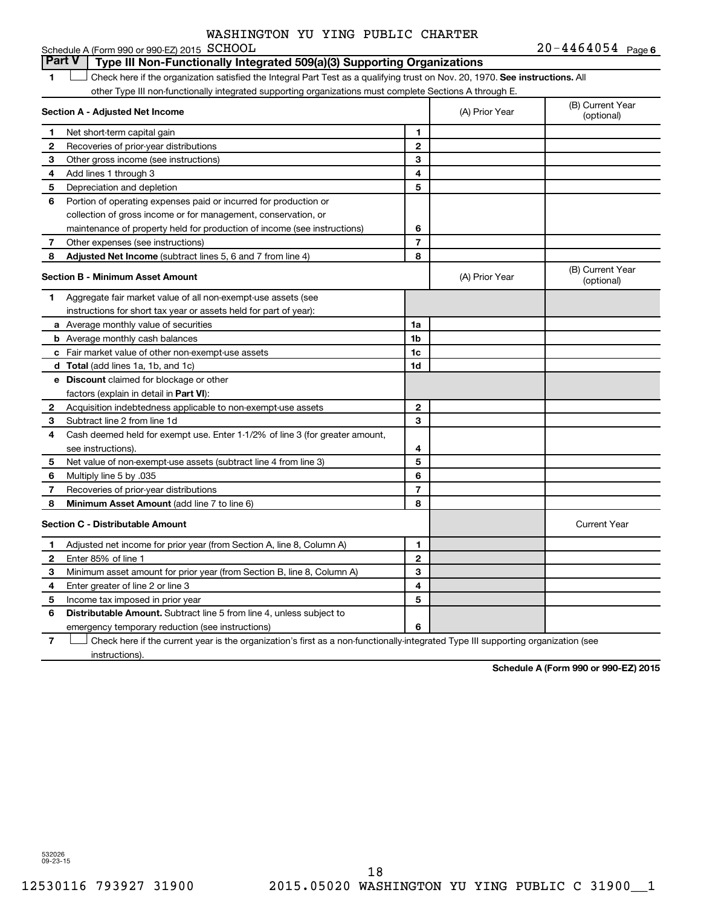WASHINGTON YU YING PUBLIC CHARTER SCHOOL

Schedule A (Form 990 or 990-EZ) 2015 SCHOOL 20-4464054 Page 6

## Part V Type III Non-Functionally Integrated 509(a)(3) Supporting Organizations

1 ☐ Check here if the organization satisfied the Integral Part Test as a qualifying trust on Nov. 20, 1970. **See instructions.** All other Type III non-functionally integrated supporting organizations must complete Sections A through E.

| **Section A - Adjusted Net Income** | | (A) Prior Year | (B) Current Year (optional) |
|---|---|---|---|
| 1 Net short-term capital gain | 1 | | |
| 2 Recoveries of prior-year distributions | 2 | | |
| 3 Other gross income (see instructions) | 3 | | |
| 4 Add lines 1 through 3 | 4 | | |
| 5 Depreciation and depletion | 5 | | |
| 6 Portion of operating expenses paid or incurred for production or collection of gross income or for management, conservation, or maintenance of property held for production of income (see instructions) | 6 | | |
| 7 Other expenses (see instructions) | 7 | | |
| 8 **Adjusted Net Income** (subtract lines 5, 6 and 7 from line 4) | 8 | | |

| **Section B - Minimum Asset Amount** | | (A) Prior Year | (B) Current Year (optional) |
|---|---|---|---|
| 1 Aggregate fair market value of all non-exempt-use assets (see instructions for short tax year or assets held for part of year): | | | |
| a Average monthly value of securities | 1a | | |
| b Average monthly cash balances | 1b | | |
| c Fair market value of other non-exempt-use assets | 1c | | |
| d **Total** (add lines 1a, 1b, and 1c) | 1d | | |
| e **Discount** claimed for blockage or other factors (explain in detail in **Part VI**): | | | |
| 2 Acquisition indebtedness applicable to non-exempt-use assets | 2 | | |
| 3 Subtract line 2 from line 1d | 3 | | |
| 4 Cash deemed held for exempt use. Enter 1-1/2% of line 3 (for greater amount, see instructions). | 4 | | |
| 5 Net value of non-exempt-use assets (subtract line 4 from line 3) | 5 | | |
| 6 Multiply line 5 by .035 | 6 | | |
| 7 Recoveries of prior-year distributions | 7 | | |
| 8 **Minimum Asset Amount** (add line 7 to line 6) | 8 | | |

| **Section C - Distributable Amount** | | | Current Year |
|---|---|---|---|
| 1 Adjusted net income for prior year (from Section A, line 8, Column A) | 1 | | |
| 2 Enter 85% of line 1 | 2 | | |
| 3 Minimum asset amount for prior year (from Section B, line 8, Column A) | 3 | | |
| 4 Enter greater of line 2 or line 3 | 4 | | |
| 5 Income tax imposed in prior year | 5 | | |
| 6 **Distributable Amount.** Subtract line 5 from line 4, unless subject to emergency temporary reduction (see instructions) | 6 | | |

7 ☐ Check here if the current year is the organization's first as a non-functionally-integrated Type III supporting organization (see instructions).

**Schedule A (Form 990 or 990-EZ) 2015**

532026 09-23-15

12530116 793927 31900 2015.05020 WASHINGTON YU YING PUBLIC C 31900__1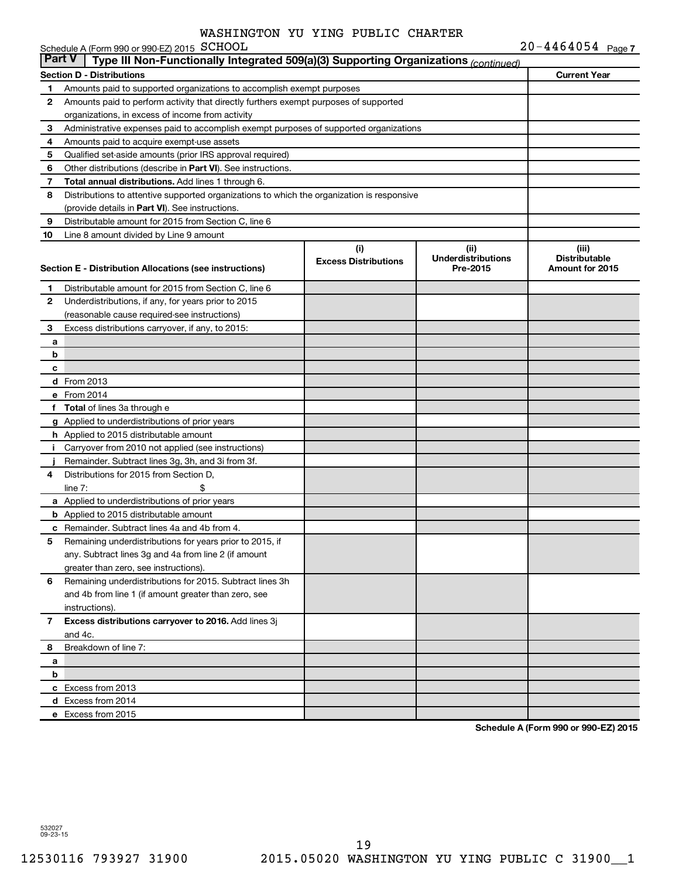WASHINGTON YU YING PUBLIC CHARTER

Schedule A (Form 990 or 990-EZ) 2015 SCHOOL 20-4464054 Page 7

**Part V** Type III Non-Functionally Integrated 509(a)(3) Supporting Organizations *(continued)*

| **Section D - Distributions** | | **Current Year** |
|---|---|---|
| 1 | Amounts paid to supported organizations to accomplish exempt purposes | |
| 2 | Amounts paid to perform activity that directly furthers exempt purposes of supported organizations, in excess of income from activity | |
| 3 | Administrative expenses paid to accomplish exempt purposes of supported organizations | |
| 4 | Amounts paid to acquire exempt-use assets | |
| 5 | Qualified set-aside amounts (prior IRS approval required) | |
| 6 | Other distributions (describe in **Part VI**). See instructions. | |
| 7 | **Total annual distributions.** Add lines 1 through 6. | |
| 8 | Distributions to attentive supported organizations to which the organization is responsive (provide details in **Part VI**). See instructions. | |
| 9 | Distributable amount for 2015 from Section C, line 6 | |
| 10 | Line 8 amount divided by Line 9 amount | |

| | **Section E - Distribution Allocations (see instructions)** | **(i) Excess Distributions** | **(ii) Underdistributions Pre-2015** | **(iii) Distributable Amount for 2015** |
|---|---|---|---|---|
| 1 | Distributable amount for 2015 from Section C, line 6 | | | |
| 2 | Underdistributions, if any, for years prior to 2015 (reasonable cause required-see instructions) | | | |
| 3 | Excess distributions carryover, if any, to 2015: | | | |
| a | | | | |
| b | | | | |
| c | | | | |
| d | From 2013 | | | |
| e | From 2014 | | | |
| f | **Total** of lines 3a through e | | | |
| g | Applied to underdistributions of prior years | | | |
| h | Applied to 2015 distributable amount | | | |
| i | Carryover from 2010 not applied (see instructions) | | | |
| j | Remainder. Subtract lines 3g, 3h, and 3i from 3f. | | | |
| 4 | Distributions for 2015 from Section D, line 7: $ | | | |
| a | Applied to underdistributions of prior years | | | |
| b | Applied to 2015 distributable amount | | | |
| c | Remainder. Subtract lines 4a and 4b from 4. | | | |
| 5 | Remaining underdistributions for years prior to 2015, if any. Subtract lines 3g and 4a from line 2 (if amount greater than zero, see instructions). | | | |
| 6 | Remaining underdistributions for 2015. Subtract lines 3h and 4b from line 1 (if amount greater than zero, see instructions). | | | |
| 7 | **Excess distributions carryover to 2016.** Add lines 3j and 4c. | | | |
| 8 | Breakdown of line 7: | | | |
| a | | | | |
| b | | | | |
| c | Excess from 2013 | | | |
| d | Excess from 2014 | | | |
| e | Excess from 2015 | | | |

**Schedule A (Form 990 or 990-EZ) 2015**

532027 09-23-15

12530116 793927 31900 2015.05020 WASHINGTON YU YING PUBLIC C 31900__1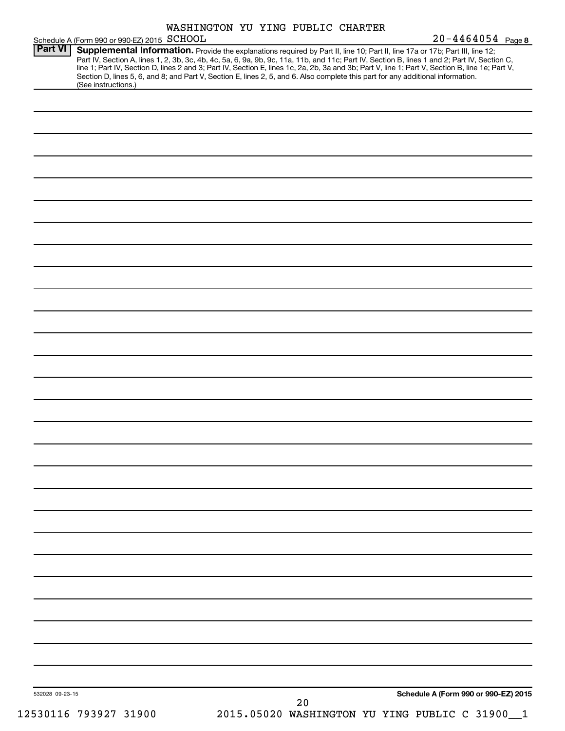WASHINGTON YU YING PUBLIC CHARTER

Schedule A (Form 990 or 990-EZ) 2015 SCHOOL 20-4464054 Page **8**

**Part VI** **Supplemental Information.** Provide the explanations required by Part II, line 10; Part II, line 17a or 17b; Part III, line 12; Part IV, Section A, lines 1, 2, 3b, 3c, 4b, 4c, 5a, 6, 9a, 9b, 9c, 11a, 11b, and 11c; Part IV, Section B, lines 1 and 2; Part IV, Section C, line 1; Part IV, Section D, lines 2 and 3; Part IV, Section E, lines 1c, 2a, 2b, 3a and 3b; Part V, line 1; Part V, Section B, line 1e; Part V, Section D, lines 5, 6, and 8; and Part V, Section E, lines 2, 5, and 6. Also complete this part for any additional information. (See instructions.)

532028 09-23-15 **Schedule A (Form 990 or 990-EZ) 2015**

12530116 793927 31900 2015.05020 WASHINGTON YU YING PUBLIC C 31900__1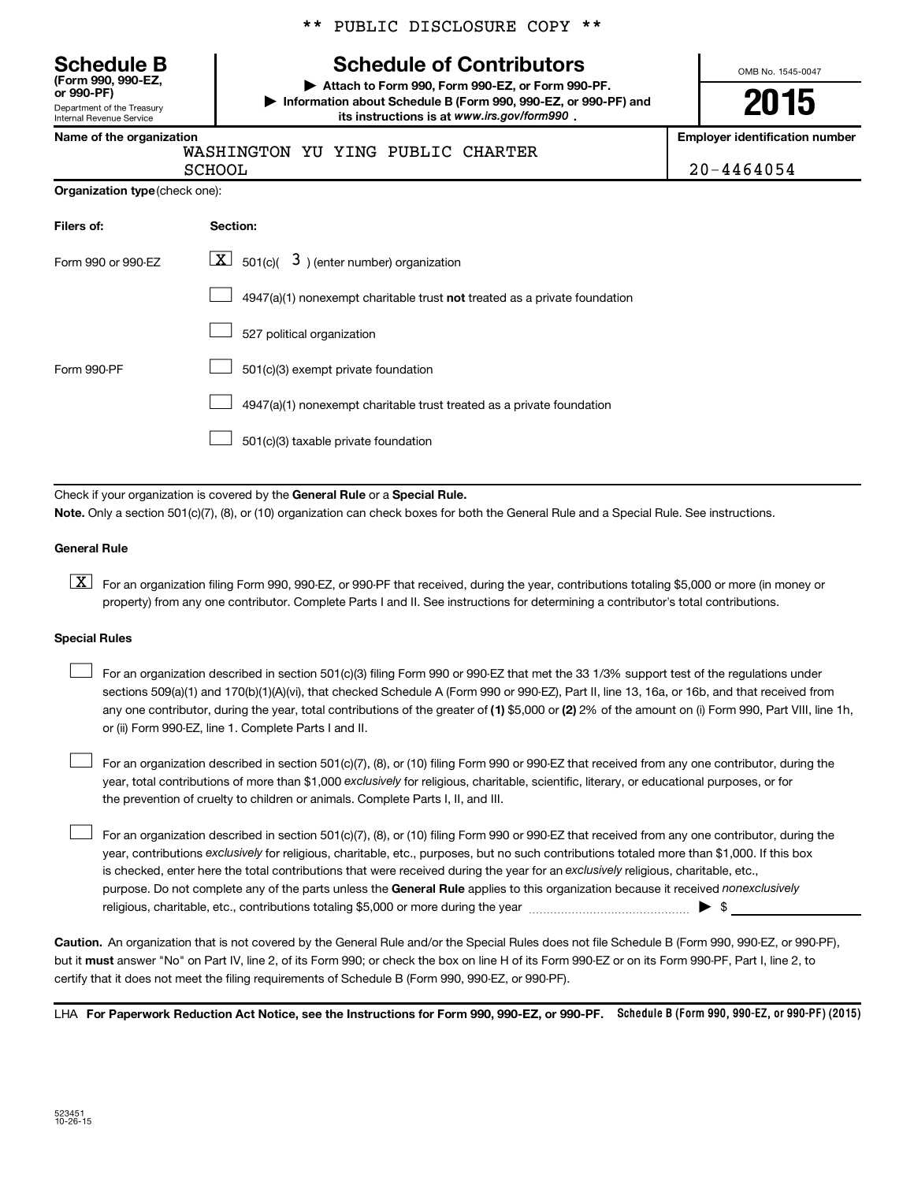\*\* PUBLIC DISCLOSURE COPY \*\*

# Schedule B

**(Form 990, 990-EZ, or 990-PF)**

Department of the Treasury
Internal Revenue Service

## Schedule of Contributors

▶ **Attach to Form 990, Form 990-EZ, or Form 990-PF.**

▶ **Information about Schedule B (Form 990, 990-EZ, or 990-PF) and its instructions is at *www.irs.gov/form990*.**

OMB No. 1545-0047

**2015**

| Name of the organization | Employer identification number |
|---|---|
| WASHINGTON YU YING PUBLIC CHARTER SCHOOL | 20-4464054 |

**Organization type** (check one):

| Filers of: | Section: |
|---|---|
| Form 990 or 990-EZ | [X] 501(c)( 3 ) (enter number) organization |
| | [ ] 4947(a)(1) nonexempt charitable trust **not** treated as a private foundation |
| | [ ] 527 political organization |
| Form 990-PF | [ ] 501(c)(3) exempt private foundation |
| | [ ] 4947(a)(1) nonexempt charitable trust treated as a private foundation |
| | [ ] 501(c)(3) taxable private foundation |

Check if your organization is covered by the **General Rule** or a **Special Rule.**

**Note.** Only a section 501(c)(7), (8), or (10) organization can check boxes for both the General Rule and a Special Rule. See instructions.

**General Rule**

[X] For an organization filing Form 990, 990-EZ, or 990-PF that received, during the year, contributions totaling $5,000 or more (in money or property) from any one contributor. Complete Parts I and II. See instructions for determining a contributor's total contributions.

**Special Rules**

[ ] For an organization described in section 501(c)(3) filing Form 990 or 990-EZ that met the 33 1/3% support test of the regulations under sections 509(a)(1) and 170(b)(1)(A)(vi), that checked Schedule A (Form 990 or 990-EZ), Part II, line 13, 16a, or 16b, and that received from any one contributor, during the year, total contributions of the greater of **(1)** $5,000 or **(2)** 2% of the amount on (i) Form 990, Part VIII, line 1h, or (ii) Form 990-EZ, line 1. Complete Parts I and II.

[ ] For an organization described in section 501(c)(7), (8), or (10) filing Form 990 or 990-EZ that received from any one contributor, during the year, total contributions of more than $1,000 *exclusively* for religious, charitable, scientific, literary, or educational purposes, or for the prevention of cruelty to children or animals. Complete Parts I, II, and III.

[ ] For an organization described in section 501(c)(7), (8), or (10) filing Form 990 or 990-EZ that received from any one contributor, during the year, contributions *exclusively* for religious, charitable, etc., purposes, but no such contributions totaled more than $1,000. If this box is checked, enter here the total contributions that were received during the year for an *exclusively* religious, charitable, etc., purpose. Do not complete any of the parts unless the **General Rule** applies to this organization because it received *nonexclusively* religious, charitable, etc., contributions totaling $5,000 or more during the year ▶ $ \_\_\_\_\_\_\_\_\_\_

**Caution.** An organization that is not covered by the General Rule and/or the Special Rules does not file Schedule B (Form 990, 990-EZ, or 990-PF), but it **must** answer "No" on Part IV, line 2, of its Form 990; or check the box on line H of its Form 990-EZ or on its Form 990-PF, Part I, line 2, to certify that it does not meet the filing requirements of Schedule B (Form 990, 990-EZ, or 990-PF).

LHA **For Paperwork Reduction Act Notice, see the Instructions for Form 990, 990-EZ, or 990-PF.** **Schedule B (Form 990, 990-EZ, or 990-PF) (2015)**

523451
10-26-15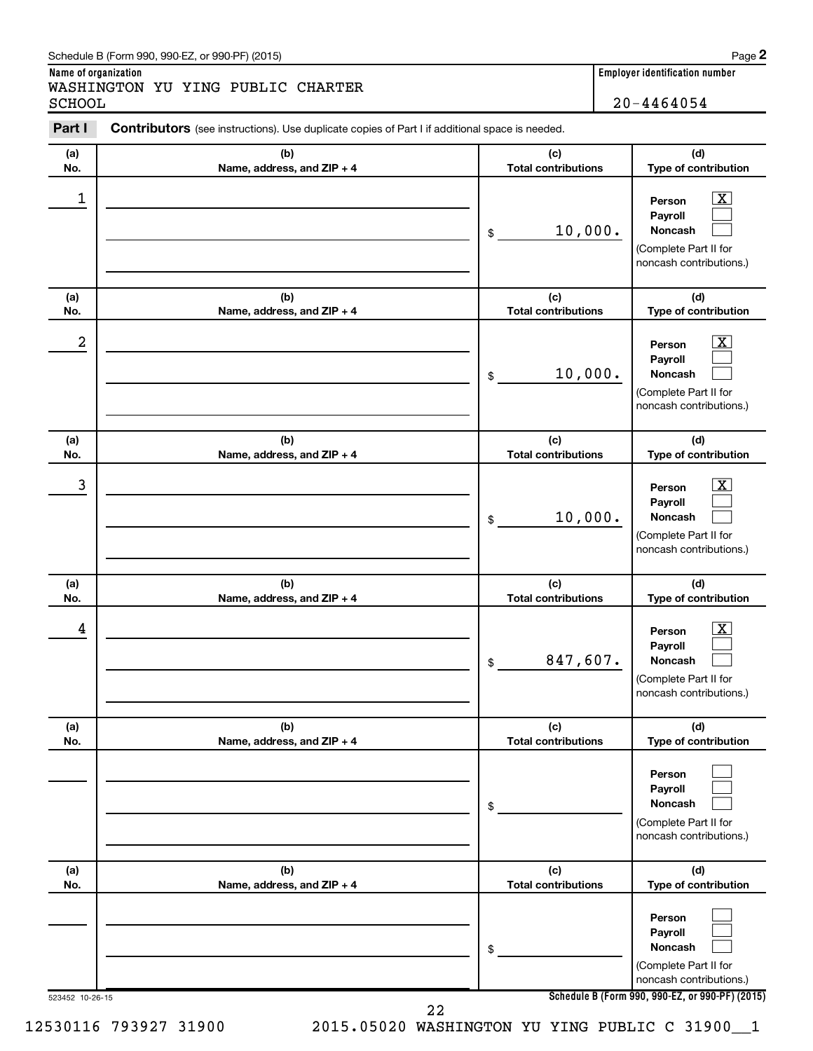Schedule B (Form 990, 990-EZ, or 990-PF) (2015)

**Name of organization**

WASHINGTON YU YING PUBLIC CHARTER SCHOOL

**Employer identification number**

20-4464054

**Part I** **Contributors** (see instructions). Use duplicate copies of Part I if additional space is needed.

| (a) No. | (b) Name, address, and ZIP + 4 | (c) Total contributions | (d) Type of contribution |
|---|---|---|---|
| 1 | | $ 10,000. | Person [X] Payroll [ ] Noncash [ ] (Complete Part II for noncash contributions.) |
| 2 | | $ 10,000. | Person [X] Payroll [ ] Noncash [ ] (Complete Part II for noncash contributions.) |
| 3 | | $ 10,000. | Person [X] Payroll [ ] Noncash [ ] (Complete Part II for noncash contributions.) |
| 4 | | $ 847,607. | Person [X] Payroll [ ] Noncash [ ] (Complete Part II for noncash contributions.) |
| | | $ | Person [ ] Payroll [ ] Noncash [ ] (Complete Part II for noncash contributions.) |
| | | $ | Person [ ] Payroll [ ] Noncash [ ] (Complete Part II for noncash contributions.) |

523452 10-26-15

**Schedule B (Form 990, 990-EZ, or 990-PF) (2015)**

12530116 793927 31900 2015.05020 WASHINGTON YU YING PUBLIC C 31900__1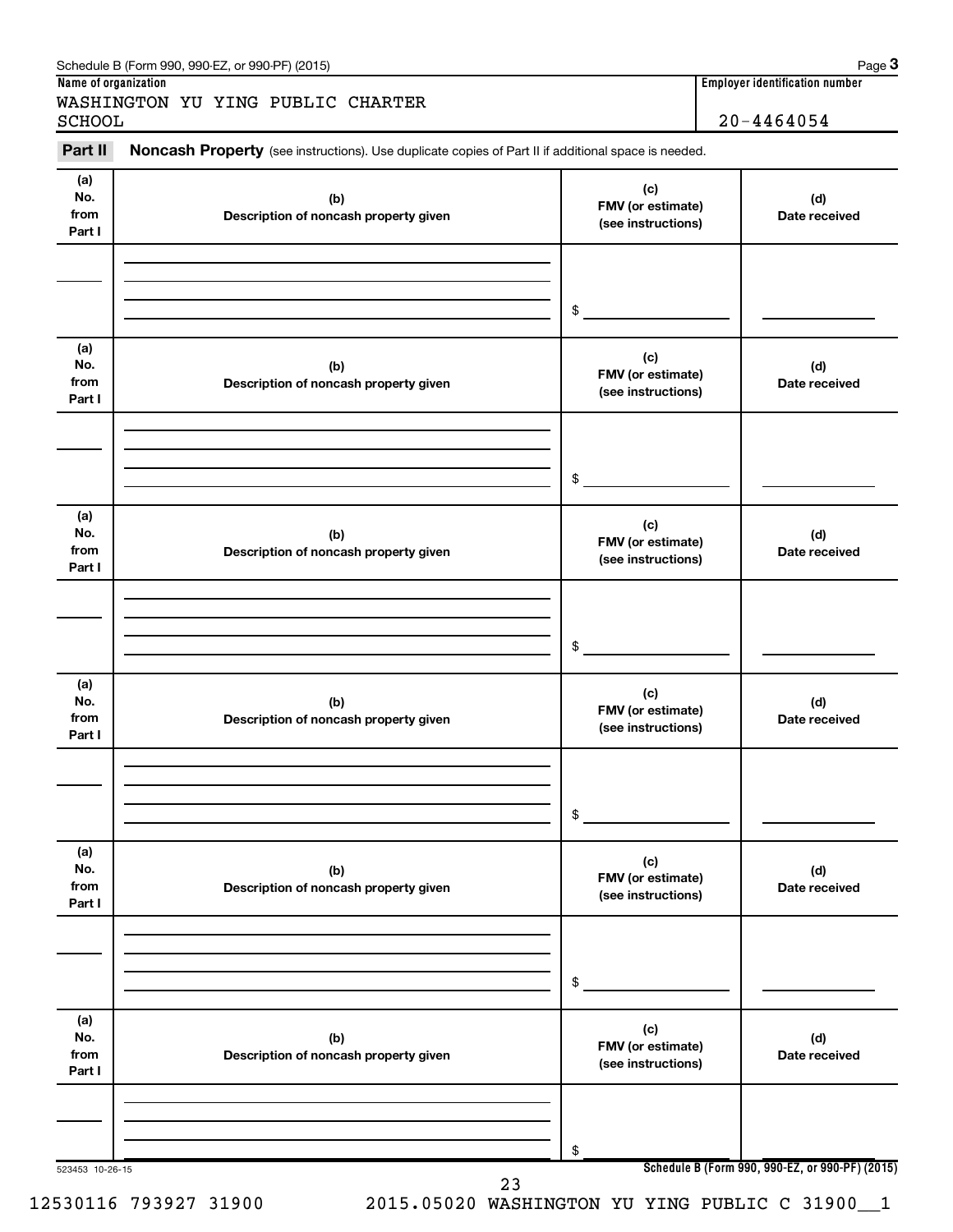Schedule B (Form 990, 990-EZ, or 990-PF) (2015) Page **3**

**Name of organization**

WASHINGTON YU YING PUBLIC CHARTER SCHOOL

**Employer identification number**

20-4464054

**Part II** **Noncash Property** (see instructions). Use duplicate copies of Part II if additional space is needed.

| (a) No. from Part I | (b) Description of noncash property given | (c) FMV (or estimate) (see instructions) | (d) Date received |
|---|---|---|---|
| | | $ | |

| (a) No. from Part I | (b) Description of noncash property given | (c) FMV (or estimate) (see instructions) | (d) Date received |
|---|---|---|---|
| | | $ | |

| (a) No. from Part I | (b) Description of noncash property given | (c) FMV (or estimate) (see instructions) | (d) Date received |
|---|---|---|---|
| | | $ | |

| (a) No. from Part I | (b) Description of noncash property given | (c) FMV (or estimate) (see instructions) | (d) Date received |
|---|---|---|---|
| | | $ | |

| (a) No. from Part I | (b) Description of noncash property given | (c) FMV (or estimate) (see instructions) | (d) Date received |
|---|---|---|---|
| | | $ | |

| (a) No. from Part I | (b) Description of noncash property given | (c) FMV (or estimate) (see instructions) | (d) Date received |
|---|---|---|---|
| | | $ | |

523453 10-26-15

**Schedule B (Form 990, 990-EZ, or 990-PF) (2015)**

12530116 793927 31900 2015.05020 WASHINGTON YU YING PUBLIC C 31900__1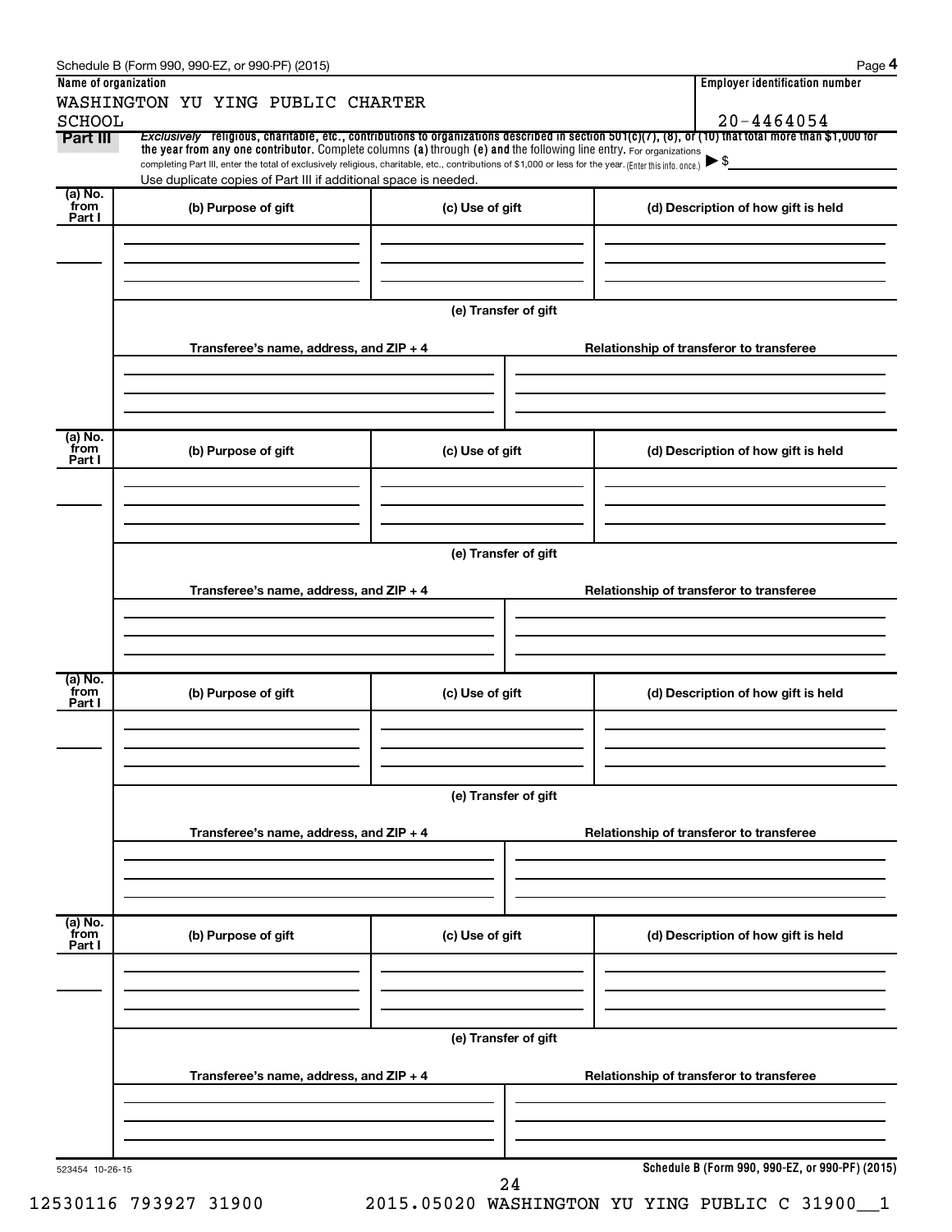**Name of organization**

WASHINGTON YU YING PUBLIC CHARTER SCHOOL

**Employer identification number**

20-4464054

**Part III** *Exclusively* religious, charitable, etc., contributions to organizations described in section 501(c)(7), (8), or (10) that total more than $1,000 for the year from any one contributor. Complete columns (a) through (e) and the following line entry. For organizations completing Part III, enter the total of exclusively religious, charitable, etc., contributions of $1,000 or less for the year. (Enter this info. once.) ▶ $

Use duplicate copies of Part III if additional space is needed.

| (a) No. from Part I | (b) Purpose of gift | (c) Use of gift | (d) Description of how gift is held |
|---|---|---|---|
| | | | |

(e) Transfer of gift

| Transferee's name, address, and ZIP + 4 | Relationship of transferor to transferee |
|---|---|
| | |

| (a) No. from Part I | (b) Purpose of gift | (c) Use of gift | (d) Description of how gift is held |
|---|---|---|---|
| | | | |

(e) Transfer of gift

| Transferee's name, address, and ZIP + 4 | Relationship of transferor to transferee |
|---|---|
| | |

| (a) No. from Part I | (b) Purpose of gift | (c) Use of gift | (d) Description of how gift is held |
|---|---|---|---|
| | | | |

(e) Transfer of gift

| Transferee's name, address, and ZIP + 4 | Relationship of transferor to transferee |
|---|---|
| | |

| (a) No. from Part I | (b) Purpose of gift | (c) Use of gift | (d) Description of how gift is held |
|---|---|---|---|
| | | | |

(e) Transfer of gift

| Transferee's name, address, and ZIP + 4 | Relationship of transferor to transferee |
|---|---|
| | |

523454 10-26-15

**Schedule B (Form 990, 990-EZ, or 990-PF) (2015)**

12530116 793927 31900 2015.05020 WASHINGTON YU YING PUBLIC C 31900__1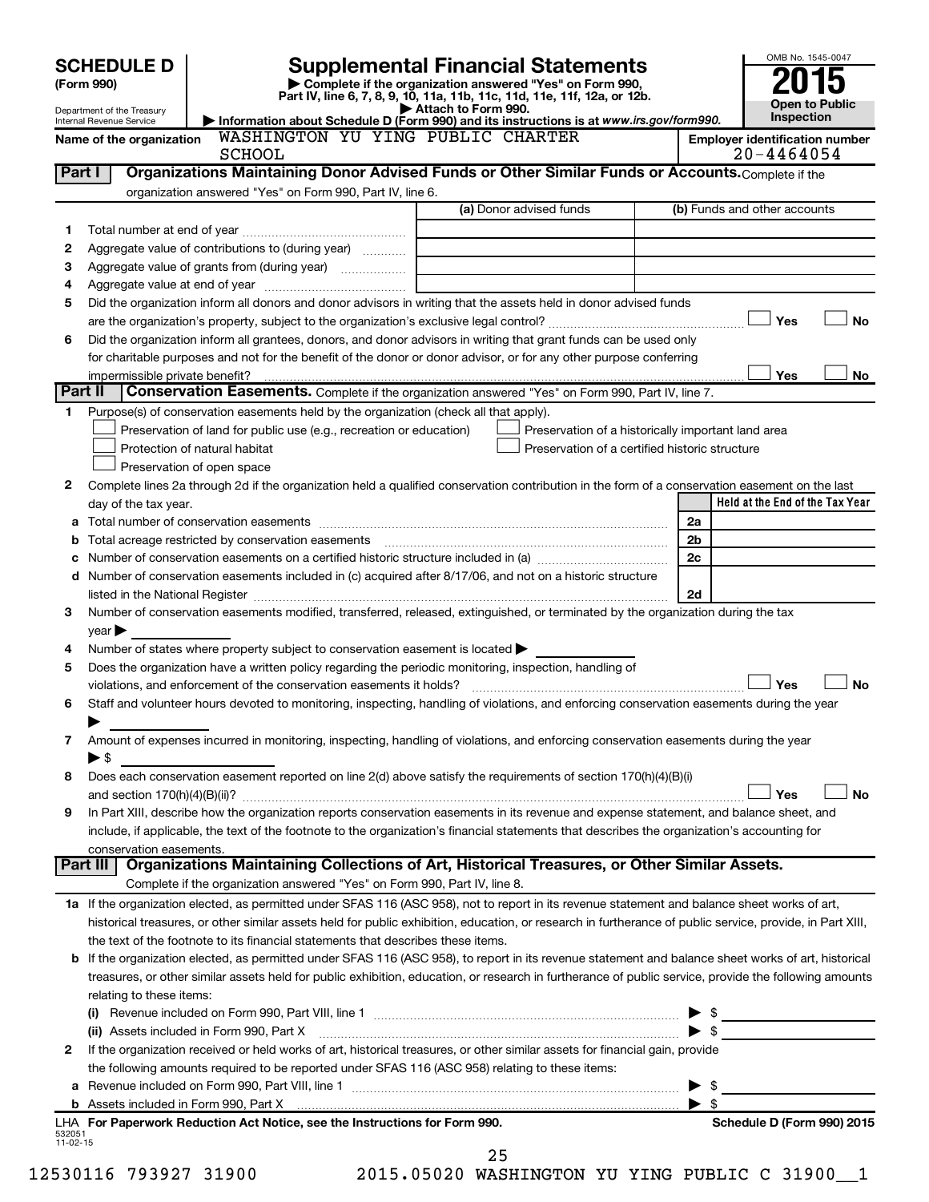**SCHEDULE D**
**(Form 990)**

Department of the Treasury
Internal Revenue Service

# Supplemental Financial Statements

▶ Complete if the organization answered "Yes" on Form 990, Part IV, line 6, 7, 8, 9, 10, 11a, 11b, 11c, 11d, 11e, 11f, 12a, or 12b.
▶ Attach to Form 990.
▶ Information about Schedule D (Form 990) and its instructions is at *www.irs.gov/form990.*

OMB No. 1545-0047
**2015**
**Open to Public Inspection**

**Name of the organization** WASHINGTON YU YING PUBLIC CHARTER SCHOOL

**Employer identification number** 20-4464054

## Part I Organizations Maintaining Donor Advised Funds or Other Similar Funds or Accounts.

Complete if the organization answered "Yes" on Form 990, Part IV, line 6.

| | | (a) Donor advised funds | (b) Funds and other accounts |
|---|---|---|---|
| 1 | Total number at end of year | | |
| 2 | Aggregate value of contributions to (during year) | | |
| 3 | Aggregate value of grants from (during year) | | |
| 4 | Aggregate value at end of year | | |

5 Did the organization inform all donors and donor advisors in writing that the assets held in donor advised funds are the organization's property, subject to the organization's exclusive legal control? ☐ Yes ☐ No

6 Did the organization inform all grantees, donors, and donor advisors in writing that grant funds can be used only for charitable purposes and not for the benefit of the donor or donor advisor, or for any other purpose conferring impermissible private benefit? ☐ Yes ☐ No

## Part II Conservation Easements.

Complete if the organization answered "Yes" on Form 990, Part IV, line 7.

1 Purpose(s) of conservation easements held by the organization (check all that apply).
- ☐ Preservation of land for public use (e.g., recreation or education)
- ☐ Preservation of a historically important land area
- ☐ Protection of natural habitat
- ☐ Preservation of a certified historic structure
- ☐ Preservation of open space

2 Complete lines 2a through 2d if the organization held a qualified conservation contribution in the form of a conservation easement on the last day of the tax year.

| | | | Held at the End of the Tax Year |
|---|---|---|---|
| a | Total number of conservation easements | 2a | |
| b | Total acreage restricted by conservation easements | 2b | |
| c | Number of conservation easements on a certified historic structure included in (a) | 2c | |
| d | Number of conservation easements included in (c) acquired after 8/17/06, and not on a historic structure listed in the National Register | 2d | |

3 Number of conservation easements modified, transferred, released, extinguished, or terminated by the organization during the tax year ▶

4 Number of states where property subject to conservation easement is located ▶

5 Does the organization have a written policy regarding the periodic monitoring, inspection, handling of violations, and enforcement of the conservation easements it holds? ☐ Yes ☐ No

6 Staff and volunteer hours devoted to monitoring, inspecting, handling of violations, and enforcing conservation easements during the year ▶

7 Amount of expenses incurred in monitoring, inspecting, handling of violations, and enforcing conservation easements during the year ▶ $

8 Does each conservation easement reported on line 2(d) above satisfy the requirements of section 170(h)(4)(B)(i) and section 170(h)(4)(B)(ii)? ☐ Yes ☐ No

9 In Part XIII, describe how the organization reports conservation easements in its revenue and expense statement, and balance sheet, and include, if applicable, the text of the footnote to the organization's financial statements that describes the organization's accounting for conservation easements.

## Part III Organizations Maintaining Collections of Art, Historical Treasures, or Other Similar Assets.

Complete if the organization answered "Yes" on Form 990, Part IV, line 8.

1a If the organization elected, as permitted under SFAS 116 (ASC 958), not to report in its revenue statement and balance sheet works of art, historical treasures, or other similar assets held for public exhibition, education, or research in furtherance of public service, provide, in Part XIII, the text of the footnote to its financial statements that describes these items.

b If the organization elected, as permitted under SFAS 116 (ASC 958), to report in its revenue statement and balance sheet works of art, historical treasures, or other similar assets held for public exhibition, education, or research in furtherance of public service, provide the following amounts relating to these items:

(i) Revenue included on Form 990, Part VIII, line 1 ▶ $

(ii) Assets included in Form 990, Part X ▶ $

2 If the organization received or held works of art, historical treasures, or other similar assets for financial gain, provide the following amounts required to be reported under SFAS 116 (ASC 958) relating to these items:

a Revenue included on Form 990, Part VIII, line 1 ▶ $

b Assets included in Form 990, Part X ▶ $

LHA **For Paperwork Reduction Act Notice, see the Instructions for Form 990.** **Schedule D (Form 990) 2015**

532051
11-02-15

12530116 793927 31900 2015.05020 WASHINGTON YU YING PUBLIC C 31900__1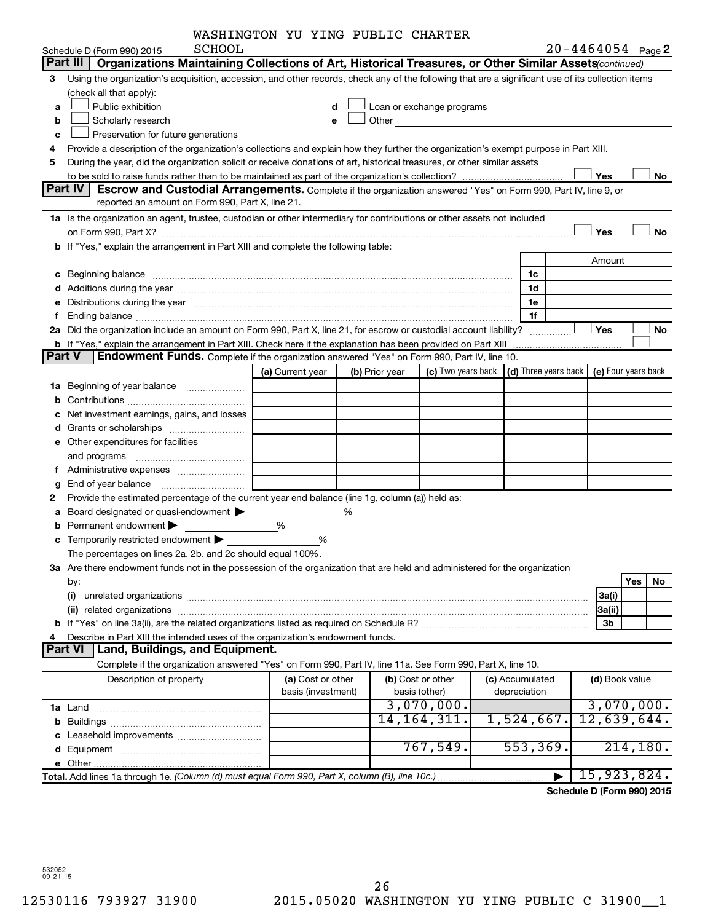WASHINGTON YU YING PUBLIC CHARTER SCHOOL

Schedule D (Form 990) 2015 — 20-4464054 Page 2

## Part III Organizations Maintaining Collections of Art, Historical Treasures, or Other Similar Assets *(continued)*

3 Using the organization's acquisition, accession, and other records, check any of the following that are a significant use of its collection items (check all that apply):

- a ☐ Public exhibition
- b ☐ Scholarly research
- c ☐ Preservation for future generations
- d ☐ Loan or exchange programs
- e ☐ Other

4 Provide a description of the organization's collections and explain how they further the organization's exempt purpose in Part XIII.

5 During the year, did the organization solicit or receive donations of art, historical treasures, or other similar assets to be sold to raise funds rather than to be maintained as part of the organization's collection? ☐ Yes ☐ No

## Part IV Escrow and Custodial Arrangements.

Complete if the organization answered "Yes" on Form 990, Part IV, line 9, or reported an amount on Form 990, Part X, line 21.

1a Is the organization an agent, trustee, custodian or other intermediary for contributions or other assets not included on Form 990, Part X? ☐ Yes ☐ No

b If "Yes," explain the arrangement in Part XIII and complete the following table:

| | | Amount |
|---|---|---|
| c Beginning balance | 1c | |
| d Additions during the year | 1d | |
| e Distributions during the year | 1e | |
| f Ending balance | 1f | |

2a Did the organization include an amount on Form 990, Part X, line 21, for escrow or custodial account liability? ☐ Yes ☐ No

b If "Yes," explain the arrangement in Part XIII. Check here if the explanation has been provided on Part XIII ☐

## Part V Endowment Funds.

Complete if the organization answered "Yes" on Form 990, Part IV, line 10.

| | (a) Current year | (b) Prior year | (c) Two years back | (d) Three years back | (e) Four years back |
|---|---|---|---|---|---|
| 1a Beginning of year balance | | | | | |
| b Contributions | | | | | |
| c Net investment earnings, gains, and losses | | | | | |
| d Grants or scholarships | | | | | |
| e Other expenditures for facilities and programs | | | | | |
| f Administrative expenses | | | | | |
| g End of year balance | | | | | |

2 Provide the estimated percentage of the current year end balance (line 1g, column (a)) held as:

- a Board designated or quasi-endowment ▶ %
- b Permanent endowment ▶ %
- c Temporarily restricted endowment ▶ %

The percentages on lines 2a, 2b, and 2c should equal 100%.

3a Are there endowment funds not in the possession of the organization that are held and administered for the organization by:

| | | Yes | No |
|---|---|---|---|
| (i) unrelated organizations | 3a(i) | | |
| (ii) related organizations | 3a(ii) | | |
| b If "Yes" on line 3a(ii), are the related organizations listed as required on Schedule R? | 3b | | |

4 Describe in Part XIII the intended uses of the organization's endowment funds.

## Part VI Land, Buildings, and Equipment.

Complete if the organization answered "Yes" on Form 990, Part IV, line 11a. See Form 990, Part X, line 10.

| Description of property | (a) Cost or other basis (investment) | (b) Cost or other basis (other) | (c) Accumulated depreciation | (d) Book value |
|---|---|---|---|---|
| 1a Land | | 3,070,000. | | 3,070,000. |
| b Buildings | | 14,164,311. | 1,524,667. | 12,639,644. |
| c Leasehold improvements | | | | |
| d Equipment | | 767,549. | 553,369. | 214,180. |
| e Other | | | | |
| **Total.** Add lines 1a through 1e. *(Column (d) must equal Form 990, Part X, column (B), line 10c.)* | | | ▶ | 15,923,824. |

**Schedule D (Form 990) 2015**

532052 09-21-15

12530116 793927 31900 2015.05020 WASHINGTON YU YING PUBLIC C 31900__1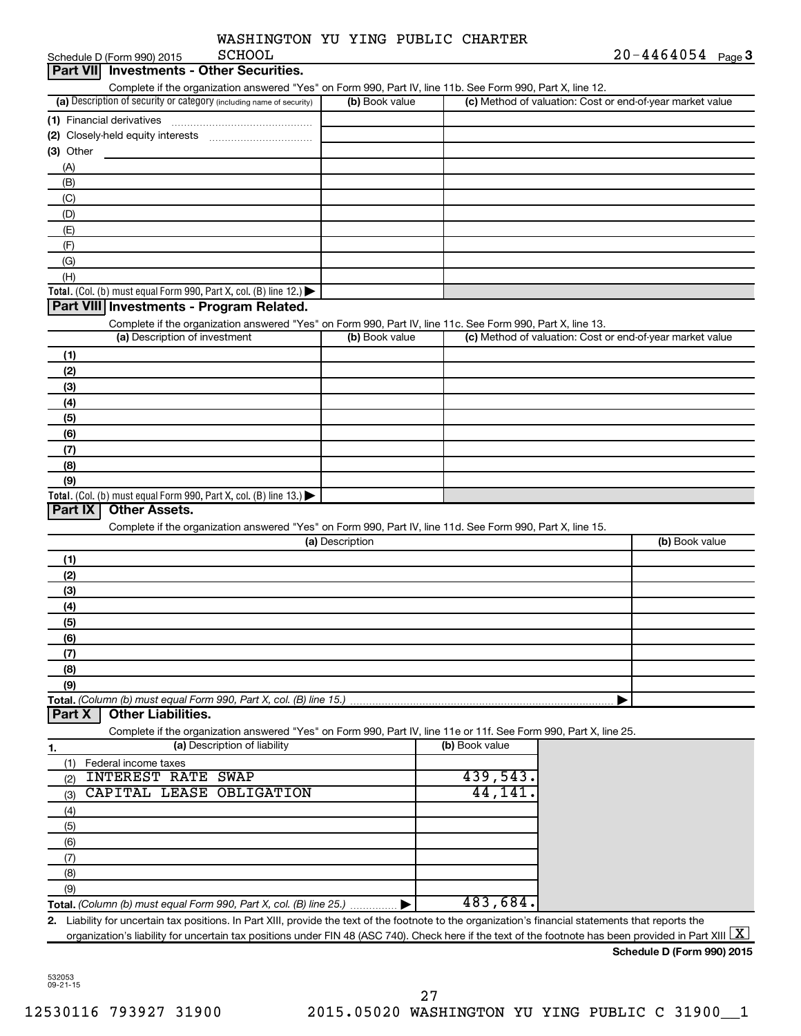Schedule D (Form 990) 2015 WASHINGTON YU YING PUBLIC CHARTER SCHOOL 20-4464054 Page 3

## Part VII Investments - Other Securities.

Complete if the organization answered "Yes" on Form 990, Part IV, line 11b. See Form 990, Part X, line 12.

| (a) Description of security or category (including name of security) | (b) Book value | (c) Method of valuation: Cost or end-of-year market value |
|---|---|---|
| (1) Financial derivatives | | |
| (2) Closely-held equity interests | | |
| (3) Other | | |
| (A) | | |
| (B) | | |
| (C) | | |
| (D) | | |
| (E) | | |
| (F) | | |
| (G) | | |
| (H) | | |
| **Total.** (Col. (b) must equal Form 990, Part X, col. (B) line 12.) ▶ | | |

## Part VIII Investments - Program Related.

Complete if the organization answered "Yes" on Form 990, Part IV, line 11c. See Form 990, Part X, line 13.

| (a) Description of investment | (b) Book value | (c) Method of valuation: Cost or end-of-year market value |
|---|---|---|
| (1) | | |
| (2) | | |
| (3) | | |
| (4) | | |
| (5) | | |
| (6) | | |
| (7) | | |
| (8) | | |
| (9) | | |
| **Total.** (Col. (b) must equal Form 990, Part X, col. (B) line 13.) ▶ | | |

## Part IX Other Assets.

Complete if the organization answered "Yes" on Form 990, Part IV, line 11d. See Form 990, Part X, line 15.

| (a) Description | (b) Book value |
|---|---|
| (1) | |
| (2) | |
| (3) | |
| (4) | |
| (5) | |
| (6) | |
| (7) | |
| (8) | |
| (9) | |
| **Total.** *(Column (b) must equal Form 990, Part X, col. (B) line 15.)* ▶ | |

## Part X Other Liabilities.

Complete if the organization answered "Yes" on Form 990, Part IV, line 11e or 11f. See Form 990, Part X, line 25.

| 1. (a) Description of liability | (b) Book value |
|---|---|
| (1) Federal income taxes | |
| (2) INTEREST RATE SWAP | 439,543. |
| (3) CAPITAL LEASE OBLIGATION | 44,141. |
| (4) | |
| (5) | |
| (6) | |
| (7) | |
| (8) | |
| (9) | |
| **Total.** *(Column (b) must equal Form 990, Part X, col. (B) line 25.)* ▶ | 483,684. |

**2.** Liability for uncertain tax positions. In Part XIII, provide the text of the footnote to the organization's financial statements that reports the organization's liability for uncertain tax positions under FIN 48 (ASC 740). Check here if the text of the footnote has been provided in Part XIII [X]

**Schedule D (Form 990) 2015**

532053 09-21-15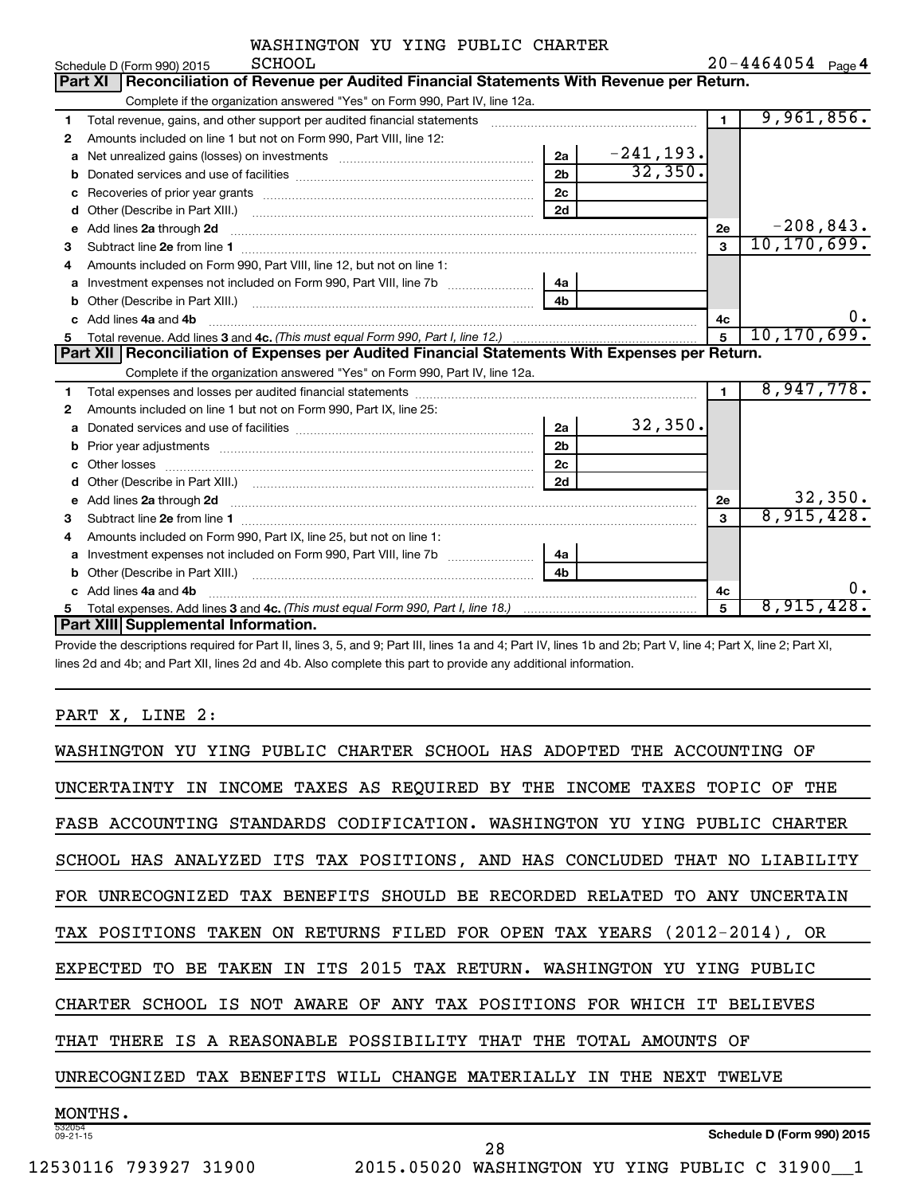WASHINGTON YU YING PUBLIC CHARTER SCHOOL

Schedule D (Form 990) 2015 — 20-4464054 Page 4

## Part XI Reconciliation of Revenue per Audited Financial Statements With Revenue per Return.

Complete if the organization answered "Yes" on Form 990, Part IV, line 12a.

| | | | | | |
|---|---|---|---|---|---|
| 1 | Total revenue, gains, and other support per audited financial statements | | | 1 | 9,961,856. |
| 2 | Amounts included on line 1 but not on Form 990, Part VIII, line 12: | | | | |
| a | Net unrealized gains (losses) on investments | 2a | -241,193. | | |
| b | Donated services and use of facilities | 2b | 32,350. | | |
| c | Recoveries of prior year grants | 2c | | | |
| d | Other (Describe in Part XIII.) | 2d | | | |
| e | Add lines 2a through 2d | | | 2e | -208,843. |
| 3 | Subtract line 2e from line 1 | | | 3 | 10,170,699. |
| 4 | Amounts included on Form 990, Part VIII, line 12, but not on line 1: | | | | |
| a | Investment expenses not included on Form 990, Part VIII, line 7b | 4a | | | |
| b | Other (Describe in Part XIII.) | 4b | | | |
| c | Add lines 4a and 4b | | | 4c | 0. |
| 5 | Total revenue. Add lines 3 and 4c. *(This must equal Form 990, Part I, line 12.)* | | | 5 | 10,170,699. |

## Part XII Reconciliation of Expenses per Audited Financial Statements With Expenses per Return.

Complete if the organization answered "Yes" on Form 990, Part IV, line 12a.

| | | | | | |
|---|---|---|---|---|---|
| 1 | Total expenses and losses per audited financial statements | | | 1 | 8,947,778. |
| 2 | Amounts included on line 1 but not on Form 990, Part IX, line 25: | | | | |
| a | Donated services and use of facilities | 2a | 32,350. | | |
| b | Prior year adjustments | 2b | | | |
| c | Other losses | 2c | | | |
| d | Other (Describe in Part XIII.) | 2d | | | |
| e | Add lines 2a through 2d | | | 2e | 32,350. |
| 3 | Subtract line 2e from line 1 | | | 3 | 8,915,428. |
| 4 | Amounts included on Form 990, Part IX, line 25, but not on line 1: | | | | |
| a | Investment expenses not included on Form 990, Part VIII, line 7b | 4a | | | |
| b | Other (Describe in Part XIII.) | 4b | | | |
| c | Add lines 4a and 4b | | | 4c | 0. |
| 5 | Total expenses. Add lines 3 and 4c. *(This must equal Form 990, Part I, line 18.)* | | | 5 | 8,915,428. |

## Part XIII Supplemental Information.

Provide the descriptions required for Part II, lines 3, 5, and 9; Part III, lines 1a and 4; Part IV, lines 1b and 2b; Part V, line 4; Part X, line 2; Part XI, lines 2d and 4b; and Part XII, lines 2d and 4b. Also complete this part to provide any additional information.

PART X, LINE 2:

WASHINGTON YU YING PUBLIC CHARTER SCHOOL HAS ADOPTED THE ACCOUNTING OF UNCERTAINTY IN INCOME TAXES AS REQUIRED BY THE INCOME TAXES TOPIC OF THE FASB ACCOUNTING STANDARDS CODIFICATION. WASHINGTON YU YING PUBLIC CHARTER SCHOOL HAS ANALYZED ITS TAX POSITIONS, AND HAS CONCLUDED THAT NO LIABILITY FOR UNRECOGNIZED TAX BENEFITS SHOULD BE RECORDED RELATED TO ANY UNCERTAIN TAX POSITIONS TAKEN ON RETURNS FILED FOR OPEN TAX YEARS (2012-2014), OR EXPECTED TO BE TAKEN IN ITS 2015 TAX RETURN. WASHINGTON YU YING PUBLIC CHARTER SCHOOL IS NOT AWARE OF ANY TAX POSITIONS FOR WHICH IT BELIEVES THAT THERE IS A REASONABLE POSSIBILITY THAT THE TOTAL AMOUNTS OF UNRECOGNIZED TAX BENEFITS WILL CHANGE MATERIALLY IN THE NEXT TWELVE MONTHS.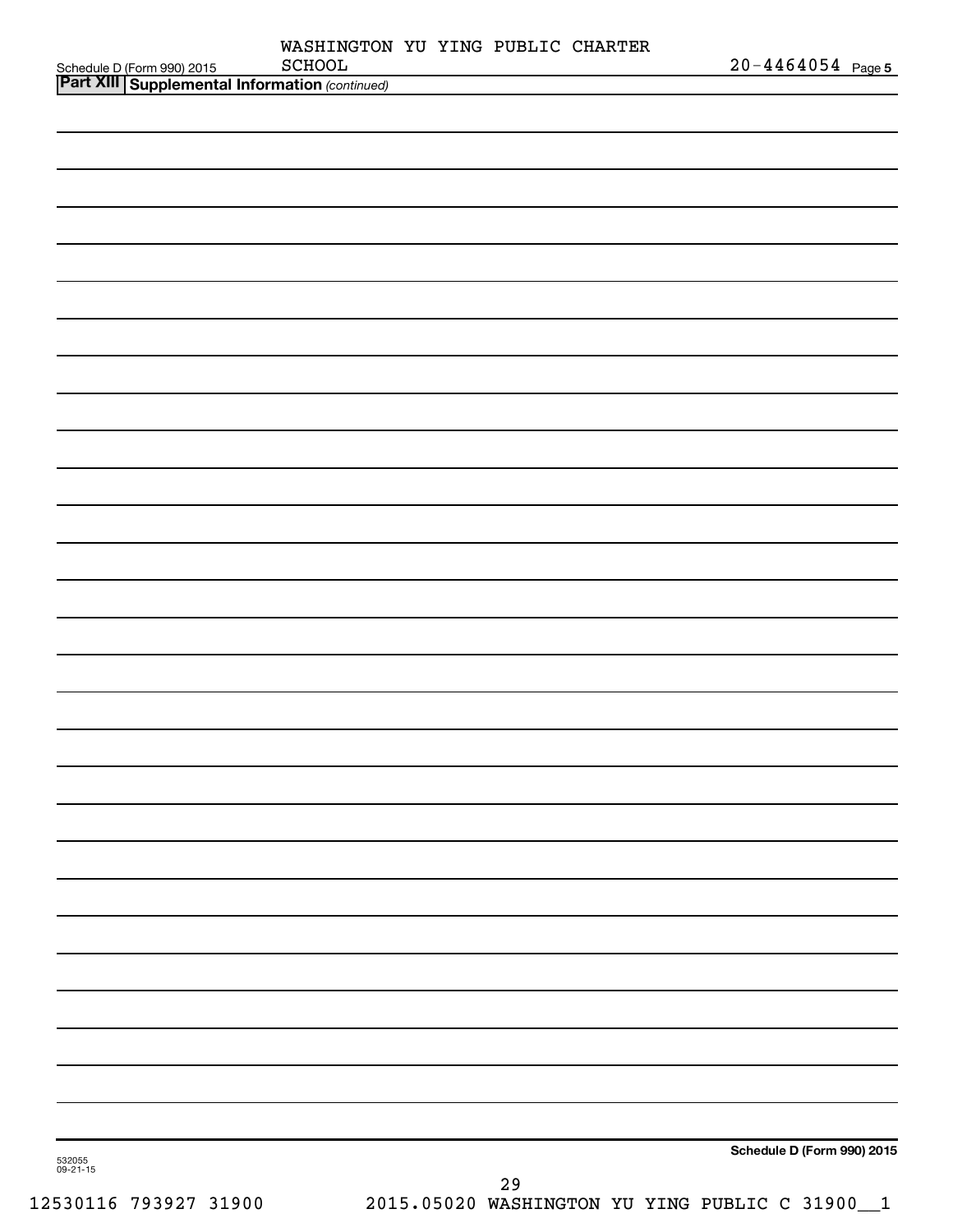Schedule D (Form 990) 2015 WASHINGTON YU YING PUBLIC CHARTER SCHOOL 20-4464054 Page 5

**Part XIII Supplemental Information** *(continued)*

Schedule D (Form 990) 2015

532055 09-21-15

12530116 793927 31900 2015.05020 WASHINGTON YU YING PUBLIC C 31900__1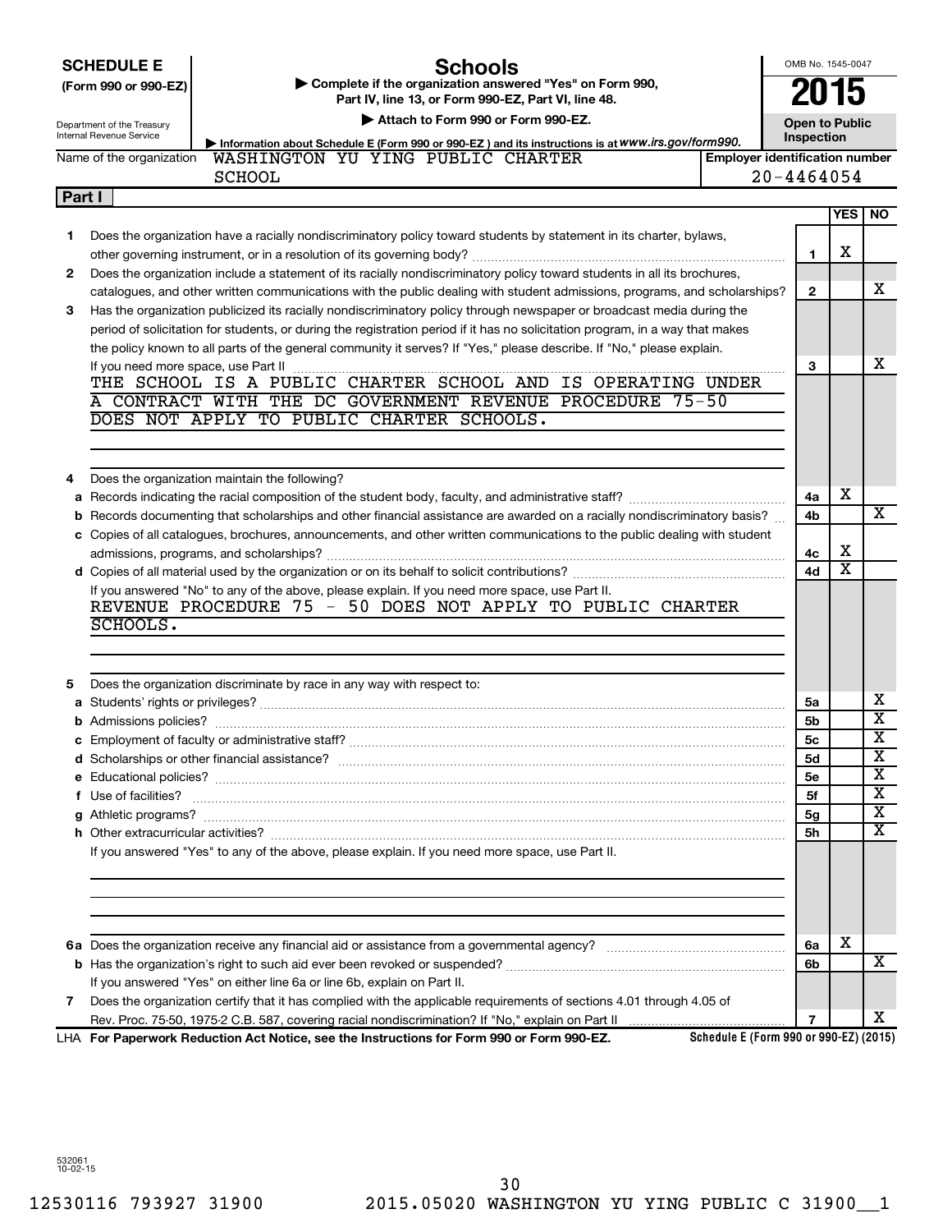**SCHEDULE E**
**(Form 990 or 990-EZ)**

Department of the Treasury
Internal Revenue Service

# Schools

▶ Complete if the organization answered "Yes" on Form 990, Part IV, line 13, or Form 990-EZ, Part VI, line 48.
▶ Attach to Form 990 or Form 990-EZ.
▶ Information about Schedule E (Form 990 or 990-EZ) and its instructions is at www.irs.gov/form990.

OMB No. 1545-0047
**2015**
**Open to Public Inspection**

Name of the organization: WASHINGTON YU YING PUBLIC CHARTER SCHOOL
Employer identification number: 20-4464054

**Part I**

| | | | YES | NO |
|---|---|---|---|---|
| 1 | Does the organization have a racially nondiscriminatory policy toward students by statement in its charter, bylaws, other governing instrument, or in a resolution of its governing body? | 1 | X | |
| 2 | Does the organization include a statement of its racially nondiscriminatory policy toward students in all its brochures, catalogues, and other written communications with the public dealing with student admissions, programs, and scholarships? | 2 | | X |
| 3 | Has the organization publicized its racially nondiscriminatory policy through newspaper or broadcast media during the period of solicitation for students, or during the registration period if it has no solicitation program, in a way that makes the policy known to all parts of the general community it serves? If "Yes," please describe. If "No," please explain. If you need more space, use Part II | 3 | | X |

THE SCHOOL IS A PUBLIC CHARTER SCHOOL AND IS OPERATING UNDER A CONTRACT WITH THE DC GOVERNMENT REVENUE PROCEDURE 75-50 DOES NOT APPLY TO PUBLIC CHARTER SCHOOLS.

| | | | YES | NO |
|---|---|---|---|---|
| 4 | Does the organization maintain the following? | | | |
| a | Records indicating the racial composition of the student body, faculty, and administrative staff? | 4a | X | |
| b | Records documenting that scholarships and other financial assistance are awarded on a racially nondiscriminatory basis? | 4b | | X |
| c | Copies of all catalogues, brochures, announcements, and other written communications to the public dealing with student admissions, programs, and scholarships? | 4c | X | |
| d | Copies of all material used by the organization or on its behalf to solicit contributions? | 4d | X | |

If you answered "No" to any of the above, please explain. If you need more space, use Part II.

REVENUE PROCEDURE 75 - 50 DOES NOT APPLY TO PUBLIC CHARTER SCHOOLS.

| | | | YES | NO |
|---|---|---|---|---|
| 5 | Does the organization discriminate by race in any way with respect to: | | | |
| a | Students' rights or privileges? | 5a | | X |
| b | Admissions policies? | 5b | | X |
| c | Employment of faculty or administrative staff? | 5c | | X |
| d | Scholarships or other financial assistance? | 5d | | X |
| e | Educational policies? | 5e | | X |
| f | Use of facilities? | 5f | | X |
| g | Athletic programs? | 5g | | X |
| h | Other extracurricular activities? | 5h | | X |

If you answered "Yes" to any of the above, please explain. If you need more space, use Part II.

| | | | YES | NO |
|---|---|---|---|---|
| 6a | Does the organization receive any financial aid or assistance from a governmental agency? | 6a | X | |
| b | Has the organization's right to such aid ever been revoked or suspended? | 6b | | X |
| | If you answered "Yes" on either line 6a or line 6b, explain on Part II. | | | |
| 7 | Does the organization certify that it has complied with the applicable requirements of sections 4.01 through 4.05 of Rev. Proc. 75-50, 1975-2 C.B. 587, covering racial nondiscrimination? If "No," explain on Part II | 7 | | X |

LHA **For Paperwork Reduction Act Notice, see the Instructions for Form 990 or Form 990-EZ.** Schedule E (Form 990 or 990-EZ) (2015)

532061
10-02-15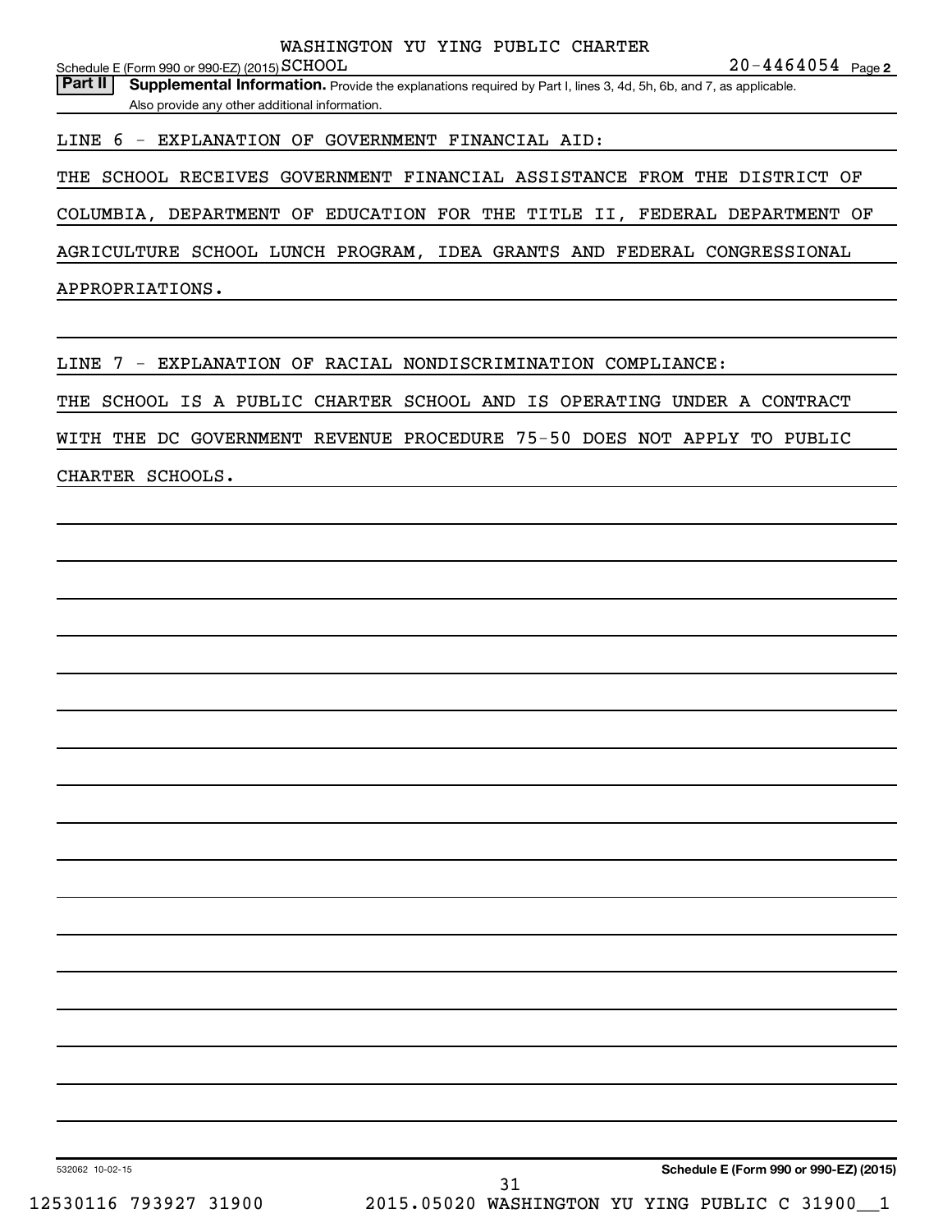WASHINGTON YU YING PUBLIC CHARTER SCHOOL

Schedule E (Form 990 or 990-EZ) (2015) 20-4464054 Page 2

**Part II** **Supplemental Information.** Provide the explanations required by Part I, lines 3, 4d, 5h, 6b, and 7, as applicable. Also provide any other additional information.

LINE 6 - EXPLANATION OF GOVERNMENT FINANCIAL AID:

THE SCHOOL RECEIVES GOVERNMENT FINANCIAL ASSISTANCE FROM THE DISTRICT OF COLUMBIA, DEPARTMENT OF EDUCATION FOR THE TITLE II, FEDERAL DEPARTMENT OF AGRICULTURE SCHOOL LUNCH PROGRAM, IDEA GRANTS AND FEDERAL CONGRESSIONAL APPROPRIATIONS.

LINE 7 - EXPLANATION OF RACIAL NONDISCRIMINATION COMPLIANCE:

THE SCHOOL IS A PUBLIC CHARTER SCHOOL AND IS OPERATING UNDER A CONTRACT WITH THE DC GOVERNMENT REVENUE PROCEDURE 75-50 DOES NOT APPLY TO PUBLIC CHARTER SCHOOLS.

532062 10-02-15 **Schedule E (Form 990 or 990-EZ) (2015)**

12530116 793927 31900 2015.05020 WASHINGTON YU YING PUBLIC C 31900__1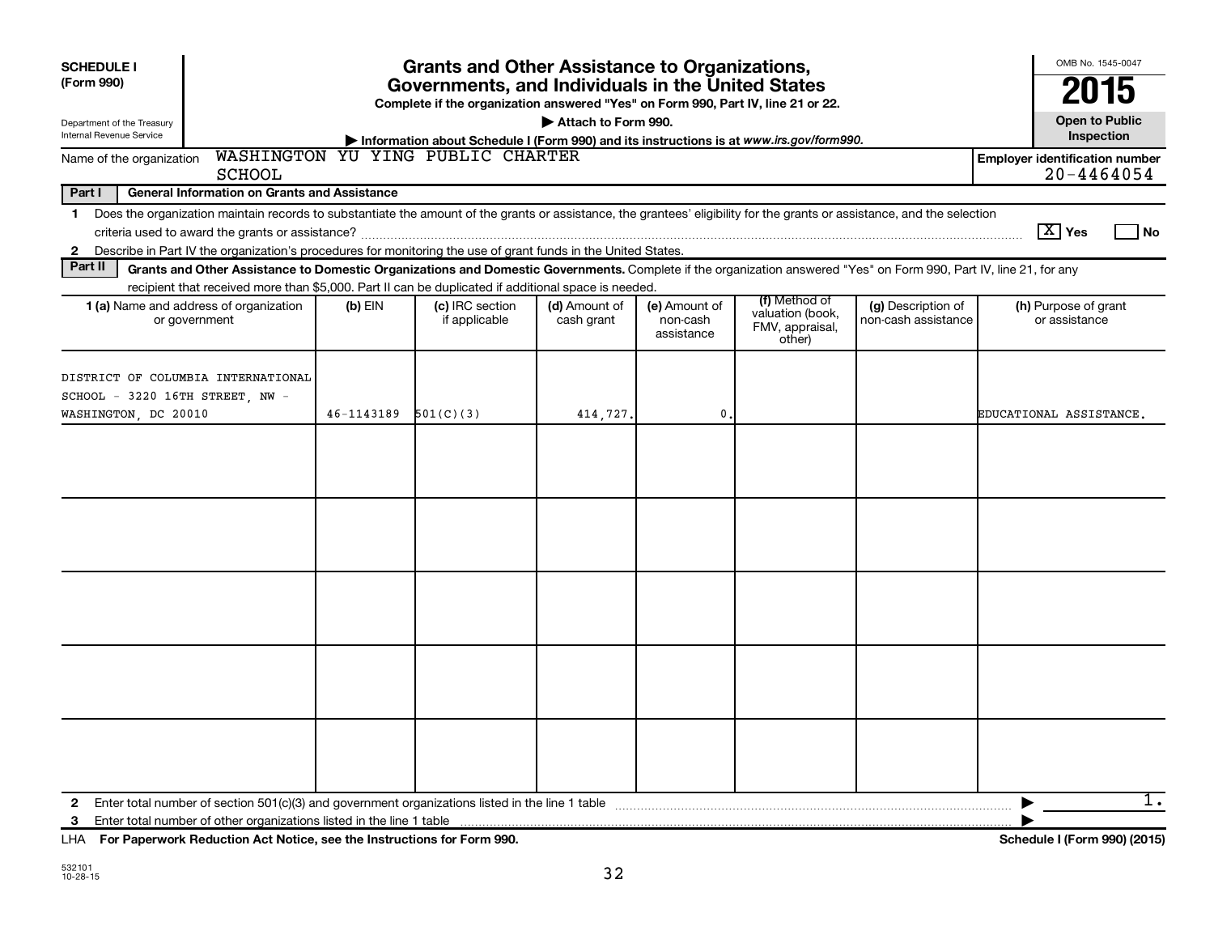**SCHEDULE I (Form 990)**

Department of the Treasury
Internal Revenue Service

# Grants and Other Assistance to Organizations, Governments, and Individuals in the United States

**Complete if the organization answered "Yes" on Form 990, Part IV, line 21 or 22.**

**▶ Attach to Form 990.**

**▶ Information about Schedule I (Form 990) and its instructions is at www.irs.gov/form990.**

OMB No. 1545-0047

**2015**

**Open to Public Inspection**

Name of the organization: WASHINGTON YU YING PUBLIC CHARTER SCHOOL

**Employer identification number:** 20-4464054

## Part I General Information on Grants and Assistance

1 Does the organization maintain records to substantiate the amount of the grants or assistance, the grantees' eligibility for the grants or assistance, and the selection criteria used to award the grants or assistance? ..... [X] Yes [ ] No

2 Describe in Part IV the organization's procedures for monitoring the use of grant funds in the United States.

## Part II Grants and Other Assistance to Domestic Organizations and Domestic Governments.

Complete if the organization answered "Yes" on Form 990, Part IV, line 21, for any recipient that received more than $5,000. Part II can be duplicated if additional space is needed.

| 1 (a) Name and address of organization or government | (b) EIN | (c) IRC section if applicable | (d) Amount of cash grant | (e) Amount of non-cash assistance | (f) Method of valuation (book, FMV, appraisal, other) | (g) Description of non-cash assistance | (h) Purpose of grant or assistance |
|---|---|---|---|---|---|---|---|
| DISTRICT OF COLUMBIA INTERNATIONAL SCHOOL - 3220 16TH STREET, NW - WASHINGTON, DC 20010 | 46-1143189 | 501(C)(3) | 414,727. | 0. | | | EDUCATIONAL ASSISTANCE. |
| | | | | | | | |
| | | | | | | | |
| | | | | | | | |
| | | | | | | | |
| | | | | | | | |

2 Enter total number of section 501(c)(3) and government organizations listed in the line 1 table ..... ▶ 1.

3 Enter total number of other organizations listed in the line 1 table ..... ▶

LHA **For Paperwork Reduction Act Notice, see the Instructions for Form 990.** **Schedule I (Form 990) (2015)**

532101
10-28-15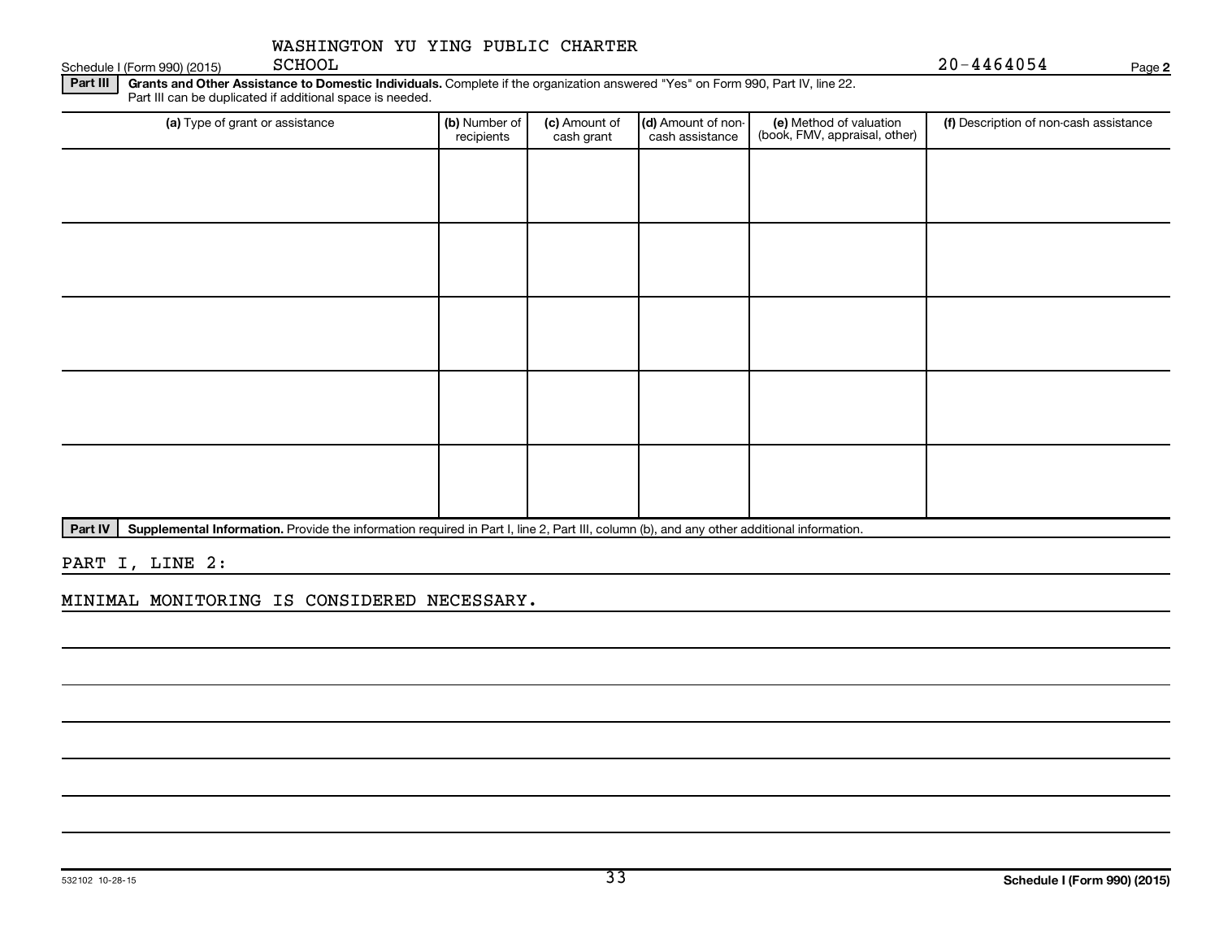WASHINGTON YU YING PUBLIC CHARTER SCHOOL

Schedule I (Form 990) (2015)

20-4464054

**Part III** **Grants and Other Assistance to Domestic Individuals.** Complete if the organization answered "Yes" on Form 990, Part IV, line 22. Part III can be duplicated if additional space is needed.

| (a) Type of grant or assistance | (b) Number of recipients | (c) Amount of cash grant | (d) Amount of non-cash assistance | (e) Method of valuation (book, FMV, appraisal, other) | (f) Description of non-cash assistance |
|---|---|---|---|---|---|
| | | | | | |
| | | | | | |
| | | | | | |
| | | | | | |
| | | | | | |

**Part IV** **Supplemental Information.** Provide the information required in Part I, line 2, Part III, column (b), and any other additional information.

PART I, LINE 2:

MINIMAL MONITORING IS CONSIDERED NECESSARY.

532102 10-28-15

Schedule I (Form 990) (2015)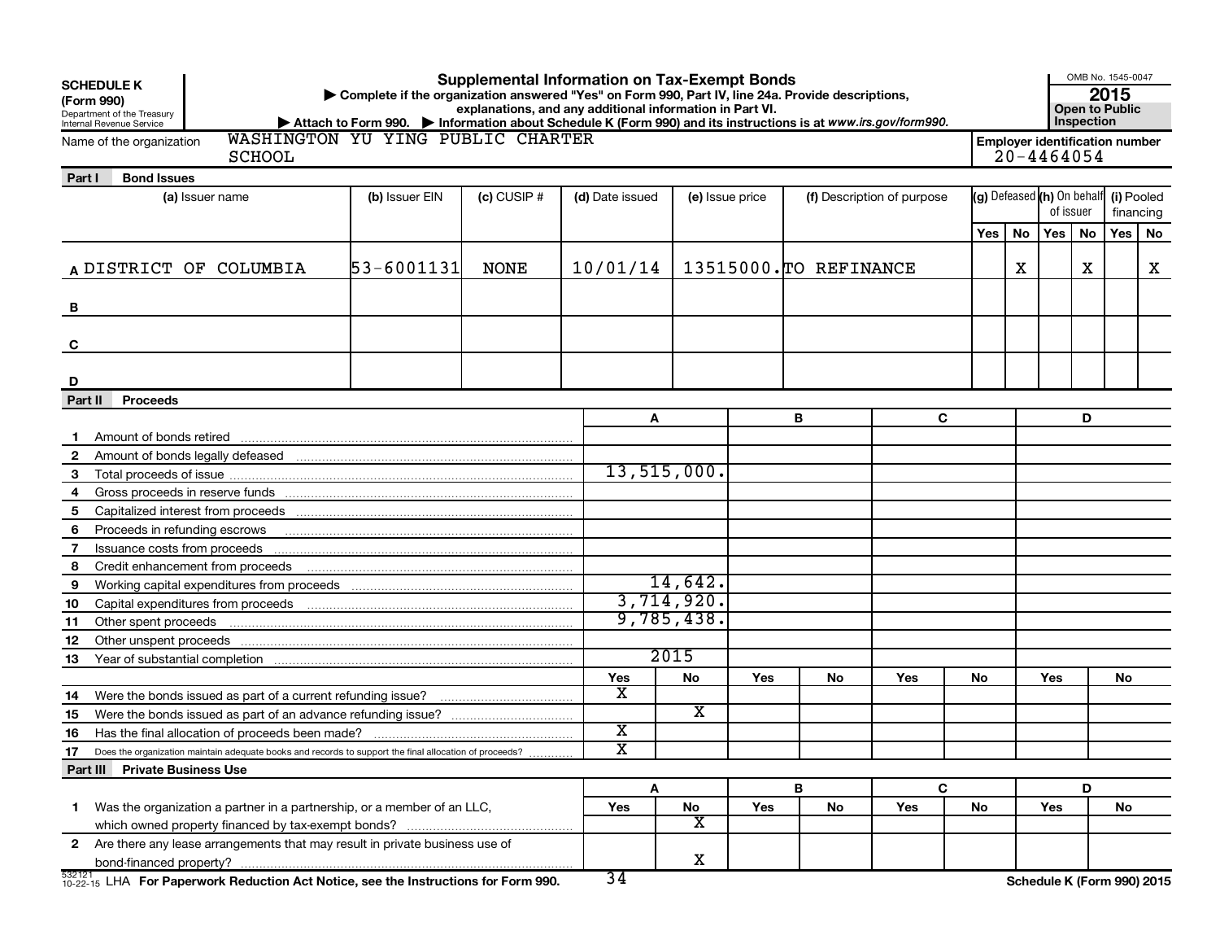**SCHEDULE K (Form 990)**
Department of the Treasury
Internal Revenue Service

# Supplemental Information on Tax-Exempt Bonds

▶ Complete if the organization answered "Yes" on Form 990, Part IV, line 24a. Provide descriptions, explanations, and any additional information in Part VI.
▶ Attach to Form 990. ▶ Information about Schedule K (Form 990) and its instructions is at *www.irs.gov/form990.*

OMB No. 1545-0047
**2015**
**Open to Public Inspection**

Name of the organization: WASHINGTON YU YING PUBLIC CHARTER SCHOOL

Employer identification number: 20-4464054

## Part I Bond Issues

| | (a) Issuer name | (b) Issuer EIN | (c) CUSIP # | (d) Date issued | (e) Issue price | (f) Description of purpose | (g) Defeased Yes | (g) Defeased No | (h) On behalf of issuer Yes | (h) On behalf of issuer No | (i) Pooled financing Yes | (i) Pooled financing No |
|---|---|---|---|---|---|---|---|---|---|---|---|---|
| A | DISTRICT OF COLUMBIA | 53-6001131 | NONE | 10/01/14 | 13515000. | TO REFINANCE | | X | | X | | X |
| B | | | | | | | | | | | | |
| C | | | | | | | | | | | | |
| D | | | | | | | | | | | | |

## Part II Proceeds

| | | A | B | C | D |
|---|---|---|---|---|---|
| 1 | Amount of bonds retired | | | | |
| 2 | Amount of bonds legally defeased | | | | |
| 3 | Total proceeds of issue | 13,515,000. | | | |
| 4 | Gross proceeds in reserve funds | | | | |
| 5 | Capitalized interest from proceeds | | | | |
| 6 | Proceeds in refunding escrows | | | | |
| 7 | Issuance costs from proceeds | | | | |
| 8 | Credit enhancement from proceeds | | | | |
| 9 | Working capital expenditures from proceeds | 14,642. | | | |
| 10 | Capital expenditures from proceeds | 3,714,920. | | | |
| 11 | Other spent proceeds | 9,785,438. | | | |
| 12 | Other unspent proceeds | | | | |
| 13 | Year of substantial completion | 2015 | | | |

| | | A Yes | A No | B Yes | B No | C Yes | C No | D Yes | D No |
|---|---|---|---|---|---|---|---|---|---|
| 14 | Were the bonds issued as part of a current refunding issue? | X | | | | | | | |
| 15 | Were the bonds issued as part of an advance refunding issue? | | X | | | | | | |
| 16 | Has the final allocation of proceeds been made? | X | | | | | | | |
| 17 | Does the organization maintain adequate books and records to support the final allocation of proceeds? | X | | | | | | | |

## Part III Private Business Use

| | | A Yes | A No | B Yes | B No | C Yes | C No | D Yes | D No |
|---|---|---|---|---|---|---|---|---|---|
| 1 | Was the organization a partner in a partnership, or a member of an LLC, which owned property financed by tax-exempt bonds? | | X | | | | | | |
| 2 | Are there any lease arrangements that may result in private business use of bond-financed property? | | X | | | | | | |

532121 10-22-15 LHA **For Paperwork Reduction Act Notice, see the Instructions for Form 990.** **Schedule K (Form 990) 2015**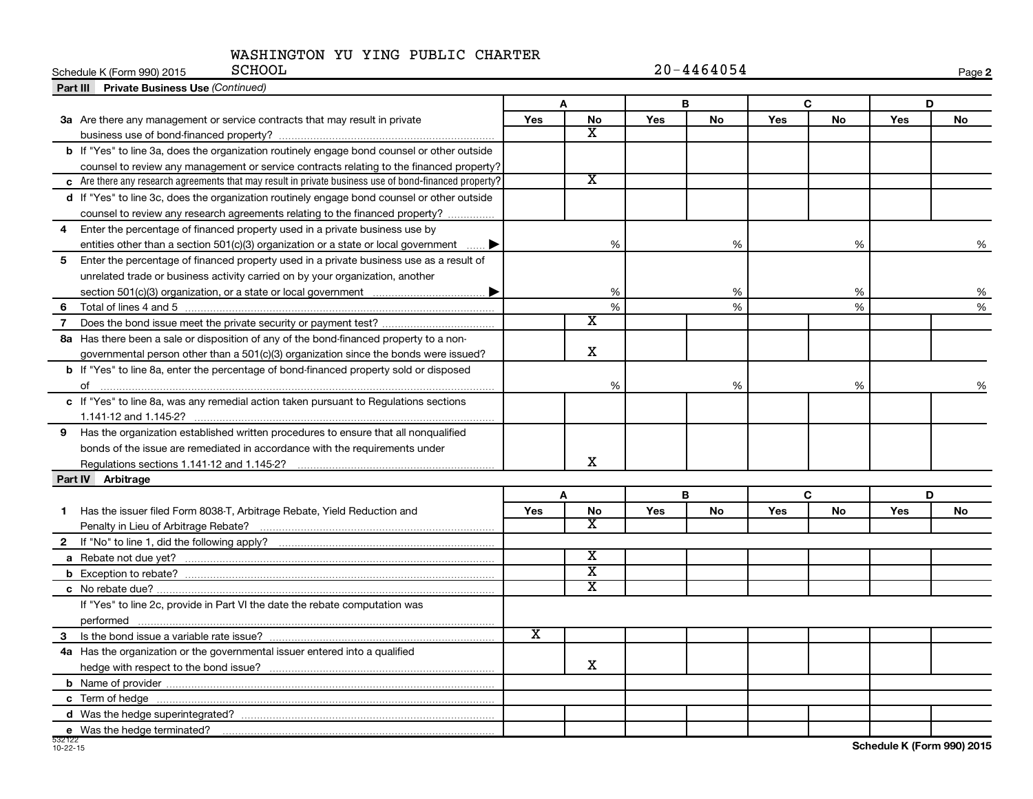WASHINGTON YU YING PUBLIC CHARTER SCHOOL

Schedule K (Form 990) 2015 — 20-4464054

**Part III Private Business Use** *(Continued)*

| | A | | B | | C | | D | |
|---|---|---|---|---|---|---|---|---|
| | Yes | No | Yes | No | Yes | No | Yes | No |
| **3a** Are there any management or service contracts that may result in private business use of bond-financed property? | | X | | | | | | |
| **b** If "Yes" to line 3a, does the organization routinely engage bond counsel or other outside counsel to review any management or service contracts relating to the financed property? | | | | | | | | |
| **c** Are there any research agreements that may result in private business use of bond-financed property? | | X | | | | | | |
| **d** If "Yes" to line 3c, does the organization routinely engage bond counsel or other outside counsel to review any research agreements relating to the financed property? | | | | | | | | |
| **4** Enter the percentage of financed property used in a private business use by entities other than a section 501(c)(3) organization or a state or local government ▶ | | % | | % | | % | | % |
| **5** Enter the percentage of financed property used in a private business use as a result of unrelated trade or business activity carried on by your organization, another section 501(c)(3) organization, or a state or local government ▶ | | % | | % | | % | | % |
| **6** Total of lines 4 and 5 | | % | | % | | % | | % |
| **7** Does the bond issue meet the private security or payment test? | | X | | | | | | |
| **8a** Has there been a sale or disposition of any of the bond-financed property to a nongovernmental person other than a 501(c)(3) organization since the bonds were issued? | | X | | | | | | |
| **b** If "Yes" to line 8a, enter the percentage of bond-financed property sold or disposed of | | % | | % | | % | | % |
| **c** If "Yes" to line 8a, was any remedial action taken pursuant to Regulations sections 1.141-12 and 1.145-2? | | | | | | | | |
| **9** Has the organization established written procedures to ensure that all nonqualified bonds of the issue are remediated in accordance with the requirements under Regulations sections 1.141-12 and 1.145-2? | | X | | | | | | |

**Part IV Arbitrage**

| | A | | B | | C | | D | |
|---|---|---|---|---|---|---|---|---|
| | Yes | No | Yes | No | Yes | No | Yes | No |
| **1** Has the issuer filed Form 8038-T, Arbitrage Rebate, Yield Reduction and Penalty in Lieu of Arbitrage Rebate? | | X | | | | | | |
| **2** If "No" to line 1, did the following apply? | | | | | | | | |
| **a** Rebate not due yet? | | X | | | | | | |
| **b** Exception to rebate? | | X | | | | | | |
| **c** No rebate due? | | X | | | | | | |
| If "Yes" to line 2c, provide in Part VI the date the rebate computation was performed | | | | | | | | |
| **3** Is the bond issue a variable rate issue? | X | | | | | | | |
| **4a** Has the organization or the governmental issuer entered into a qualified hedge with respect to the bond issue? | | X | | | | | | |
| **b** Name of provider | | | | | | | | |
| **c** Term of hedge | | | | | | | | |
| **d** Was the hedge superintegrated? | | | | | | | | |
| **e** Was the hedge terminated? | | | | | | | | |

532122 10-22-15

Schedule K (Form 990) 2015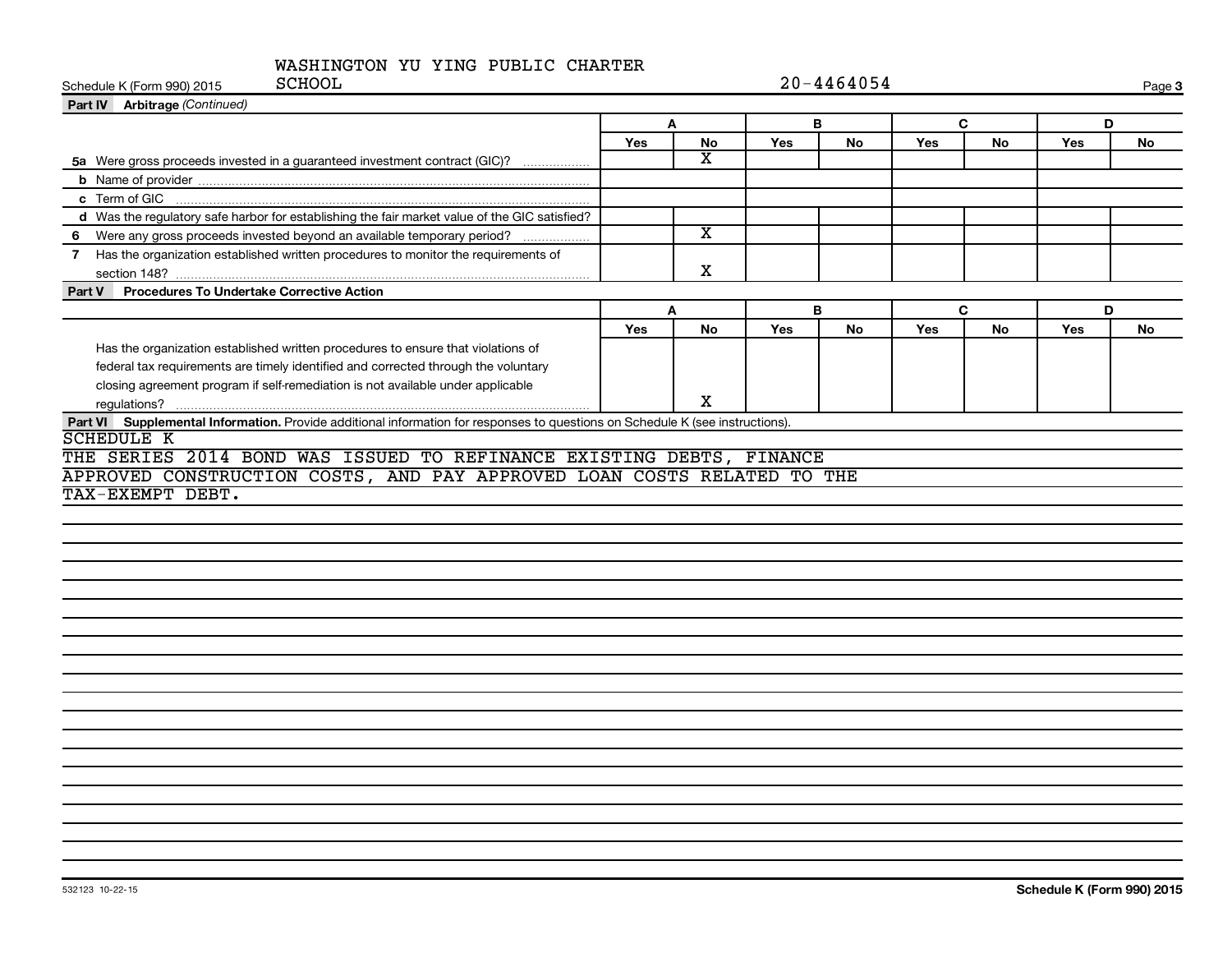WASHINGTON YU YING PUBLIC CHARTER SCHOOL 20-4464054

Schedule K (Form 990) 2015

**Part IV Arbitrage** *(Continued)*

| | A | | B | | C | | D | |
|---|---|---|---|---|---|---|---|---|
| | Yes | No | Yes | No | Yes | No | Yes | No |
| **5a** Were gross proceeds invested in a guaranteed investment contract (GIC)? | | X | | | | | | |
| **b** Name of provider | | | | | | | | |
| **c** Term of GIC | | | | | | | | |
| **d** Was the regulatory safe harbor for establishing the fair market value of the GIC satisfied? | | | | | | | | |
| **6** Were any gross proceeds invested beyond an available temporary period? | | X | | | | | | |
| **7** Has the organization established written procedures to monitor the requirements of section 148? | | X | | | | | | |

**Part V Procedures To Undertake Corrective Action**

| | A | | B | | C | | D | |
|---|---|---|---|---|---|---|---|---|
| | Yes | No | Yes | No | Yes | No | Yes | No |
| Has the organization established written procedures to ensure that violations of federal tax requirements are timely identified and corrected through the voluntary closing agreement program if self-remediation is not available under applicable regulations? | | X | | | | | | |

**Part VI Supplemental Information.** Provide additional information for responses to questions on Schedule K (see instructions).

SCHEDULE K

THE SERIES 2014 BOND WAS ISSUED TO REFINANCE EXISTING DEBTS, FINANCE APPROVED CONSTRUCTION COSTS, AND PAY APPROVED LOAN COSTS RELATED TO THE TAX-EXEMPT DEBT.

532123 10-22-15

**Schedule K (Form 990) 2015**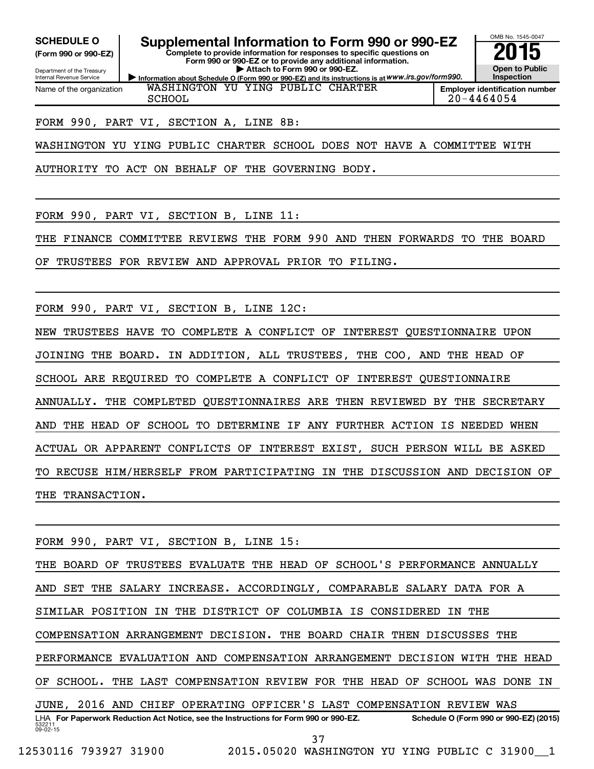**SCHEDULE O**
**(Form 990 or 990-EZ)**

Department of the Treasury
Internal Revenue Service

# Supplemental Information to Form 990 or 990-EZ

**Complete to provide information for responses to specific questions on Form 990 or 990-EZ or to provide any additional information.**
**▶ Attach to Form 990 or 990-EZ.**
**▶ Information about Schedule O (Form 990 or 990-EZ) and its instructions is at** *www.irs.gov/form990.*

OMB No. 1545-0047
**2015**
**Open to Public Inspection**

| Name of the organization | Employer identification number |
|---|---|
| WASHINGTON YU YING PUBLIC CHARTER SCHOOL | 20-4464054 |

FORM 990, PART VI, SECTION A, LINE 8B:

WASHINGTON YU YING PUBLIC CHARTER SCHOOL DOES NOT HAVE A COMMITTEE WITH AUTHORITY TO ACT ON BEHALF OF THE GOVERNING BODY.

FORM 990, PART VI, SECTION B, LINE 11:

THE FINANCE COMMITTEE REVIEWS THE FORM 990 AND THEN FORWARDS TO THE BOARD OF TRUSTEES FOR REVIEW AND APPROVAL PRIOR TO FILING.

FORM 990, PART VI, SECTION B, LINE 12C:

NEW TRUSTEES HAVE TO COMPLETE A CONFLICT OF INTEREST QUESTIONNAIRE UPON JOINING THE BOARD. IN ADDITION, ALL TRUSTEES, THE COO, AND THE HEAD OF SCHOOL ARE REQUIRED TO COMPLETE A CONFLICT OF INTEREST QUESTIONNAIRE ANNUALLY. THE COMPLETED QUESTIONNAIRES ARE THEN REVIEWED BY THE SECRETARY AND THE HEAD OF SCHOOL TO DETERMINE IF ANY FURTHER ACTION IS NEEDED WHEN ACTUAL OR APPARENT CONFLICTS OF INTEREST EXIST, SUCH PERSON WILL BE ASKED TO RECUSE HIM/HERSELF FROM PARTICIPATING IN THE DISCUSSION AND DECISION OF THE TRANSACTION.

FORM 990, PART VI, SECTION B, LINE 15:

THE BOARD OF TRUSTEES EVALUATE THE HEAD OF SCHOOL'S PERFORMANCE ANNUALLY AND SET THE SALARY INCREASE. ACCORDINGLY, COMPARABLE SALARY DATA FOR A SIMILAR POSITION IN THE DISTRICT OF COLUMBIA IS CONSIDERED IN THE COMPENSATION ARRANGEMENT DECISION. THE BOARD CHAIR THEN DISCUSSES THE PERFORMANCE EVALUATION AND COMPENSATION ARRANGEMENT DECISION WITH THE HEAD OF SCHOOL. THE LAST COMPENSATION REVIEW FOR THE HEAD OF SCHOOL WAS DONE IN JUNE, 2016 AND CHIEF OPERATING OFFICER'S LAST COMPENSATION REVIEW WAS

LHA **For Paperwork Reduction Act Notice, see the Instructions for Form 990 or 990-EZ.** **Schedule O (Form 990 or 990-EZ) (2015)**
532211
09-02-15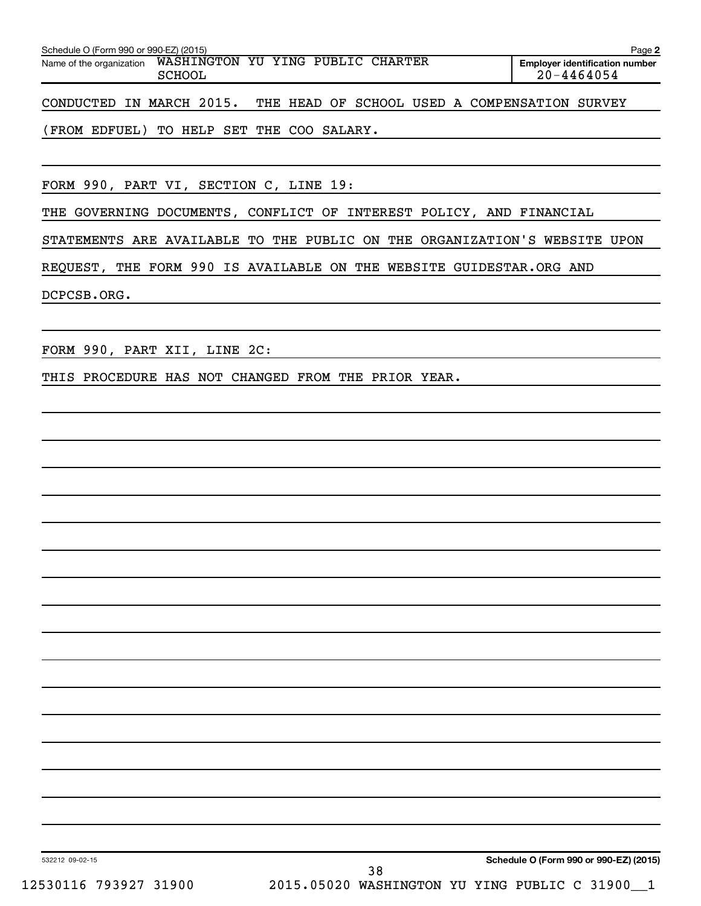Schedule O (Form 990 or 990-EZ) (2015)

Name of the organization: WASHINGTON YU YING PUBLIC CHARTER SCHOOL

Employer identification number: 20-4464054

CONDUCTED IN MARCH 2015. THE HEAD OF SCHOOL USED A COMPENSATION SURVEY (FROM EDFUEL) TO HELP SET THE COO SALARY.

FORM 990, PART VI, SECTION C, LINE 19:

THE GOVERNING DOCUMENTS, CONFLICT OF INTEREST POLICY, AND FINANCIAL STATEMENTS ARE AVAILABLE TO THE PUBLIC ON THE ORGANIZATION'S WEBSITE UPON REQUEST, THE FORM 990 IS AVAILABLE ON THE WEBSITE GUIDESTAR.ORG AND DCPCSB.ORG.

FORM 990, PART XII, LINE 2C:

THIS PROCEDURE HAS NOT CHANGED FROM THE PRIOR YEAR.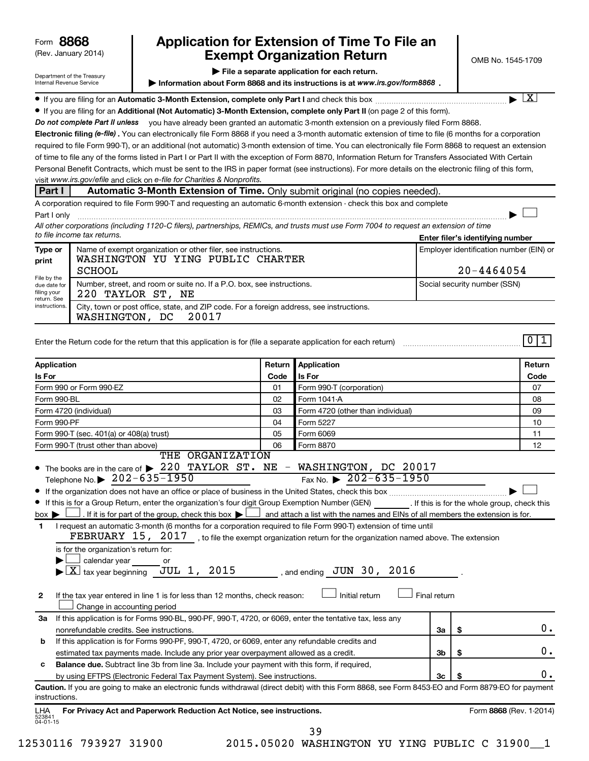Form **8868**
(Rev. January 2014)

Department of the Treasury
Internal Revenue Service

# Application for Extension of Time To File an Exempt Organization Return

OMB No. 1545-1709

▶ File a separate application for each return.

▶ Information about Form 8868 and its instructions is at *www.irs.gov/form8868* .

- If you are filing for an **Automatic 3-Month Extension, complete only Part I** and check this box ▶ [X]
- If you are filing for an **Additional (Not Automatic) 3-Month Extension, complete only Part II** (on page 2 of this form).

***Do not complete Part II unless*** you have already been granted an automatic 3-month extension on a previously filed Form 8868.

**Electronic filing *(e-file)* .** You can electronically file Form 8868 if you need a 3-month automatic extension of time to file (6 months for a corporation required to file Form 990-T), or an additional (not automatic) 3-month extension of time. You can electronically file Form 8868 to request an extension of time to file any of the forms listed in Part I or Part II with the exception of Form 8870, Information Return for Transfers Associated With Certain Personal Benefit Contracts, which must be sent to the IRS in paper format (see instructions). For more details on the electronic filing of this form, visit *www.irs.gov/efile* and click on *e-file for Charities & Nonprofits.*

## Part I Automatic 3-Month Extension of Time. Only submit original (no copies needed).

A corporation required to file Form 990-T and requesting an automatic 6-month extension - check this box and complete Part I only ▶ [ ]

*All other corporations (including 1120-C filers), partnerships, REMICs, and trusts must use Form 7004 to request an extension of time to file income tax returns.*

**Enter filer's identifying number**

| | | |
|---|---|---|
| **Type or print**<br><br>File by the due date for filing your return. See instructions. | Name of exempt organization or other filer, see instructions.<br>WASHINGTON YU YING PUBLIC CHARTER SCHOOL | Employer identification number (EIN) or<br>20-4464054 |
| | Number, street, and room or suite no. If a P.O. box, see instructions.<br>220 TAYLOR ST, NE | Social security number (SSN) |
| | City, town or post office, state, and ZIP code. For a foreign address, see instructions.<br>WASHINGTON, DC 20017 | |

Enter the Return code for the return that this application is for (file a separate application for each return) 0 1

| Application Is For | Return Code | Application Is For | Return Code |
|---|---|---|---|
| Form 990 or Form 990-EZ | 01 | Form 990-T (corporation) | 07 |
| Form 990-BL | 02 | Form 1041-A | 08 |
| Form 4720 (individual) | 03 | Form 4720 (other than individual) | 09 |
| Form 990-PF | 04 | Form 5227 | 10 |
| Form 990-T (sec. 401(a) or 408(a) trust) | 05 | Form 6069 | 11 |
| Form 990-T (trust other than above) | 06 | Form 8870 | 12 |

- The books are in the care of ▶ THE ORGANIZATION 220 TAYLOR ST. NE - WASHINGTON, DC 20017
  Telephone No. ▶ 202-635-1950 Fax No. ▶ 202-635-1950
- If the organization does not have an office or place of business in the United States, check this box ▶ [ ]
- If this is for a Group Return, enter the organization's four digit Group Exemption Number (GEN) ______ . If this is for the whole group, check this box ▶ [ ] . If it is for part of the group, check this box ▶ [ ] and attach a list with the names and EINs of all members the extension is for.

**1** I request an automatic 3-month (6 months for a corporation required to file Form 990-T) extension of time until FEBRUARY 15, 2017 , to file the exempt organization return for the organization named above. The extension is for the organization's return for:

▶ [ ] calendar year ______ or

▶ [X] tax year beginning JUL 1, 2015 , and ending JUN 30, 2016 .

**2** If the tax year entered in line 1 is for less than 12 months, check reason: [ ] Initial return [ ] Final return [ ] Change in accounting period

| | | | |
|---|---|---|---|
| **3a** If this application is for Forms 990-BL, 990-PF, 990-T, 4720, or 6069, enter the tentative tax, less any nonrefundable credits. See instructions. | **3a** | $ | 0. |
| **b** If this application is for Forms 990-PF, 990-T, 4720, or 6069, enter any refundable credits and estimated tax payments made. Include any prior year overpayment allowed as a credit. | **3b** | $ | 0. |
| **c** **Balance due.** Subtract line 3b from line 3a. Include your payment with this form, if required, by using EFTPS (Electronic Federal Tax Payment System). See instructions. | **3c** | $ | 0. |

**Caution.** If you are going to make an electronic funds withdrawal (direct debit) with this Form 8868, see Form 8453-EO and Form 8879-EO for payment instructions.

LHA **For Privacy Act and Paperwork Reduction Act Notice, see instructions.** Form **8868** (Rev. 1-2014)

523841
04-01-15

12530116 793927 31900 2015.05020 WASHINGTON YU YING PUBLIC C 31900__1